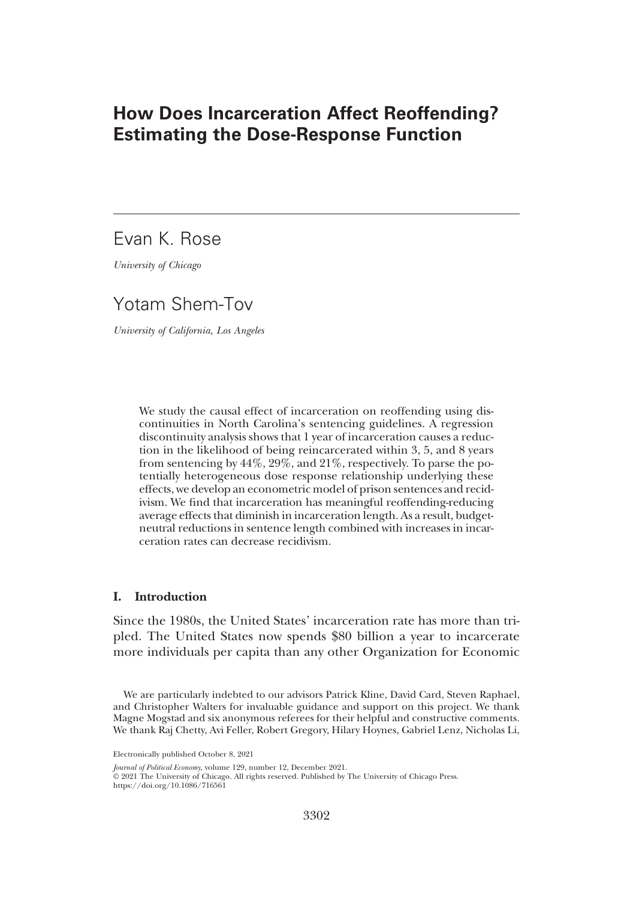# How Does Incarceration Affect Reoffending? Estimating the Dose-Response Function

Evan K. Rose

*University of Chicago*

Yotam Shem-Tov

*University of California, Los Angeles*

We study the causal effect of incarceration on reoffending using discontinuities in North Carolina's sentencing guidelines. A regression discontinuity analysis shows that 1 year of incarceration causes a reduction in the likelihood of being reincarcerated within 3, 5, and 8 years from sentencing by 44%, 29%, and 21%, respectively. To parse the potentially heterogeneous dose response relationship underlying these effects, we develop an econometric model of prison sentences and recidivism. We find that incarceration has meaningful reoffending-reducing average effects that diminish in incarceration length. As a result, budget-neutral reductions in sentence length combined with increases in incarceration rates can decrease recidivism.

## I. Introduction

Since the 1980s, the United States' incarceration rate has more than tripled. The United States now spends $80 billion a year to incarcerate more individuals per capita than any other Organization for Economic

We are particularly indebted to our advisors Patrick Kline, David Card, Steven Raphael, and Christopher Walters for invaluable guidance and support on this project. We thank Magne Mogstad and six anonymous referees for their helpful and constructive comments. We thank Raj Chetty, Avi Feller, Robert Gregory, Hilary Hoynes, Gabriel Lenz, Nicholas Li,

Electronically published October 8, 2021

*Journal of Political Economy*, volume 129, number 12, December 2021.
© 2021 The University of Chicago. All rights reserved. Published by The University of Chicago Press.
https://doi.org/10.1086/716561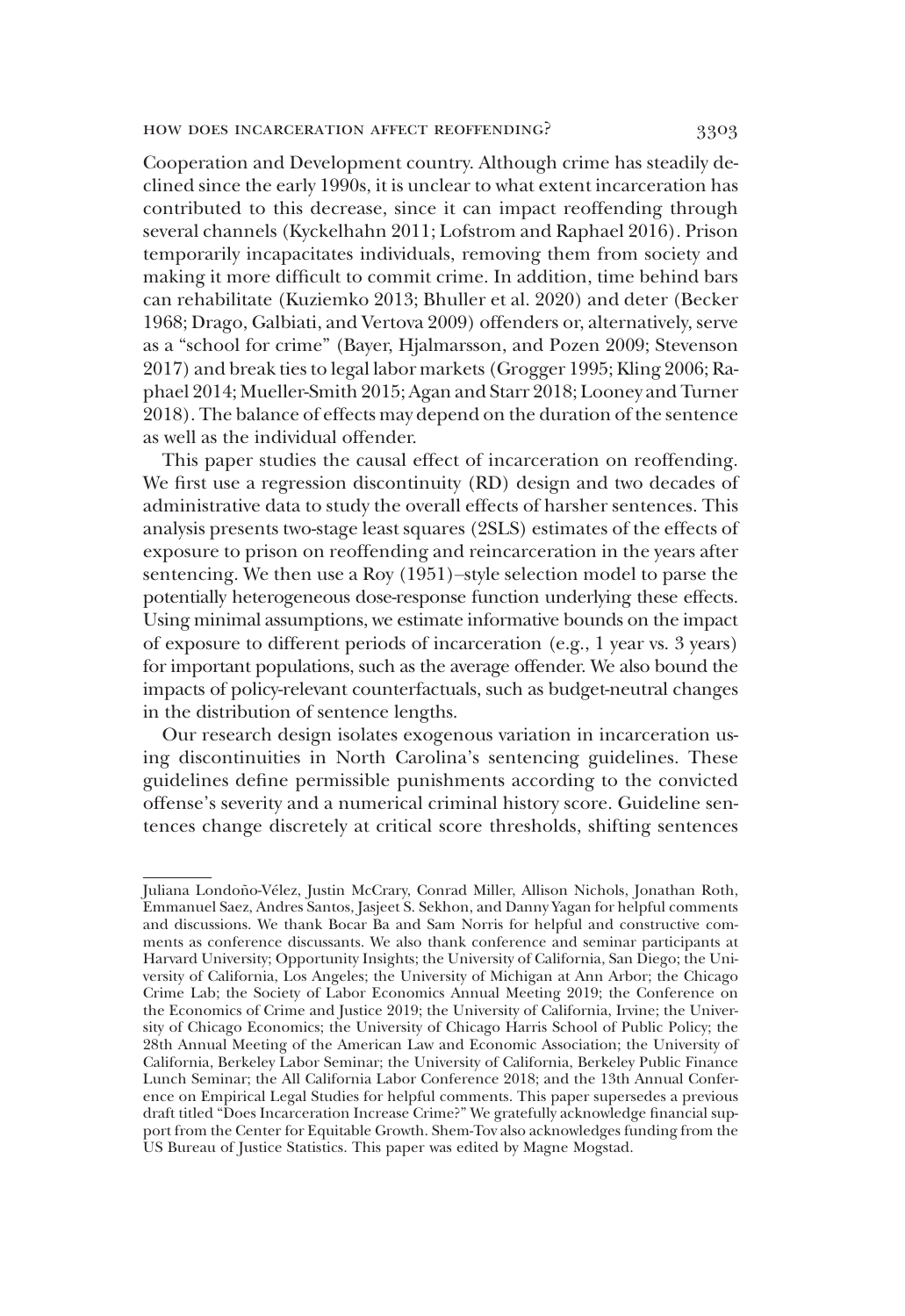Cooperation and Development country. Although crime has steadily declined since the early 1990s, it is unclear to what extent incarceration has contributed to this decrease, since it can impact reoffending through several channels (Kyckelhahn 2011; Lofstrom and Raphael 2016). Prison temporarily incapacitates individuals, removing them from society and making it more difficult to commit crime. In addition, time behind bars can rehabilitate (Kuziemko 2013; Bhuller et al. 2020) and deter (Becker 1968; Drago, Galbiati, and Vertova 2009) offenders or, alternatively, serve as a "school for crime" (Bayer, Hjalmarsson, and Pozen 2009; Stevenson 2017) and break ties to legal labor markets (Grogger 1995; Kling 2006; Raphael 2014; Mueller-Smith 2015; Agan and Starr 2018; Looney and Turner 2018). The balance of effects may depend on the duration of the sentence as well as the individual offender.

This paper studies the causal effect of incarceration on reoffending. We first use a regression discontinuity (RD) design and two decades of administrative data to study the overall effects of harsher sentences. This analysis presents two-stage least squares (2SLS) estimates of the effects of exposure to prison on reoffending and reincarceration in the years after sentencing. We then use a Roy (1951)–style selection model to parse the potentially heterogeneous dose-response function underlying these effects. Using minimal assumptions, we estimate informative bounds on the impact of exposure to different periods of incarceration (e.g., 1 year vs. 3 years) for important populations, such as the average offender. We also bound the impacts of policy-relevant counterfactuals, such as budget-neutral changes in the distribution of sentence lengths.

Our research design isolates exogenous variation in incarceration using discontinuities in North Carolina's sentencing guidelines. These guidelines define permissible punishments according to the convicted offense's severity and a numerical criminal history score. Guideline sentences change discretely at critical score thresholds, shifting sentences

---

Juliana Londoño-Vélez, Justin McCrary, Conrad Miller, Allison Nichols, Jonathan Roth, Emmanuel Saez, Andres Santos, Jasjeet S. Sekhon, and Danny Yagan for helpful comments and discussions. We thank Bocar Ba and Sam Norris for helpful and constructive comments as conference discussants. We also thank conference and seminar participants at Harvard University; Opportunity Insights; the University of California, San Diego; the University of California, Los Angeles; the University of Michigan at Ann Arbor; the Chicago Crime Lab; the Society of Labor Economics Annual Meeting 2019; the Conference on the Economics of Crime and Justice 2019; the University of California, Irvine; the University of Chicago Economics; the University of Chicago Harris School of Public Policy; the 28th Annual Meeting of the American Law and Economic Association; the University of California, Berkeley Labor Seminar; the University of California, Berkeley Public Finance Lunch Seminar; the All California Labor Conference 2018; and the 13th Annual Conference on Empirical Legal Studies for helpful comments. This paper supersedes a previous draft titled "Does Incarceration Increase Crime?" We gratefully acknowledge financial support from the Center for Equitable Growth. Shem-Tov also acknowledges funding from the US Bureau of Justice Statistics. This paper was edited by Magne Mogstad.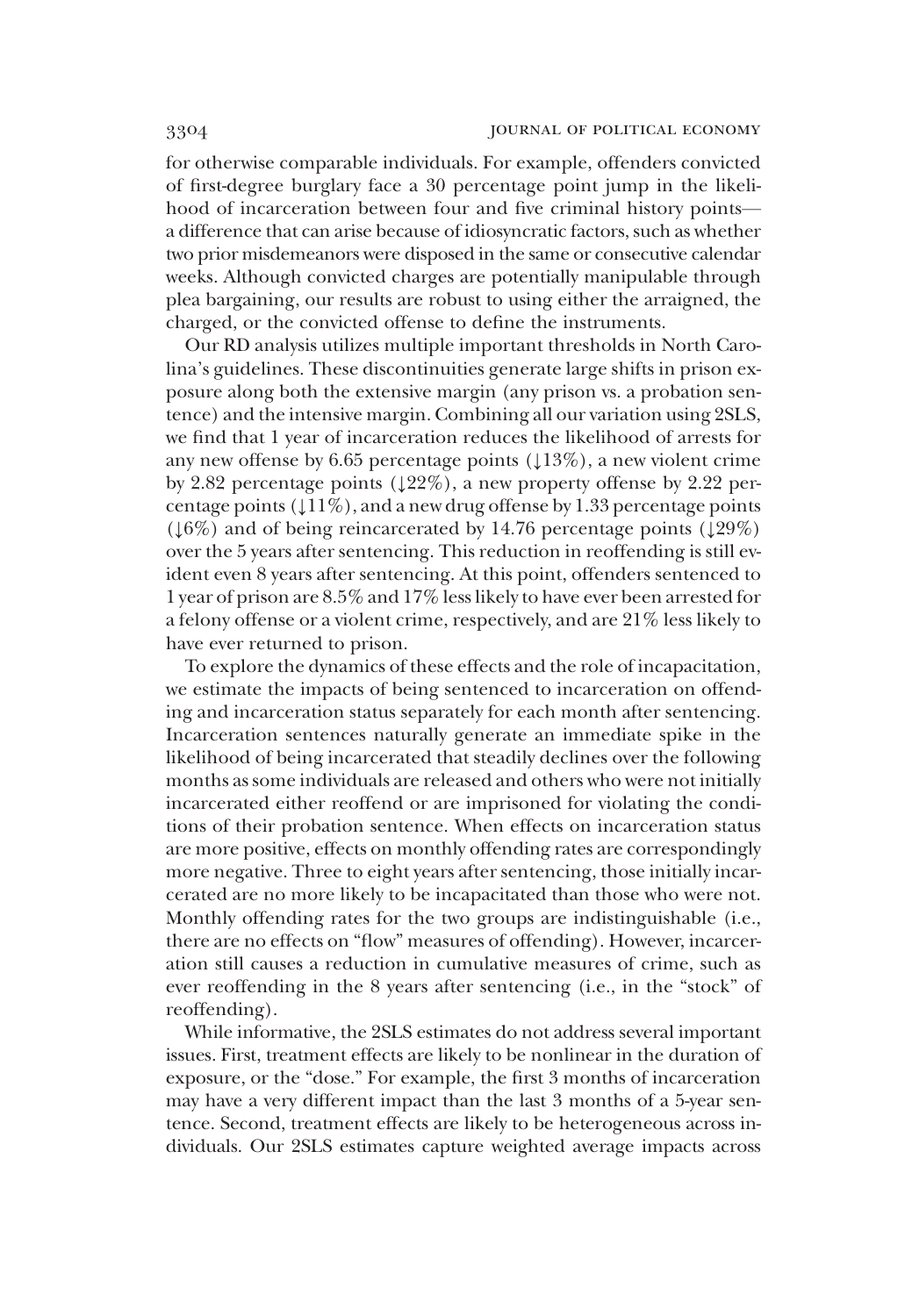for otherwise comparable individuals. For example, offenders convicted of first-degree burglary face a 30 percentage point jump in the likelihood of incarceration between four and five criminal history points—a difference that can arise because of idiosyncratic factors, such as whether two prior misdemeanors were disposed in the same or consecutive calendar weeks. Although convicted charges are potentially manipulable through plea bargaining, our results are robust to using either the arraigned, the charged, or the convicted offense to define the instruments.

Our RD analysis utilizes multiple important thresholds in North Carolina's guidelines. These discontinuities generate large shifts in prison exposure along both the extensive margin (any prison vs. a probation sentence) and the intensive margin. Combining all our variation using 2SLS, we find that 1 year of incarceration reduces the likelihood of arrests for any new offense by 6.65 percentage points (↓13%), a new violent crime by 2.82 percentage points (↓22%), a new property offense by 2.22 percentage points (↓11%), and a new drug offense by 1.33 percentage points (↓6%) and of being reincarcerated by 14.76 percentage points (↓29%) over the 5 years after sentencing. This reduction in reoffending is still evident even 8 years after sentencing. At this point, offenders sentenced to 1 year of prison are 8.5% and 17% less likely to have ever been arrested for a felony offense or a violent crime, respectively, and are 21% less likely to have ever returned to prison.

To explore the dynamics of these effects and the role of incapacitation, we estimate the impacts of being sentenced to incarceration on offending and incarceration status separately for each month after sentencing. Incarceration sentences naturally generate an immediate spike in the likelihood of being incarcerated that steadily declines over the following months as some individuals are released and others who were not initially incarcerated either reoffend or are imprisoned for violating the conditions of their probation sentence. When effects on incarceration status are more positive, effects on monthly offending rates are correspondingly more negative. Three to eight years after sentencing, those initially incarcerated are no more likely to be incapacitated than those who were not. Monthly offending rates for the two groups are indistinguishable (i.e., there are no effects on "flow" measures of offending). However, incarceration still causes a reduction in cumulative measures of crime, such as ever reoffending in the 8 years after sentencing (i.e., in the "stock" of reoffending).

While informative, the 2SLS estimates do not address several important issues. First, treatment effects are likely to be nonlinear in the duration of exposure, or the "dose." For example, the first 3 months of incarceration may have a very different impact than the last 3 months of a 5-year sentence. Second, treatment effects are likely to be heterogeneous across individuals. Our 2SLS estimates capture weighted average impacts across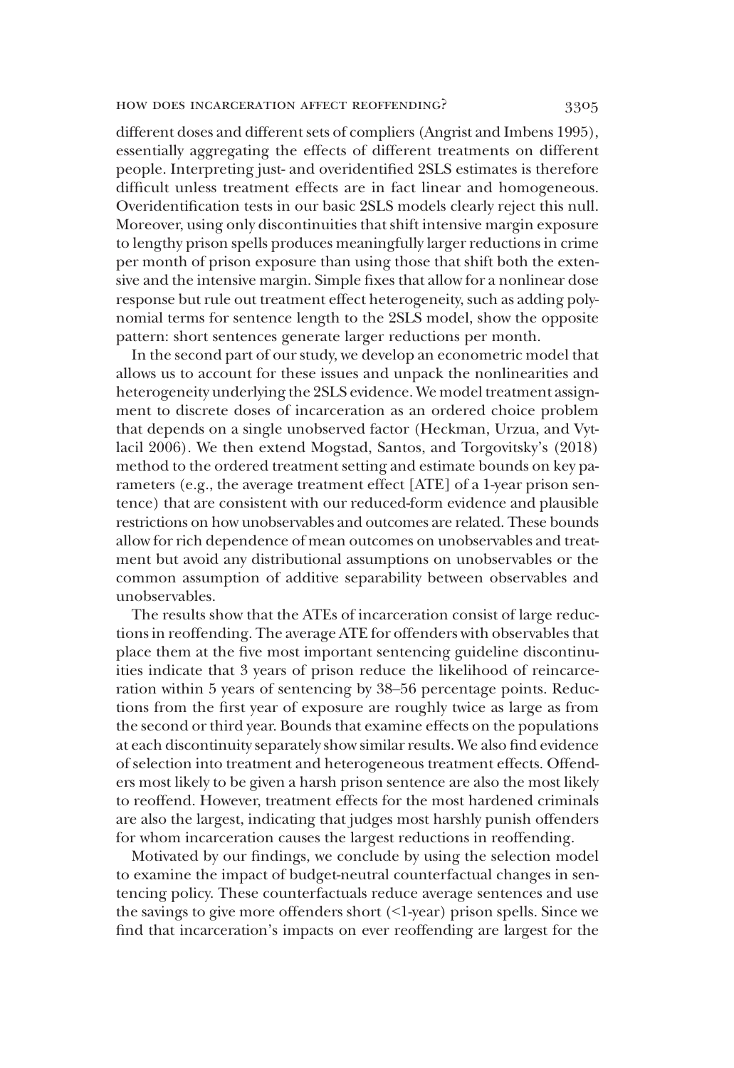different doses and different sets of compliers (Angrist and Imbens 1995), essentially aggregating the effects of different treatments on different people. Interpreting just- and overidentified 2SLS estimates is therefore difficult unless treatment effects are in fact linear and homogeneous. Overidentification tests in our basic 2SLS models clearly reject this null. Moreover, using only discontinuities that shift intensive margin exposure to lengthy prison spells produces meaningfully larger reductions in crime per month of prison exposure than using those that shift both the extensive and the intensive margin. Simple fixes that allow for a nonlinear dose response but rule out treatment effect heterogeneity, such as adding polynomial terms for sentence length to the 2SLS model, show the opposite pattern: short sentences generate larger reductions per month.

In the second part of our study, we develop an econometric model that allows us to account for these issues and unpack the nonlinearities and heterogeneity underlying the 2SLS evidence. We model treatment assignment to discrete doses of incarceration as an ordered choice problem that depends on a single unobserved factor (Heckman, Urzua, and Vytlacil 2006). We then extend Mogstad, Santos, and Torgovitsky's (2018) method to the ordered treatment setting and estimate bounds on key parameters (e.g., the average treatment effect [ATE] of a 1-year prison sentence) that are consistent with our reduced-form evidence and plausible restrictions on how unobservables and outcomes are related. These bounds allow for rich dependence of mean outcomes on unobservables and treatment but avoid any distributional assumptions on unobservables or the common assumption of additive separability between observables and unobservables.

The results show that the ATEs of incarceration consist of large reductions in reoffending. The average ATE for offenders with observables that place them at the five most important sentencing guideline discontinuities indicate that 3 years of prison reduce the likelihood of reincarceration within 5 years of sentencing by 38–56 percentage points. Reductions from the first year of exposure are roughly twice as large as from the second or third year. Bounds that examine effects on the populations at each discontinuity separately show similar results. We also find evidence of selection into treatment and heterogeneous treatment effects. Offenders most likely to be given a harsh prison sentence are also the most likely to reoffend. However, treatment effects for the most hardened criminals are also the largest, indicating that judges most harshly punish offenders for whom incarceration causes the largest reductions in reoffending.

Motivated by our findings, we conclude by using the selection model to examine the impact of budget-neutral counterfactual changes in sentencing policy. These counterfactuals reduce average sentences and use the savings to give more offenders short (<1-year) prison spells. Since we find that incarceration's impacts on ever reoffending are largest for the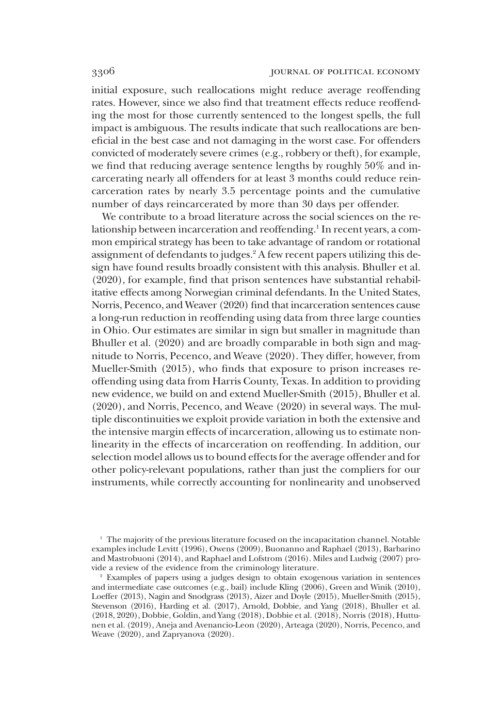initial exposure, such reallocations might reduce average reoffending rates. However, since we also find that treatment effects reduce reoffending the most for those currently sentenced to the longest spells, the full impact is ambiguous. The results indicate that such reallocations are beneficial in the best case and not damaging in the worst case. For offenders convicted of moderately severe crimes (e.g., robbery or theft), for example, we find that reducing average sentence lengths by roughly 50% and incarcerating nearly all offenders for at least 3 months could reduce reincarceration rates by nearly 3.5 percentage points and the cumulative number of days reincarcerated by more than 30 days per offender.

We contribute to a broad literature across the social sciences on the relationship between incarceration and reoffending.[1] In recent years, a common empirical strategy has been to take advantage of random or rotational assignment of defendants to judges.[2] A few recent papers utilizing this design have found results broadly consistent with this analysis. Bhuller et al. (2020), for example, find that prison sentences have substantial rehabilitative effects among Norwegian criminal defendants. In the United States, Norris, Pecenco, and Weaver (2020) find that incarceration sentences cause a long-run reduction in reoffending using data from three large counties in Ohio. Our estimates are similar in sign but smaller in magnitude than Bhuller et al. (2020) and are broadly comparable in both sign and magnitude to Norris, Pecenco, and Weave (2020). They differ, however, from Mueller-Smith (2015), who finds that exposure to prison increases reoffending using data from Harris County, Texas. In addition to providing new evidence, we build on and extend Mueller-Smith (2015), Bhuller et al. (2020), and Norris, Pecenco, and Weave (2020) in several ways. The multiple discontinuities we exploit provide variation in both the extensive and the intensive margin effects of incarceration, allowing us to estimate nonlinearity in the effects of incarceration on reoffending. In addition, our selection model allows us to bound effects for the average offender and for other policy-relevant populations, rather than just the compliers for our instruments, while correctly accounting for nonlinearity and unobserved

[1] The majority of the previous literature focused on the incapacitation channel. Notable examples include Levitt (1996), Owens (2009), Buonanno and Raphael (2013), Barbarino and Mastrobuoni (2014), and Raphael and Lofstrom (2016). Miles and Ludwig (2007) provide a review of the evidence from the criminology literature.

[2] Examples of papers using a judges design to obtain exogenous variation in sentences and intermediate case outcomes (e.g., bail) include Kling (2006), Green and Winik (2010), Loeffer (2013), Nagin and Snodgrass (2013), Aizer and Doyle (2015), Mueller-Smith (2015), Stevenson (2016), Harding et al. (2017), Arnold, Dobbie, and Yang (2018), Bhuller et al. (2018, 2020), Dobbie, Goldin, and Yang (2018), Dobbie et al. (2018), Norris (2018), Huttunen et al. (2019), Aneja and Avenancio-Leon (2020), Arteaga (2020), Norris, Pecenco, and Weave (2020), and Zapryanova (2020).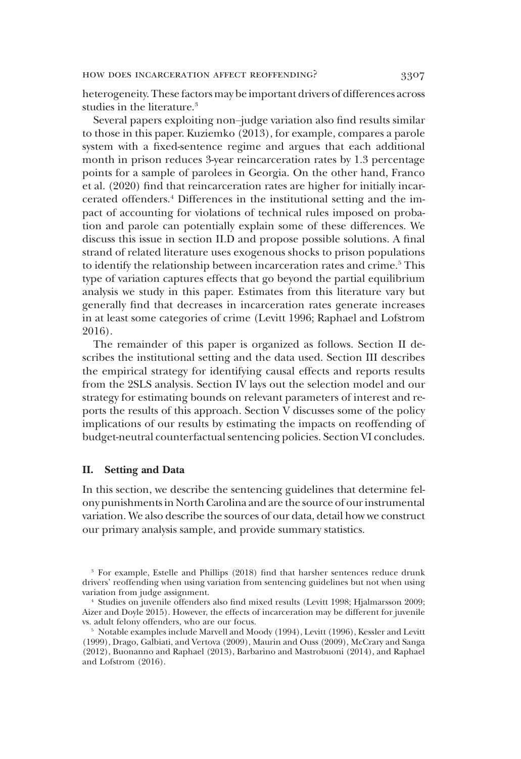heterogeneity. These factors may be important drivers of differences across studies in the literature.[3]

Several papers exploiting non–judge variation also find results similar to those in this paper. Kuziemko (2013), for example, compares a parole system with a fixed-sentence regime and argues that each additional month in prison reduces 3-year reincarceration rates by 1.3 percentage points for a sample of parolees in Georgia. On the other hand, Franco et al. (2020) find that reincarceration rates are higher for initially incarcerated offenders.[4] Differences in the institutional setting and the impact of accounting for violations of technical rules imposed on probation and parole can potentially explain some of these differences. We discuss this issue in section II.D and propose possible solutions. A final strand of related literature uses exogenous shocks to prison populations to identify the relationship between incarceration rates and crime.[5] This type of variation captures effects that go beyond the partial equilibrium analysis we study in this paper. Estimates from this literature vary but generally find that decreases in incarceration rates generate increases in at least some categories of crime (Levitt 1996; Raphael and Lofstrom 2016).

The remainder of this paper is organized as follows. Section II describes the institutional setting and the data used. Section III describes the empirical strategy for identifying causal effects and reports results from the 2SLS analysis. Section IV lays out the selection model and our strategy for estimating bounds on relevant parameters of interest and reports the results of this approach. Section V discusses some of the policy implications of our results by estimating the impacts on reoffending of budget-neutral counterfactual sentencing policies. Section VI concludes.

## II. Setting and Data

In this section, we describe the sentencing guidelines that determine felony punishments in North Carolina and are the source of our instrumental variation. We also describe the sources of our data, detail how we construct our primary analysis sample, and provide summary statistics.

---

[3] For example, Estelle and Phillips (2018) find that harsher sentences reduce drunk drivers' reoffending when using variation from sentencing guidelines but not when using variation from judge assignment.

[4] Studies on juvenile offenders also find mixed results (Levitt 1998; Hjalmarsson 2009; Aizer and Doyle 2015). However, the effects of incarceration may be different for juvenile vs. adult felony offenders, who are our focus.

[5] Notable examples include Marvell and Moody (1994), Levitt (1996), Kessler and Levitt (1999), Drago, Galbiati, and Vertova (2009), Maurin and Ouss (2009), McCrary and Sanga (2012), Buonanno and Raphael (2013), Barbarino and Mastrobuoni (2014), and Raphael and Lofstrom (2016).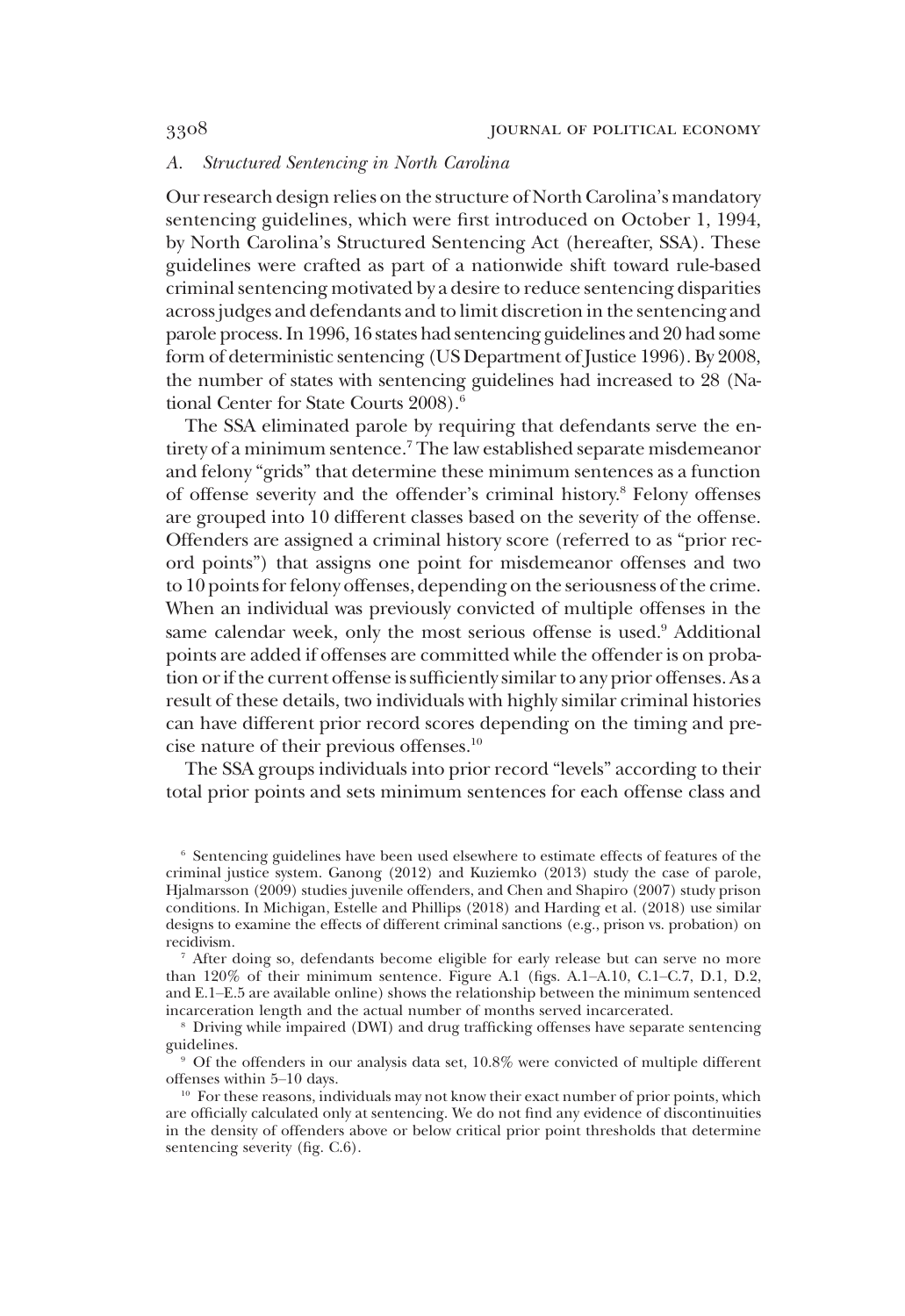### A. *Structured Sentencing in North Carolina*

Our research design relies on the structure of North Carolina's mandatory sentencing guidelines, which were first introduced on October 1, 1994, by North Carolina's Structured Sentencing Act (hereafter, SSA). These guidelines were crafted as part of a nationwide shift toward rule-based criminal sentencing motivated by a desire to reduce sentencing disparities across judges and defendants and to limit discretion in the sentencing and parole process. In 1996, 16 states had sentencing guidelines and 20 had some form of deterministic sentencing (US Department of Justice 1996). By 2008, the number of states with sentencing guidelines had increased to 28 (National Center for State Courts 2008).[6]

The SSA eliminated parole by requiring that defendants serve the entirety of a minimum sentence.[7] The law established separate misdemeanor and felony "grids" that determine these minimum sentences as a function of offense severity and the offender's criminal history.[8] Felony offenses are grouped into 10 different classes based on the severity of the offense. Offenders are assigned a criminal history score (referred to as "prior record points") that assigns one point for misdemeanor offenses and two to 10 points for felony offenses, depending on the seriousness of the crime. When an individual was previously convicted of multiple offenses in the same calendar week, only the most serious offense is used.[9] Additional points are added if offenses are committed while the offender is on probation or if the current offense is sufficiently similar to any prior offenses. As a result of these details, two individuals with highly similar criminal histories can have different prior record scores depending on the timing and precise nature of their previous offenses.[10]

The SSA groups individuals into prior record "levels" according to their total prior points and sets minimum sentences for each offense class and

---

[6] Sentencing guidelines have been used elsewhere to estimate effects of features of the criminal justice system. Ganong (2012) and Kuziemko (2013) study the case of parole, Hjalmarsson (2009) studies juvenile offenders, and Chen and Shapiro (2007) study prison conditions. In Michigan, Estelle and Phillips (2018) and Harding et al. (2018) use similar designs to examine the effects of different criminal sanctions (e.g., prison vs. probation) on recidivism.

[7] After doing so, defendants become eligible for early release but can serve no more than 120% of their minimum sentence. Figure A.1 (figs. A.1–A.10, C.1–C.7, D.1, D.2, and E.1–E.5 are available online) shows the relationship between the minimum sentenced incarceration length and the actual number of months served incarcerated.

[8] Driving while impaired (DWI) and drug trafficking offenses have separate sentencing guidelines.

[9] Of the offenders in our analysis data set, 10.8% were convicted of multiple different offenses within 5–10 days.

[10] For these reasons, individuals may not know their exact number of prior points, which are officially calculated only at sentencing. We do not find any evidence of discontinuities in the density of offenders above or below critical prior point thresholds that determine sentencing severity (fig. C.6).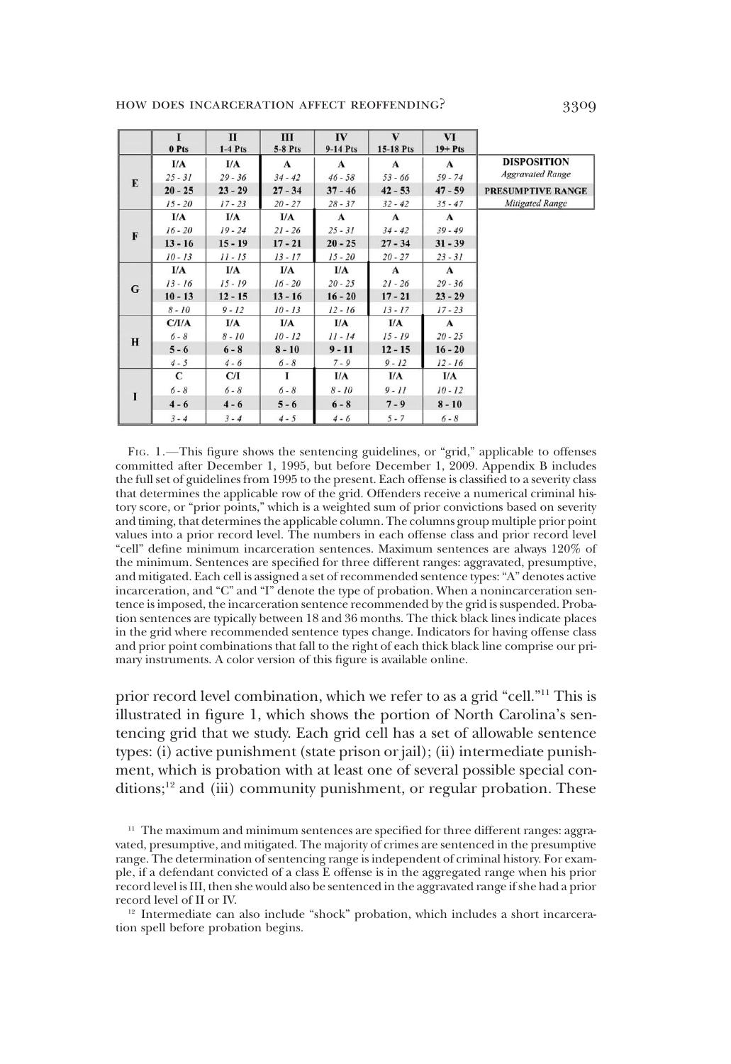|   | I<br>0 Pts | II<br>1-4 Pts | III<br>5-8 Pts | IV<br>9-14 Pts | V<br>15-18 Pts | VI<br>19+ Pts |   |
|---|---|---|---|---|---|---|---|
| E | I/A | I/A | A | A | A | A | **DISPOSITION** |
|   | *25 - 31* | *29 - 36* | *34 - 42* | *46 - 58* | *53 - 66* | *59 - 74* | *Aggravated Range* |
|   | **20 - 25** | **23 - 29** | **27 - 34** | **37 - 46** | **42 - 53** | **47 - 59** | **PRESUMPTIVE RANGE** |
|   | *15 - 20* | *17 - 23* | *20 - 27* | *28 - 37* | *32 - 42* | *35 - 47* | *Mitigated Range* |
| F | I/A | I/A | I/A | A | A | A |   |
|   | *16 - 20* | *19 - 24* | *21 - 26* | *25 - 31* | *34 - 42* | *39 - 49* |   |
|   | **13 - 16** | **15 - 19** | **17 - 21** | **20 - 25** | **27 - 34** | **31 - 39** |   |
|   | *10 - 13* | *11 - 15* | *13 - 17* | *15 - 20* | *20 - 27* | *23 - 31* |   |
| G | I/A | I/A | I/A | I/A | A | A |   |
|   | *13 - 16* | *15 - 19* | *16 - 20* | *20 - 25* | *21 - 26* | *29 - 36* |   |
|   | **10 - 13** | **12 - 15** | **13 - 16** | **16 - 20** | **17 - 21** | **23 - 29** |   |
|   | *8 - 10* | *9 - 12* | *10 - 13* | *12 - 16* | *13 - 17* | *17 - 23* |   |
| H | C/I/A | I/A | I/A | I/A | I/A | A |   |
|   | *6 - 8* | *8 - 10* | *10 - 12* | *11 - 14* | *15 - 19* | *20 - 25* |   |
|   | **5 - 6** | **6 - 8** | **8 - 10** | **9 - 11** | **12 - 15** | **16 - 20** |   |
|   | *4 - 5* | *4 - 6* | *6 - 8* | *7 - 9* | *9 - 12* | *12 - 16* |   |
| I | C | C/I | I | I/A | I/A | I/A |   |
|   | *6 - 8* | *6 - 8* | *6 - 8* | *8 - 10* | *9 - 11* | *10 - 12* |   |
|   | **4 - 6** | **4 - 6** | **5 - 6** | **6 - 8** | **7 - 9** | **8 - 10** |   |
|   | *3 - 4* | *3 - 4* | *4 - 5* | *4 - 6* | *5 - 7* | *6 - 8* |   |

Fig. 1.—This figure shows the sentencing guidelines, or "grid," applicable to offenses committed after December 1, 1995, but before December 1, 2009. Appendix B includes the full set of guidelines from 1995 to the present. Each offense is classified to a severity class that determines the applicable row of the grid. Offenders receive a numerical criminal history score, or "prior points," which is a weighted sum of prior convictions based on severity and timing, that determines the applicable column. The columns group multiple prior point values into a prior record level. The numbers in each offense class and prior record level "cell" define minimum incarceration sentences. Maximum sentences are always 120% of the minimum. Sentences are specified for three different ranges: aggravated, presumptive, and mitigated. Each cell is assigned a set of recommended sentence types: "A" denotes active incarceration, and "C" and "I" denote the type of probation. When a nonincarceration sentence is imposed, the incarceration sentence recommended by the grid is suspended. Probation sentences are typically between 18 and 36 months. The thick black lines indicate places in the grid where recommended sentence types change. Indicators for having offense class and prior point combinations that fall to the right of each thick black line comprise our primary instruments. A color version of this figure is available online.

prior record level combination, which we refer to as a grid "cell."[11] This is illustrated in figure 1, which shows the portion of North Carolina's sentencing grid that we study. Each grid cell has a set of allowable sentence types: (i) active punishment (state prison or jail); (ii) intermediate punishment, which is probation with at least one of several possible special conditions;[12] and (iii) community punishment, or regular probation. These

[11] The maximum and minimum sentences are specified for three different ranges: aggravated, presumptive, and mitigated. The majority of crimes are sentenced in the presumptive range. The determination of sentencing range is independent of criminal history. For example, if a defendant convicted of a class E offense is in the aggregated range when his prior record level is III, then she would also be sentenced in the aggravated range if she had a prior record level of II or IV.

[12] Intermediate can also include "shock" probation, which includes a short incarceration spell before probation begins.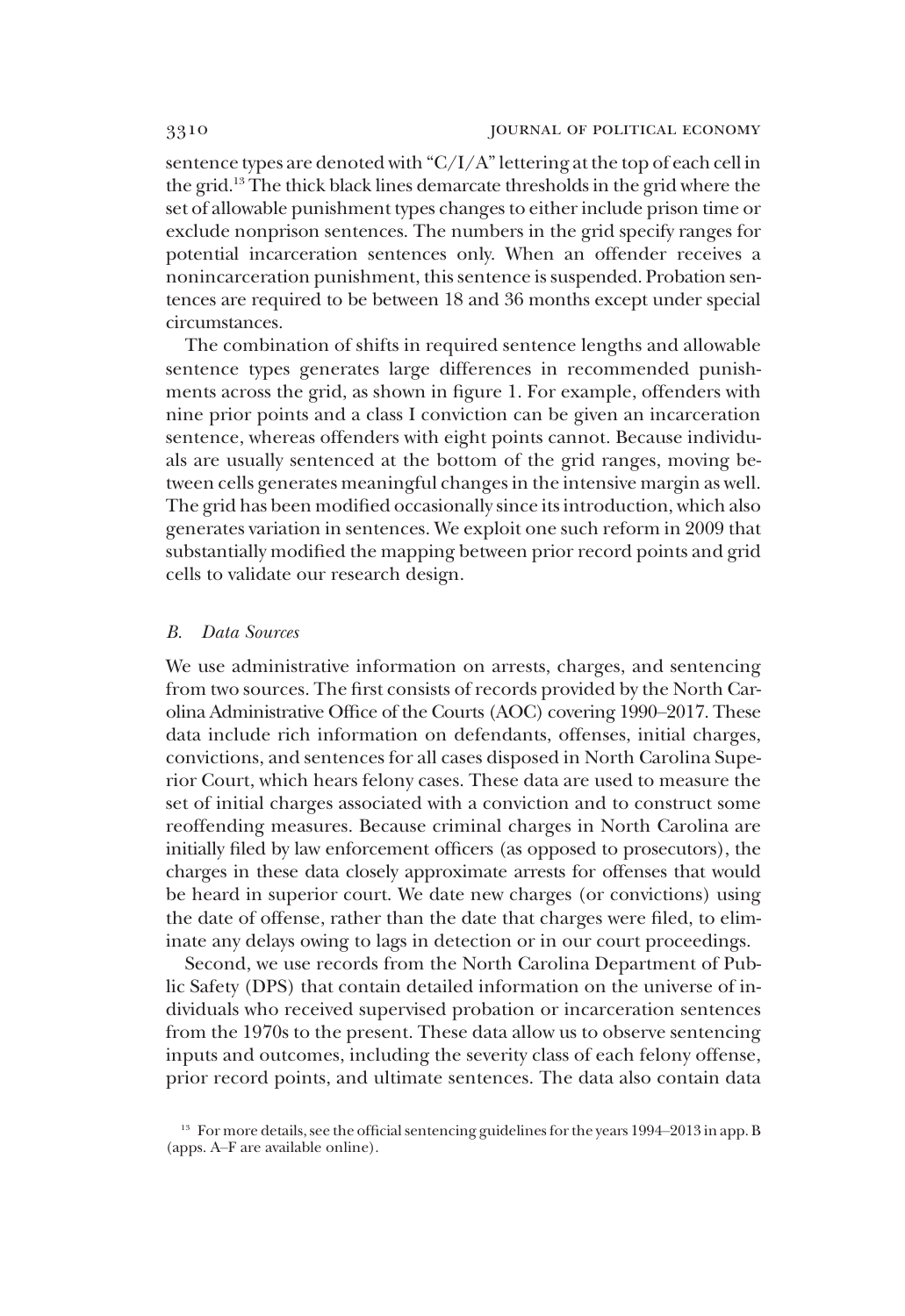sentence types are denoted with "C/I/A" lettering at the top of each cell in the grid.[13] The thick black lines demarcate thresholds in the grid where the set of allowable punishment types changes to either include prison time or exclude nonprison sentences. The numbers in the grid specify ranges for potential incarceration sentences only. When an offender receives a nonincarceration punishment, this sentence is suspended. Probation sentences are required to be between 18 and 36 months except under special circumstances.

The combination of shifts in required sentence lengths and allowable sentence types generates large differences in recommended punishments across the grid, as shown in figure 1. For example, offenders with nine prior points and a class I conviction can be given an incarceration sentence, whereas offenders with eight points cannot. Because individuals are usually sentenced at the bottom of the grid ranges, moving between cells generates meaningful changes in the intensive margin as well. The grid has been modified occasionally since its introduction, which also generates variation in sentences. We exploit one such reform in 2009 that substantially modified the mapping between prior record points and grid cells to validate our research design.

### *B. Data Sources*

We use administrative information on arrests, charges, and sentencing from two sources. The first consists of records provided by the North Carolina Administrative Office of the Courts (AOC) covering 1990–2017. These data include rich information on defendants, offenses, initial charges, convictions, and sentences for all cases disposed in North Carolina Superior Court, which hears felony cases. These data are used to measure the set of initial charges associated with a conviction and to construct some reoffending measures. Because criminal charges in North Carolina are initially filed by law enforcement officers (as opposed to prosecutors), the charges in these data closely approximate arrests for offenses that would be heard in superior court. We date new charges (or convictions) using the date of offense, rather than the date that charges were filed, to eliminate any delays owing to lags in detection or in our court proceedings.

Second, we use records from the North Carolina Department of Public Safety (DPS) that contain detailed information on the universe of individuals who received supervised probation or incarceration sentences from the 1970s to the present. These data allow us to observe sentencing inputs and outcomes, including the severity class of each felony offense, prior record points, and ultimate sentences. The data also contain data

[13] For more details, see the official sentencing guidelines for the years 1994–2013 in app. B (apps. A–F are available online).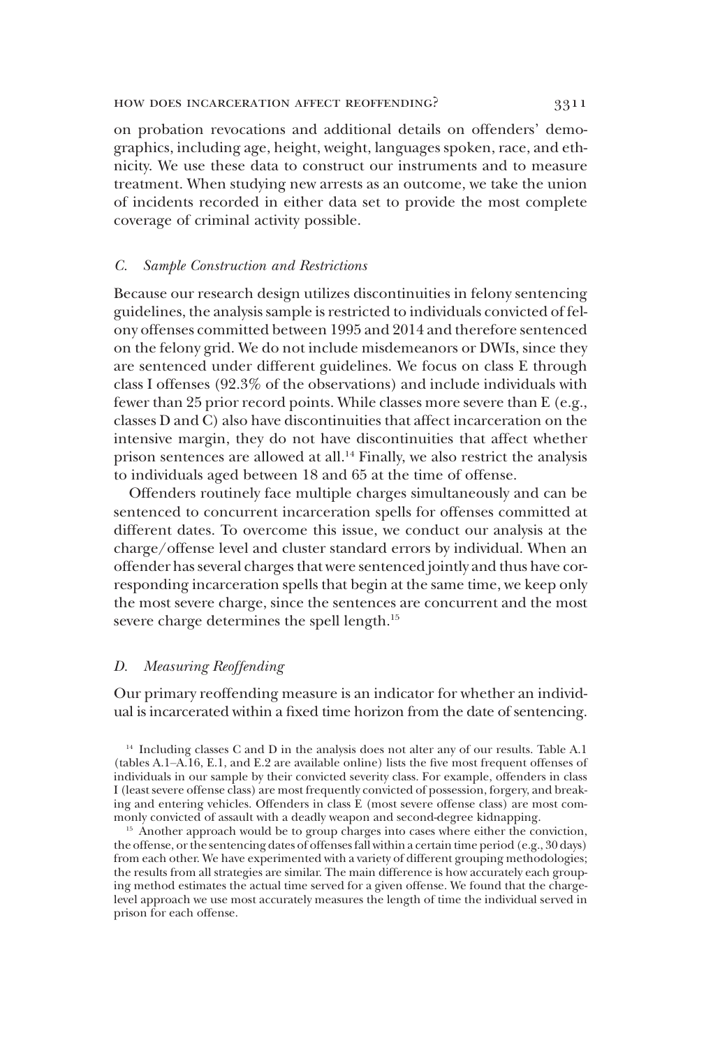on probation revocations and additional details on offenders' demographics, including age, height, weight, languages spoken, race, and ethnicity. We use these data to construct our instruments and to measure treatment. When studying new arrests as an outcome, we take the union of incidents recorded in either data set to provide the most complete coverage of criminal activity possible.

### *C. Sample Construction and Restrictions*

Because our research design utilizes discontinuities in felony sentencing guidelines, the analysis sample is restricted to individuals convicted of felony offenses committed between 1995 and 2014 and therefore sentenced on the felony grid. We do not include misdemeanors or DWIs, since they are sentenced under different guidelines. We focus on class E through class I offenses (92.3% of the observations) and include individuals with fewer than 25 prior record points. While classes more severe than E (e.g., classes D and C) also have discontinuities that affect incarceration on the intensive margin, they do not have discontinuities that affect whether prison sentences are allowed at all.[14] Finally, we also restrict the analysis to individuals aged between 18 and 65 at the time of offense.

Offenders routinely face multiple charges simultaneously and can be sentenced to concurrent incarceration spells for offenses committed at different dates. To overcome this issue, we conduct our analysis at the charge/offense level and cluster standard errors by individual. When an offender has several charges that were sentenced jointly and thus have corresponding incarceration spells that begin at the same time, we keep only the most severe charge, since the sentences are concurrent and the most severe charge determines the spell length.[15]

### *D. Measuring Reoffending*

Our primary reoffending measure is an indicator for whether an individual is incarcerated within a fixed time horizon from the date of sentencing.

[14] Including classes C and D in the analysis does not alter any of our results. Table A.1 (tables A.1–A.16, E.1, and E.2 are available online) lists the five most frequent offenses of individuals in our sample by their convicted severity class. For example, offenders in class I (least severe offense class) are most frequently convicted of possession, forgery, and breaking and entering vehicles. Offenders in class E (most severe offense class) are most commonly convicted of assault with a deadly weapon and second-degree kidnapping.

[15] Another approach would be to group charges into cases where either the conviction, the offense, or the sentencing dates of offenses fall within a certain time period (e.g., 30 days) from each other. We have experimented with a variety of different grouping methodologies; the results from all strategies are similar. The main difference is how accurately each grouping method estimates the actual time served for a given offense. We found that the charge-level approach we use most accurately measures the length of time the individual served in prison for each offense.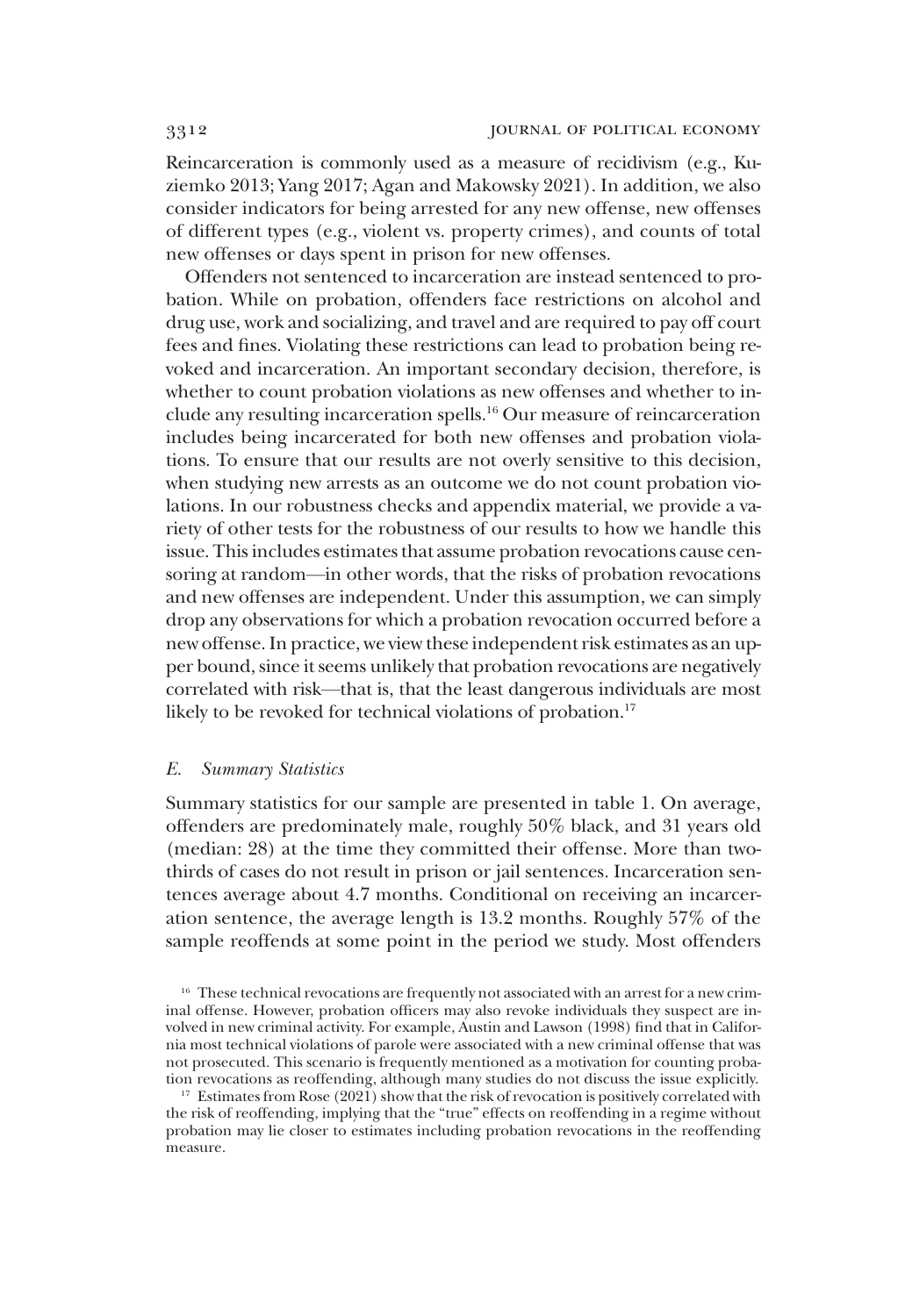Reincarceration is commonly used as a measure of recidivism (e.g., Kuziemko 2013; Yang 2017; Agan and Makowsky 2021). In addition, we also consider indicators for being arrested for any new offense, new offenses of different types (e.g., violent vs. property crimes), and counts of total new offenses or days spent in prison for new offenses.

Offenders not sentenced to incarceration are instead sentenced to probation. While on probation, offenders face restrictions on alcohol and drug use, work and socializing, and travel and are required to pay off court fees and fines. Violating these restrictions can lead to probation being revoked and incarceration. An important secondary decision, therefore, is whether to count probation violations as new offenses and whether to include any resulting incarceration spells.[16] Our measure of reincarceration includes being incarcerated for both new offenses and probation violations. To ensure that our results are not overly sensitive to this decision, when studying new arrests as an outcome we do not count probation violations. In our robustness checks and appendix material, we provide a variety of other tests for the robustness of our results to how we handle this issue. This includes estimates that assume probation revocations cause censoring at random—in other words, that the risks of probation revocations and new offenses are independent. Under this assumption, we can simply drop any observations for which a probation revocation occurred before a new offense. In practice, we view these independent risk estimates as an upper bound, since it seems unlikely that probation revocations are negatively correlated with risk—that is, that the least dangerous individuals are most likely to be revoked for technical violations of probation.[17]

### *E. Summary Statistics*

Summary statistics for our sample are presented in table 1. On average, offenders are predominately male, roughly 50% black, and 31 years old (median: 28) at the time they committed their offense. More than two-thirds of cases do not result in prison or jail sentences. Incarceration sentences average about 4.7 months. Conditional on receiving an incarceration sentence, the average length is 13.2 months. Roughly 57% of the sample reoffends at some point in the period we study. Most offenders

[16] These technical revocations are frequently not associated with an arrest for a new criminal offense. However, probation officers may also revoke individuals they suspect are involved in new criminal activity. For example, Austin and Lawson (1998) find that in California most technical violations of parole were associated with a new criminal offense that was not prosecuted. This scenario is frequently mentioned as a motivation for counting probation revocations as reoffending, although many studies do not discuss the issue explicitly.

[17] Estimates from Rose (2021) show that the risk of revocation is positively correlated with the risk of reoffending, implying that the "true" effects on reoffending in a regime without probation may lie closer to estimates including probation revocations in the reoffending measure.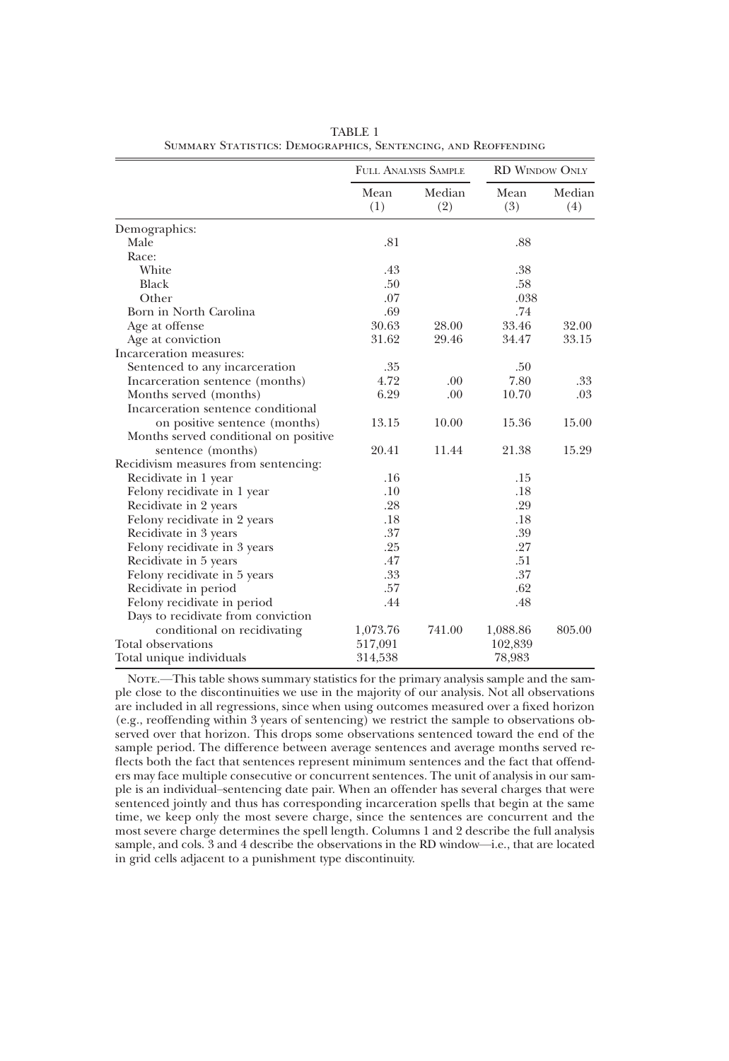TABLE 1
Summary Statistics: Demographics, Sentencing, and Reoffending

| | Full Analysis Sample | | RD Window Only | |
|---|---|---|---|---|
| | Mean (1) | Median (2) | Mean (3) | Median (4) |
| Demographics: | | | | |
| Male | .81 | | .88 | |
| Race: | | | | |
| White | .43 | | .38 | |
| Black | .50 | | .58 | |
| Other | .07 | | .038 | |
| Born in North Carolina | .69 | | .74 | |
| Age at offense | 30.63 | 28.00 | 33.46 | 32.00 |
| Age at conviction | 31.62 | 29.46 | 34.47 | 33.15 |
| Incarceration measures: | | | | |
| Sentenced to any incarceration | .35 | | .50 | |
| Incarceration sentence (months) | 4.72 | .00 | 7.80 | .33 |
| Months served (months) | 6.29 | .00 | 10.70 | .03 |
| Incarceration sentence conditional on positive sentence (months) | 13.15 | 10.00 | 15.36 | 15.00 |
| Months served conditional on positive sentence (months) | 20.41 | 11.44 | 21.38 | 15.29 |
| Recidivism measures from sentencing: | | | | |
| Recidivate in 1 year | .16 | | .15 | |
| Felony recidivate in 1 year | .10 | | .18 | |
| Recidivate in 2 years | .28 | | .29 | |
| Felony recidivate in 2 years | .18 | | .18 | |
| Recidivate in 3 years | .37 | | .39 | |
| Felony recidivate in 3 years | .25 | | .27 | |
| Recidivate in 5 years | .47 | | .51 | |
| Felony recidivate in 5 years | .33 | | .37 | |
| Recidivate in period | .57 | | .62 | |
| Felony recidivate in period | .44 | | .48 | |
| Days to recidivate from conviction conditional on recidivating | 1,073.76 | 741.00 | 1,088.86 | 805.00 |
| Total observations | 517,091 | | 102,839 | |
| Total unique individuals | 314,538 | | 78,983 | |

Note.—This table shows summary statistics for the primary analysis sample and the sample close to the discontinuities we use in the majority of our analysis. Not all observations are included in all regressions, since when using outcomes measured over a fixed horizon (e.g., reoffending within 3 years of sentencing) we restrict the sample to observations observed over that horizon. This drops some observations sentenced toward the end of the sample period. The difference between average sentences and average months served reflects both the fact that sentences represent minimum sentences and the fact that offenders may face multiple consecutive or concurrent sentences. The unit of analysis in our sample is an individual–sentencing date pair. When an offender has several charges that were sentenced jointly and thus has corresponding incarceration spells that begin at the same time, we keep only the most severe charge, since the sentences are concurrent and the most severe charge determines the spell length. Columns 1 and 2 describe the full analysis sample, and cols. 3 and 4 describe the observations in the RD window—i.e., that are located in grid cells adjacent to a punishment type discontinuity.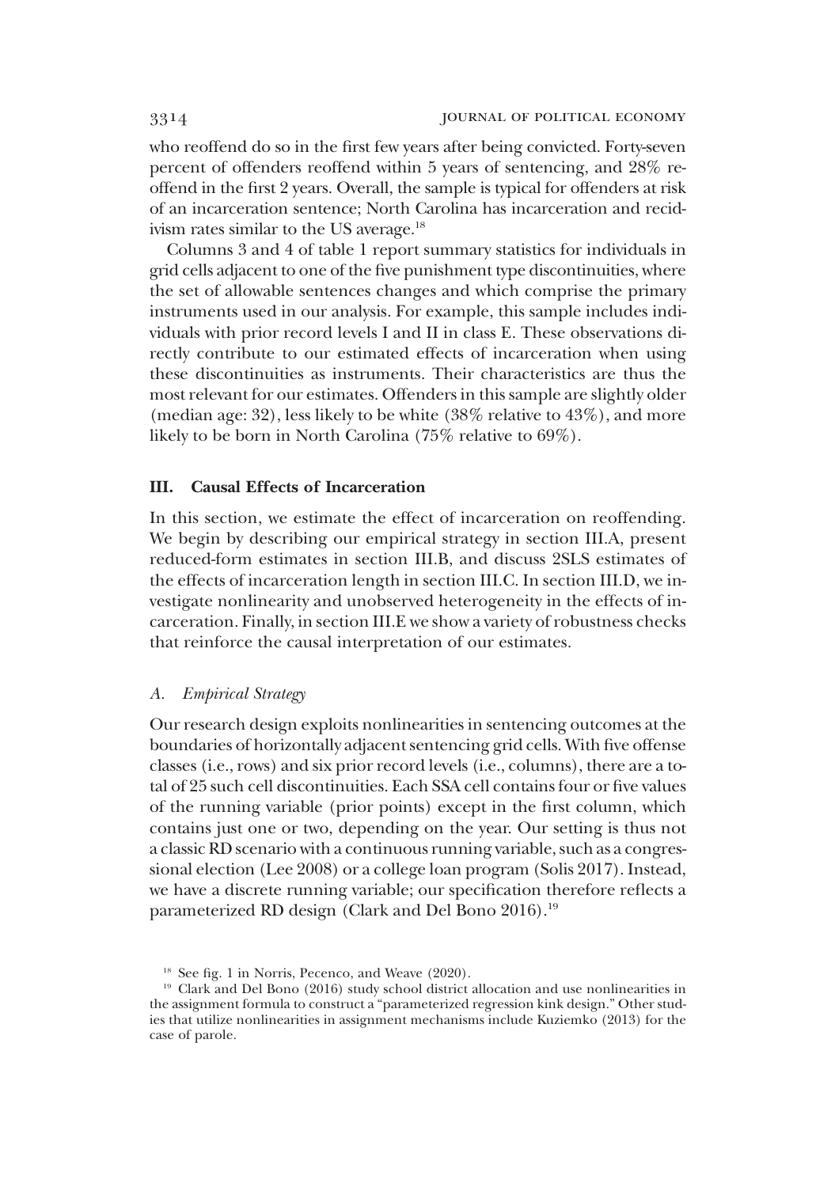who reoffend do so in the first few years after being convicted. Forty-seven percent of offenders reoffend within 5 years of sentencing, and 28% reoffend in the first 2 years. Overall, the sample is typical for offenders at risk of an incarceration sentence; North Carolina has incarceration and recidivism rates similar to the US average.[18]

Columns 3 and 4 of table 1 report summary statistics for individuals in grid cells adjacent to one of the five punishment type discontinuities, where the set of allowable sentences changes and which comprise the primary instruments used in our analysis. For example, this sample includes individuals with prior record levels I and II in class E. These observations directly contribute to our estimated effects of incarceration when using these discontinuities as instruments. Their characteristics are thus the most relevant for our estimates. Offenders in this sample are slightly older (median age: 32), less likely to be white (38% relative to 43%), and more likely to be born in North Carolina (75% relative to 69%).

## III. Causal Effects of Incarceration

In this section, we estimate the effect of incarceration on reoffending. We begin by describing our empirical strategy in section III.A, present reduced-form estimates in section III.B, and discuss 2SLS estimates of the effects of incarceration length in section III.C. In section III.D, we investigate nonlinearity and unobserved heterogeneity in the effects of incarceration. Finally, in section III.E we show a variety of robustness checks that reinforce the causal interpretation of our estimates.

### *A. Empirical Strategy*

Our research design exploits nonlinearities in sentencing outcomes at the boundaries of horizontally adjacent sentencing grid cells. With five offense classes (i.e., rows) and six prior record levels (i.e., columns), there are a total of 25 such cell discontinuities. Each SSA cell contains four or five values of the running variable (prior points) except in the first column, which contains just one or two, depending on the year. Our setting is thus not a classic RD scenario with a continuous running variable, such as a congressional election (Lee 2008) or a college loan program (Solis 2017). Instead, we have a discrete running variable; our specification therefore reflects a parameterized RD design (Clark and Del Bono 2016).[19]

[18] See fig. 1 in Norris, Pecenco, and Weave (2020).

[19] Clark and Del Bono (2016) study school district allocation and use nonlinearities in the assignment formula to construct a "parameterized regression kink design." Other studies that utilize nonlinearities in assignment mechanisms include Kuziemko (2013) for the case of parole.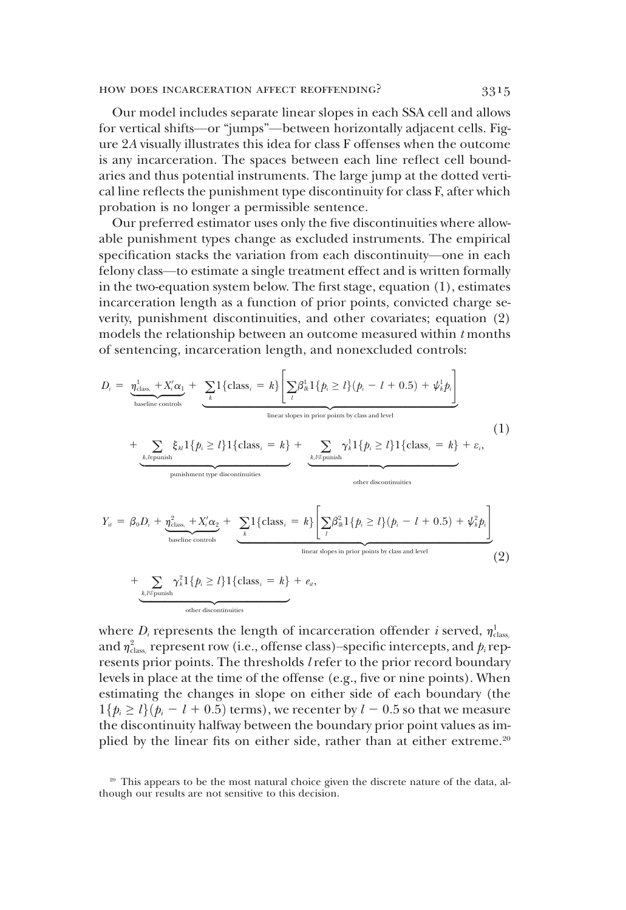Our model includes separate linear slopes in each SSA cell and allows for vertical shifts—or "jumps"—between horizontally adjacent cells. Figure 2*A* visually illustrates this idea for class F offenses when the outcome is any incarceration. The spaces between each line reflect cell boundaries and thus potential instruments. The large jump at the dotted vertical line reflects the punishment type discontinuity for class F, after which probation is no longer a permissible sentence.

Our preferred estimator uses only the five discontinuities where allowable punishment types change as excluded instruments. The empirical specification stacks the variation from each discontinuity—one in each felony class—to estimate a single treatment effect and is written formally in the two-equation system below. The first stage, equation (1), estimates incarceration length as a function of prior points, convicted charge severity, punishment discontinuities, and other covariates; equation (2) models the relationship between an outcome measured within $t$ months of sentencing, incarceration length, and nonexcluded controls:

$$
\begin{aligned}
D_i = {} & \underbrace{\eta^1_{\text{class}_i} + X_i'\alpha_1}_{\text{baseline controls}} + \underbrace{\sum_k 1\{\text{class}_i = k\}\left[\sum_l \beta^1_{lk} 1\{p_i \geq l\}(p_i - l + 0.5) + \psi^1_k p_i\right]}_{\text{linear slopes in prior points by class and level}} \\
& + \underbrace{\sum_{k,l \in \text{punish}} \xi_{kl} 1\{p_i \geq l\} 1\{\text{class}_i = k\}}_{\text{punishment type discontinuities}} + \underbrace{\sum_{k,l \notin \text{punish}} \gamma^1_k 1\{p_i \geq l\} 1\{\text{class}_i = k\}}_{\text{other discontinuities}} + \varepsilon_i,
\end{aligned}
\tag{1}
$$

$$
\begin{aligned}
Y_{it} = {} & \beta_0 D_i + \underbrace{\eta^2_{\text{class}_i} + X_i'\alpha_2}_{\text{baseline controls}} + \underbrace{\sum_k 1\{\text{class}_i = k\}\left[\sum_l \beta^2_{lk} 1\{p_i \geq l\}(p_i - l + 0.5) + \psi^2_k p_i\right]}_{\text{linear slopes in prior points by class and level}} \\
& + \underbrace{\sum_{k,l \notin \text{punish}} \gamma^2_k 1\{p_i \geq l\} 1\{\text{class}_i = k\}}_{\text{other discontinuities}} + e_{it},
\end{aligned}
\tag{2}
$$

where $D_i$ represents the length of incarceration offender $i$ served, $\eta^1_{\text{class}_i}$ and $\eta^2_{\text{class}_i}$ represent row (i.e., offense class)–specific intercepts, and $p_i$ represents prior points. The thresholds $l$ refer to the prior record boundary levels in place at the time of the offense (e.g., five or nine points). When estimating the changes in slope on either side of each boundary (the $1\{p_i \geq l\}(p_i - l + 0.5)$ terms), we recenter by $l - 0.5$ so that we measure the discontinuity halfway between the boundary prior point values as implied by the linear fits on either side, rather than at either extreme.[20]

[20] This appears to be the most natural choice given the discrete nature of the data, although our results are not sensitive to this decision.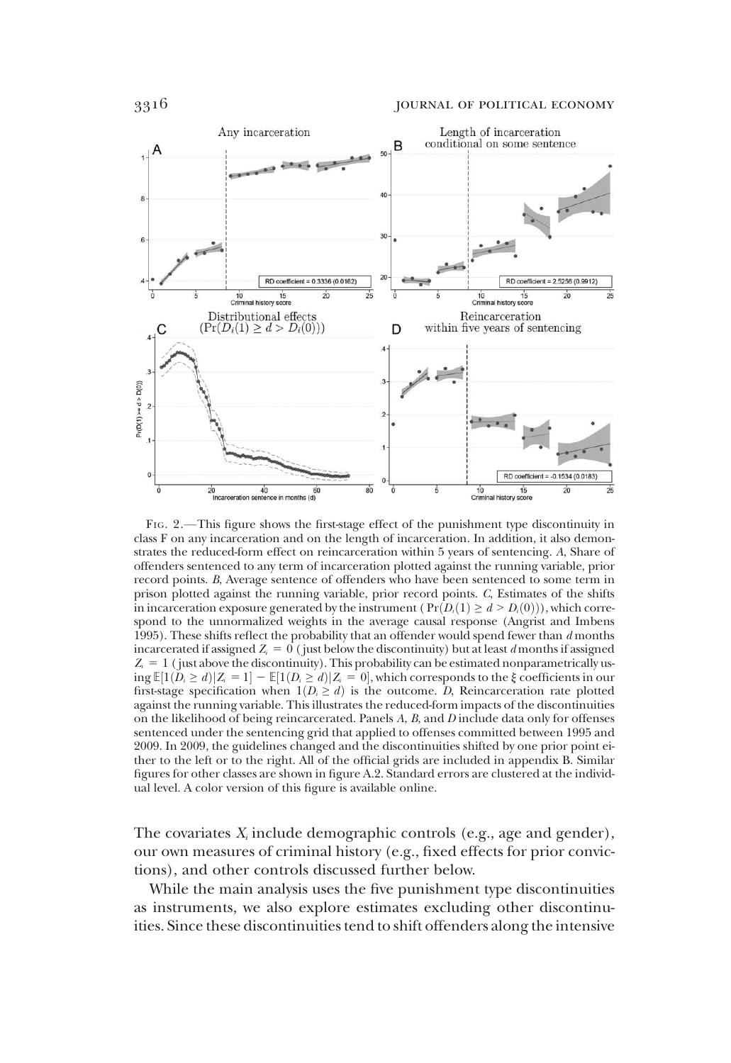Fig. 2.—This figure shows the first-stage effect of the punishment type discontinuity in class F on any incarceration and on the length of incarceration. In addition, it also demonstrates the reduced-form effect on reincarceration within 5 years of sentencing. *A*, Share of offenders sentenced to any term of incarceration plotted against the running variable, prior record points. *B*, Average sentence of offenders who have been sentenced to some term in prison plotted against the running variable, prior record points. *C*, Estimates of the shifts in incarceration exposure generated by the instrument ($\Pr(D_i(1) \geq d > D_i(0))$), which correspond to the unnormalized weights in the average causal response (Angrist and Imbens 1995). These shifts reflect the probability that an offender would spend fewer than $d$ months incarcerated if assigned $Z_i = 0$ (just below the discontinuity) but at least $d$ months if assigned $Z_i = 1$ (just above the discontinuity). This probability can be estimated nonparametrically using $\mathbb{E}[1(D_i \geq d)|Z_i = 1] - \mathbb{E}[1(D_i \geq d)|Z_i = 0]$, which corresponds to the $\xi$ coefficients in our first-stage specification when $1(D_i \geq d)$ is the outcome. *D*, Reincarceration rate plotted against the running variable. This illustrates the reduced-form impacts of the discontinuities on the likelihood of being reincarcerated. Panels *A*, *B*, and *D* include data only for offenses sentenced under the sentencing grid that applied to offenses committed between 1995 and 2009. In 2009, the guidelines changed and the discontinuities shifted by one prior point either to the left or to the right. All of the official grids are included in appendix B. Similar figures for other classes are shown in figure A.2. Standard errors are clustered at the individual level. A color version of this figure is available online.

The covariates $X_i$ include demographic controls (e.g., age and gender), our own measures of criminal history (e.g., fixed effects for prior convictions), and other controls discussed further below.

While the main analysis uses the five punishment type discontinuities as instruments, we also explore estimates excluding other discontinuities. Since these discontinuities tend to shift offenders along the intensive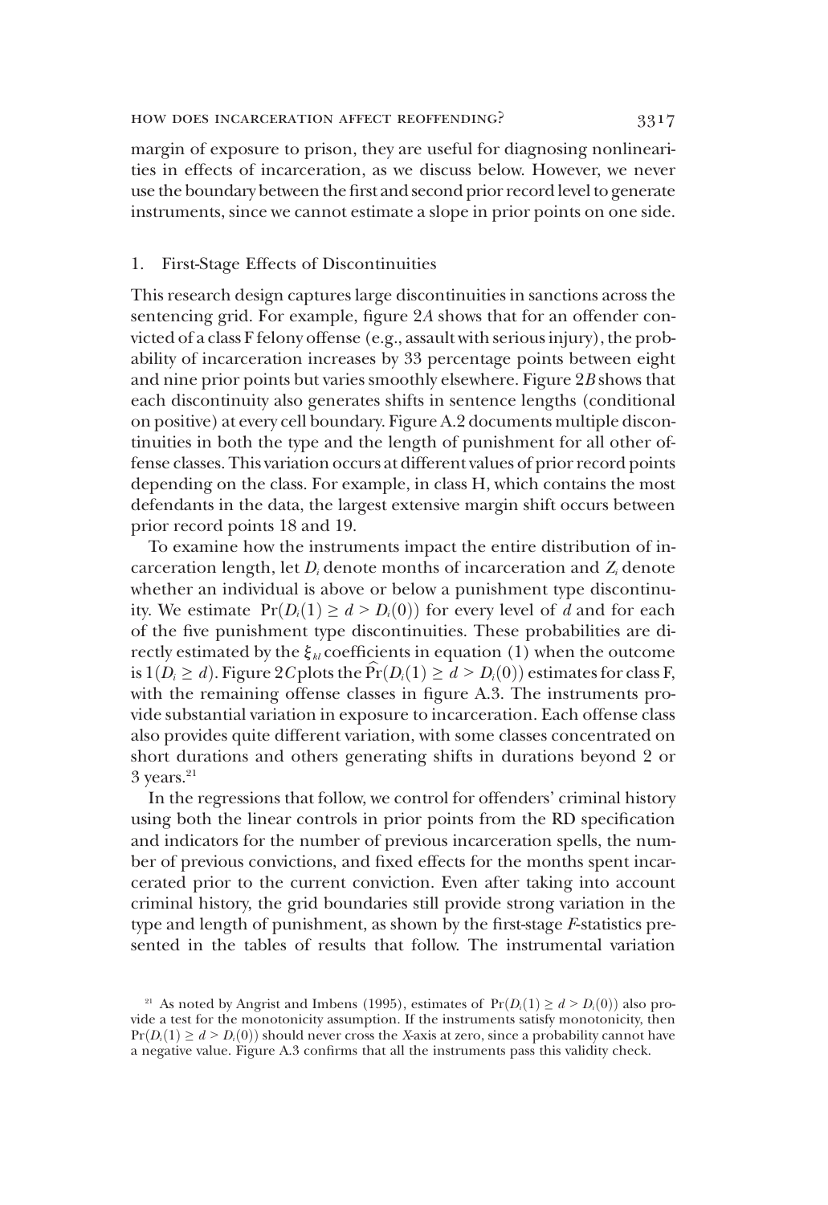margin of exposure to prison, they are useful for diagnosing nonlinearities in effects of incarceration, as we discuss below. However, we never use the boundary between the first and second prior record level to generate instruments, since we cannot estimate a slope in prior points on one side.

### 1. First-Stage Effects of Discontinuities

This research design captures large discontinuities in sanctions across the sentencing grid. For example, figure 2*A* shows that for an offender convicted of a class F felony offense (e.g., assault with serious injury), the probability of incarceration increases by 33 percentage points between eight and nine prior points but varies smoothly elsewhere. Figure 2*B* shows that each discontinuity also generates shifts in sentence lengths (conditional on positive) at every cell boundary. Figure A.2 documents multiple discontinuities in both the type and the length of punishment for all other offense classes. This variation occurs at different values of prior record points depending on the class. For example, in class H, which contains the most defendants in the data, the largest extensive margin shift occurs between prior record points 18 and 19.

To examine how the instruments impact the entire distribution of incarceration length, let $D_i$ denote months of incarceration and $Z_i$ denote whether an individual is above or below a punishment type discontinuity. We estimate $\Pr(D_i(1) \geq d > D_i(0))$ for every level of $d$ and for each of the five punishment type discontinuities. These probabilities are directly estimated by the $\xi_{kl}$ coefficients in equation (1) when the outcome is $1(D_i \geq d)$. Figure 2*C* plots the $\widehat{\Pr}(D_i(1) \geq d > D_i(0))$ estimates for class F, with the remaining offense classes in figure A.3. The instruments provide substantial variation in exposure to incarceration. Each offense class also provides quite different variation, with some classes concentrated on short durations and others generating shifts in durations beyond 2 or 3 years.[21]

In the regressions that follow, we control for offenders' criminal history using both the linear controls in prior points from the RD specification and indicators for the number of previous incarceration spells, the number of previous convictions, and fixed effects for the months spent incarcerated prior to the current conviction. Even after taking into account criminal history, the grid boundaries still provide strong variation in the type and length of punishment, as shown by the first-stage *F*-statistics presented in the tables of results that follow. The instrumental variation

[21] As noted by Angrist and Imbens (1995), estimates of $\Pr(D_i(1) \geq d > D_i(0))$ also provide a test for the monotonicity assumption. If the instruments satisfy monotonicity, then $\Pr(D_i(1) \geq d > D_i(0))$ should never cross the *X*-axis at zero, since a probability cannot have a negative value. Figure A.3 confirms that all the instruments pass this validity check.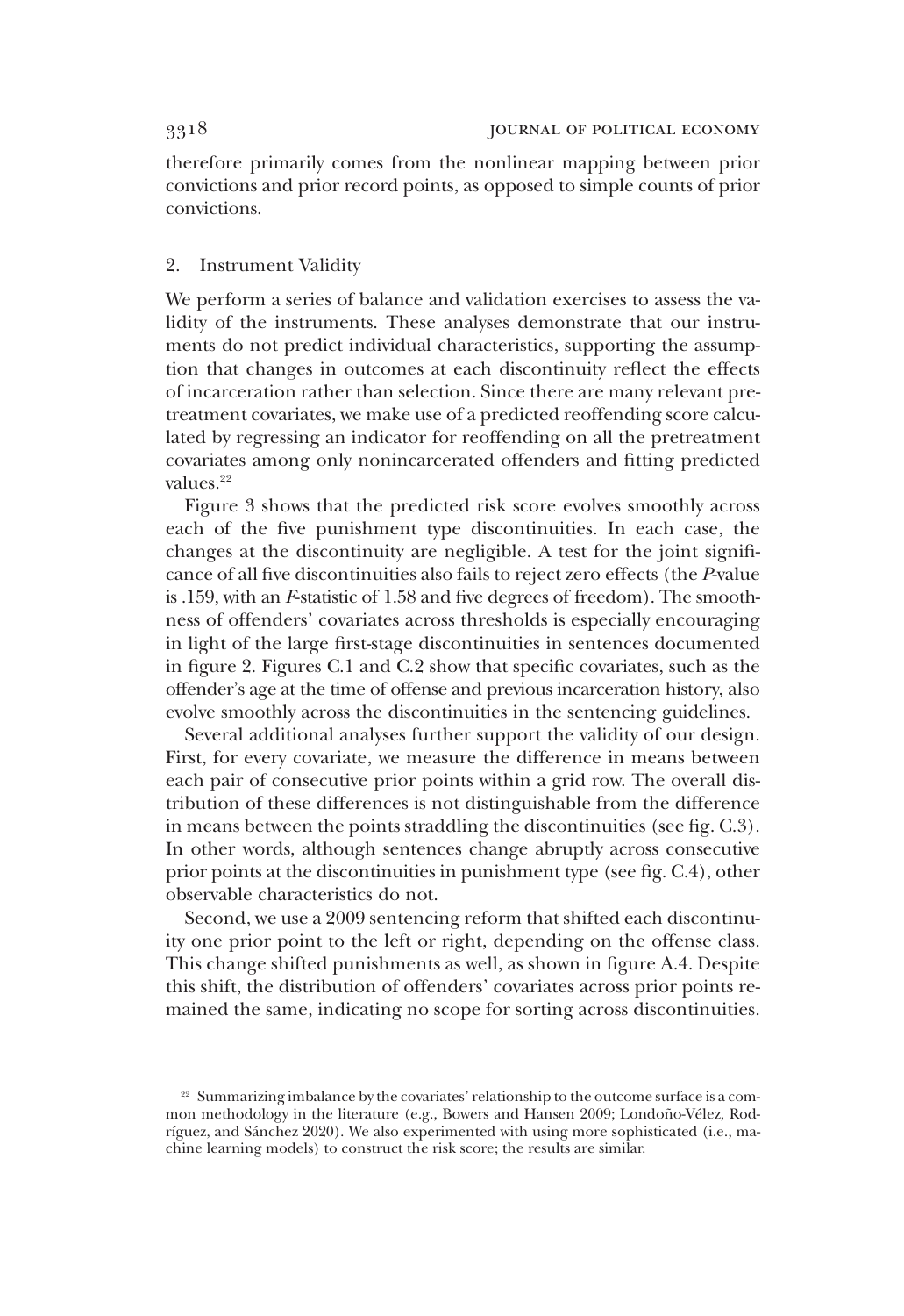therefore primarily comes from the nonlinear mapping between prior convictions and prior record points, as opposed to simple counts of prior convictions.

### 2. Instrument Validity

We perform a series of balance and validation exercises to assess the validity of the instruments. These analyses demonstrate that our instruments do not predict individual characteristics, supporting the assumption that changes in outcomes at each discontinuity reflect the effects of incarceration rather than selection. Since there are many relevant pretreatment covariates, we make use of a predicted reoffending score calculated by regressing an indicator for reoffending on all the pretreatment covariates among only nonincarcerated offenders and fitting predicted values.[22]

Figure 3 shows that the predicted risk score evolves smoothly across each of the five punishment type discontinuities. In each case, the changes at the discontinuity are negligible. A test for the joint significance of all five discontinuities also fails to reject zero effects (the $P$-value is .159, with an $F$-statistic of 1.58 and five degrees of freedom). The smoothness of offenders' covariates across thresholds is especially encouraging in light of the large first-stage discontinuities in sentences documented in figure 2. Figures C.1 and C.2 show that specific covariates, such as the offender's age at the time of offense and previous incarceration history, also evolve smoothly across the discontinuities in the sentencing guidelines.

Several additional analyses further support the validity of our design. First, for every covariate, we measure the difference in means between each pair of consecutive prior points within a grid row. The overall distribution of these differences is not distinguishable from the difference in means between the points straddling the discontinuities (see fig. C.3). In other words, although sentences change abruptly across consecutive prior points at the discontinuities in punishment type (see fig. C.4), other observable characteristics do not.

Second, we use a 2009 sentencing reform that shifted each discontinuity one prior point to the left or right, depending on the offense class. This change shifted punishments as well, as shown in figure A.4. Despite this shift, the distribution of offenders' covariates across prior points remained the same, indicating no scope for sorting across discontinuities.

[22] Summarizing imbalance by the covariates' relationship to the outcome surface is a common methodology in the literature (e.g., Bowers and Hansen 2009; Londoño-Vélez, Rodríguez, and Sánchez 2020). We also experimented with using more sophisticated (i.e., machine learning models) to construct the risk score; the results are similar.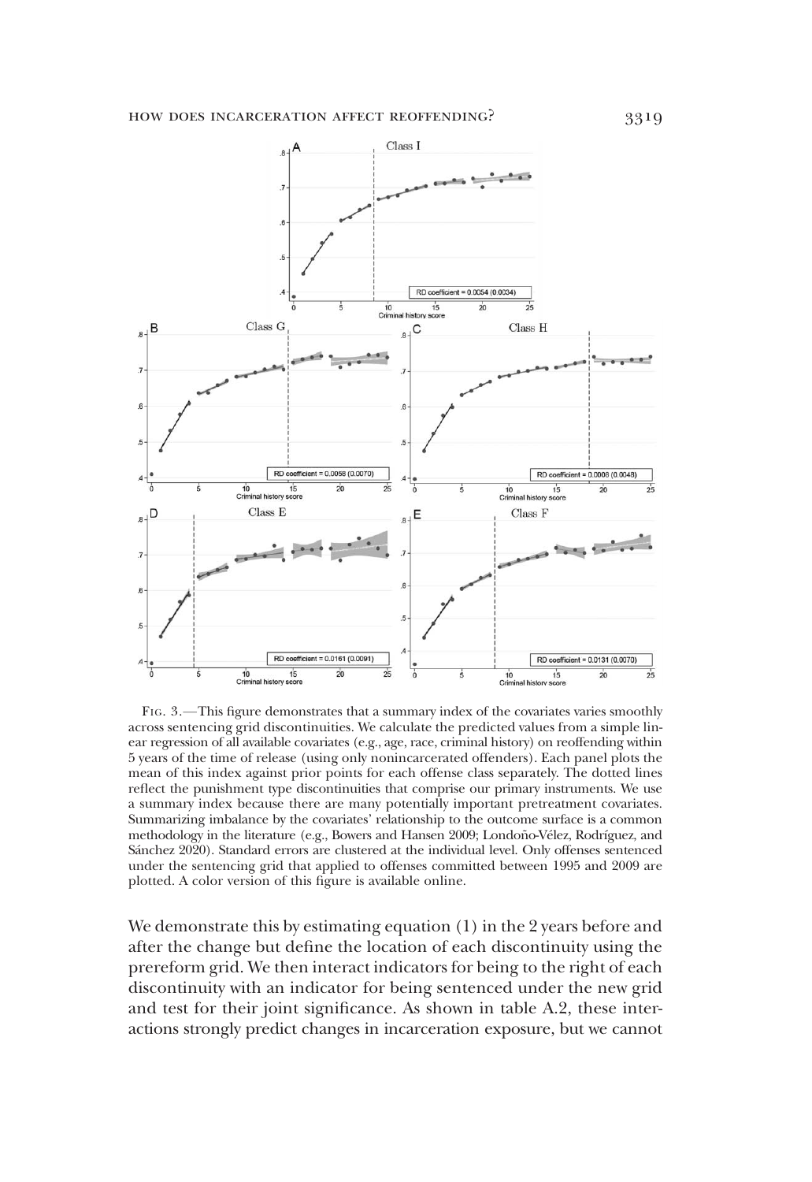Fig. 3.—This figure demonstrates that a summary index of the covariates varies smoothly across sentencing grid discontinuities. We calculate the predicted values from a simple linear regression of all available covariates (e.g., age, race, criminal history) on reoffending within 5 years of the time of release (using only nonincarcerated offenders). Each panel plots the mean of this index against prior points for each offense class separately. The dotted lines reflect the punishment type discontinuities that comprise our primary instruments. We use a summary index because there are many potentially important pretreatment covariates. Summarizing imbalance by the covariates' relationship to the outcome surface is a common methodology in the literature (e.g., Bowers and Hansen 2009; Londoño-Vélez, Rodríguez, and Sánchez 2020). Standard errors are clustered at the individual level. Only offenses sentenced under the sentencing grid that applied to offenses committed between 1995 and 2009 are plotted. A color version of this figure is available online.

We demonstrate this by estimating equation (1) in the 2 years before and after the change but define the location of each discontinuity using the prereform grid. We then interact indicators for being to the right of each discontinuity with an indicator for being sentenced under the new grid and test for their joint significance. As shown in table A.2, these interactions strongly predict changes in incarceration exposure, but we cannot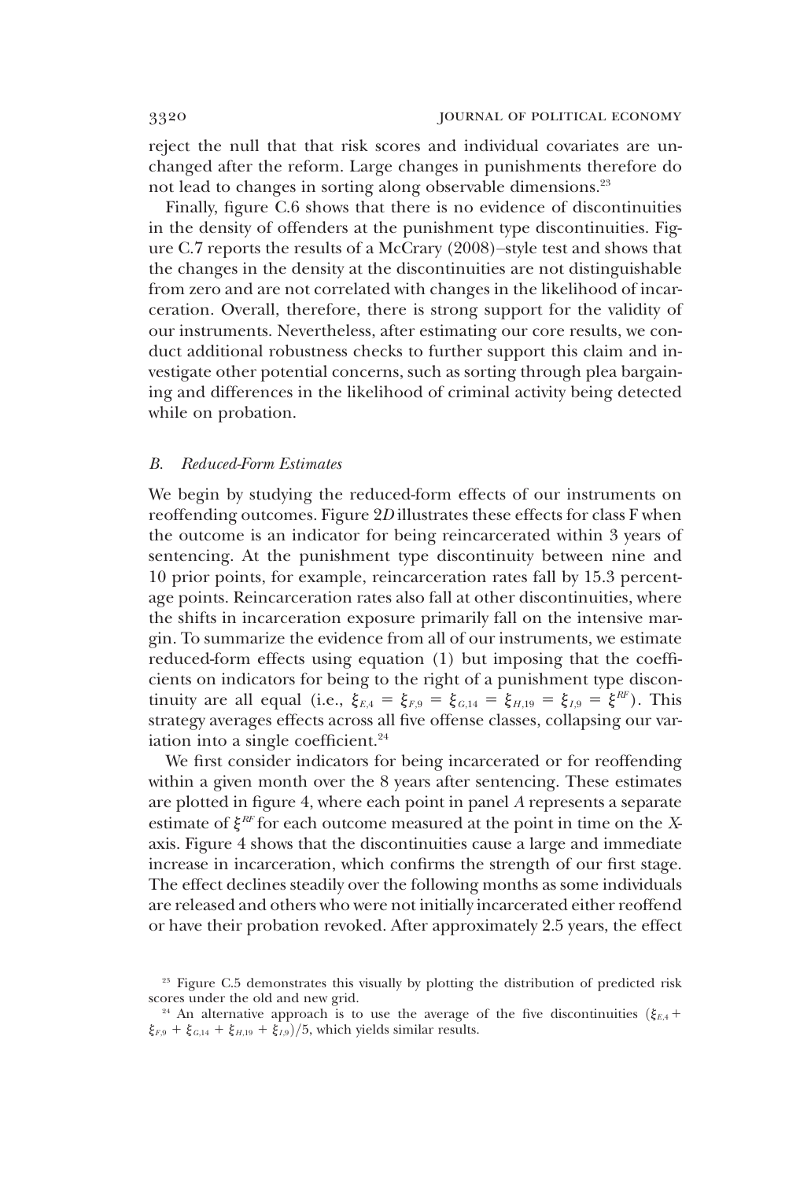reject the null that that risk scores and individual covariates are unchanged after the reform. Large changes in punishments therefore do not lead to changes in sorting along observable dimensions.[23]

Finally, figure C.6 shows that there is no evidence of discontinuities in the density of offenders at the punishment type discontinuities. Figure C.7 reports the results of a McCrary (2008)–style test and shows that the changes in the density at the discontinuities are not distinguishable from zero and are not correlated with changes in the likelihood of incarceration. Overall, therefore, there is strong support for the validity of our instruments. Nevertheless, after estimating our core results, we conduct additional robustness checks to further support this claim and investigate other potential concerns, such as sorting through plea bargaining and differences in the likelihood of criminal activity being detected while on probation.

### *B. Reduced-Form Estimates*

We begin by studying the reduced-form effects of our instruments on reoffending outcomes. Figure 2*D* illustrates these effects for class F when the outcome is an indicator for being reincarcerated within 3 years of sentencing. At the punishment type discontinuity between nine and 10 prior points, for example, reincarceration rates fall by 15.3 percentage points. Reincarceration rates also fall at other discontinuities, where the shifts in incarceration exposure primarily fall on the intensive margin. To summarize the evidence from all of our instruments, we estimate reduced-form effects using equation (1) but imposing that the coefficients on indicators for being to the right of a punishment type discontinuity are all equal (i.e., $\xi_{E,4} = \xi_{F,9} = \xi_{G,14} = \xi_{H,19} = \xi_{I,9} = \xi^{RF}$). This strategy averages effects across all five offense classes, collapsing our variation into a single coefficient.[24]

We first consider indicators for being incarcerated or for reoffending within a given month over the 8 years after sentencing. These estimates are plotted in figure 4, where each point in panel *A* represents a separate estimate of $\xi^{RF}$ for each outcome measured at the point in time on the *X*-axis. Figure 4 shows that the discontinuities cause a large and immediate increase in incarceration, which confirms the strength of our first stage. The effect declines steadily over the following months as some individuals are released and others who were not initially incarcerated either reoffend or have their probation revoked. After approximately 2.5 years, the effect

[23] Figure C.5 demonstrates this visually by plotting the distribution of predicted risk scores under the old and new grid.

[24] An alternative approach is to use the average of the five discontinuities $(\xi_{E,4} + \xi_{F,9} + \xi_{G,14} + \xi_{H,19} + \xi_{I,9})/5$, which yields similar results.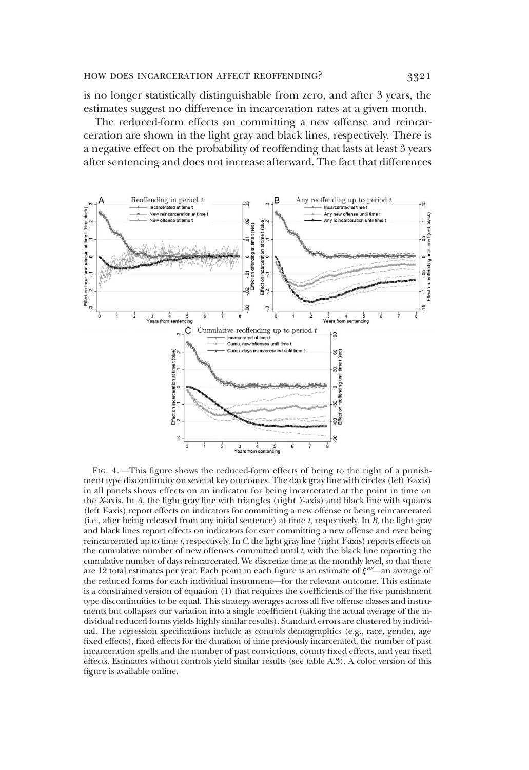is no longer statistically distinguishable from zero, and after 3 years, the estimates suggest no difference in incarceration rates at a given month.

The reduced-form effects on committing a new offense and reincarceration are shown in the light gray and black lines, respectively. There is a negative effect on the probability of reoffending that lasts at least 3 years after sentencing and does not increase afterward. The fact that differences

Fig. 4.—This figure shows the reduced-form effects of being to the right of a punishment type discontinuity on several key outcomes. The dark gray line with circles (left *Y*-axis) in all panels shows effects on an indicator for being incarcerated at the point in time on the *X*-axis. In *A*, the light gray line with triangles (right *Y*-axis) and black line with squares (left *Y*-axis) report effects on indicators for committing a new offense or being reincarcerated (i.e., after being released from any initial sentence) at time *t*, respectively. In *B*, the light gray and black lines report effects on indicators for ever committing a new offense and ever being reincarcerated up to time *t*, respectively. In *C*, the light gray line (right *Y*-axis) reports effects on the cumulative number of new offenses committed until *t*, with the black line reporting the cumulative number of days reincarcerated. We discretize time at the monthly level, so that there are 12 total estimates per year. Each point in each figure is an estimate of $\xi^{RF}$—an average of the reduced forms for each individual instrument—for the relevant outcome. This estimate is a constrained version of equation (1) that requires the coefficients of the five punishment type discontinuities to be equal. This strategy averages across all five offense classes and instruments but collapses our variation into a single coefficient (taking the actual average of the individual reduced forms yields highly similar results). Standard errors are clustered by individual. The regression specifications include as controls demographics (e.g., race, gender, age fixed effects), fixed effects for the duration of time previously incarcerated, the number of past incarceration spells and the number of past convictions, county fixed effects, and year fixed effects. Estimates without controls yield similar results (see table A.3). A color version of this figure is available online.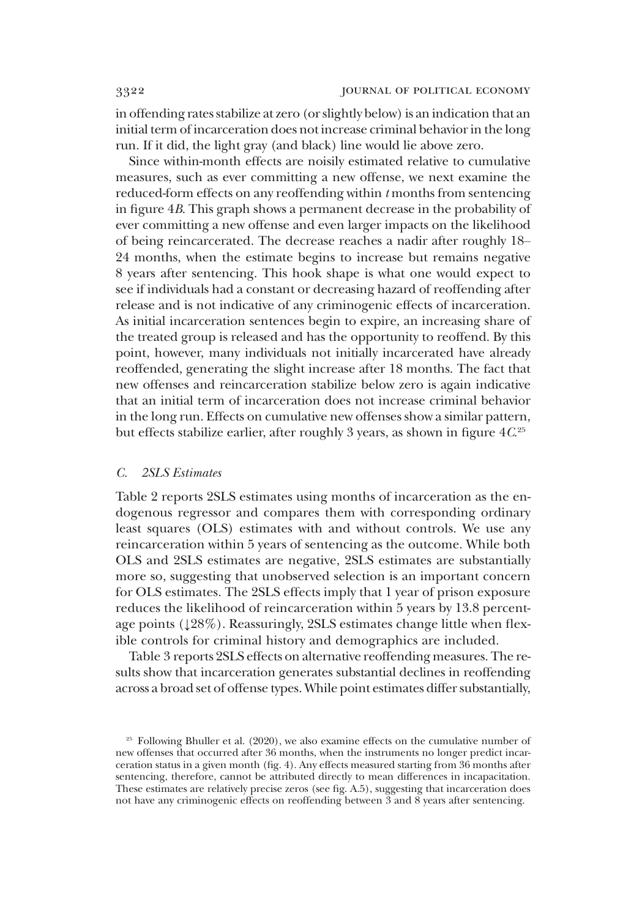in offending rates stabilize at zero (or slightly below) is an indication that an initial term of incarceration does not increase criminal behavior in the long run. If it did, the light gray (and black) line would lie above zero.

Since within-month effects are noisily estimated relative to cumulative measures, such as ever committing a new offense, we next examine the reduced-form effects on any reoffending within *t* months from sentencing in figure 4*B*. This graph shows a permanent decrease in the probability of ever committing a new offense and even larger impacts on the likelihood of being reincarcerated. The decrease reaches a nadir after roughly 18–24 months, when the estimate begins to increase but remains negative 8 years after sentencing. This hook shape is what one would expect to see if individuals had a constant or decreasing hazard of reoffending after release and is not indicative of any criminogenic effects of incarceration. As initial incarceration sentences begin to expire, an increasing share of the treated group is released and has the opportunity to reoffend. By this point, however, many individuals not initially incarcerated have already reoffended, generating the slight increase after 18 months. The fact that new offenses and reincarceration stabilize below zero is again indicative that an initial term of incarceration does not increase criminal behavior in the long run. Effects on cumulative new offenses show a similar pattern, but effects stabilize earlier, after roughly 3 years, as shown in figure 4*C*.[25]

### *C. 2SLS Estimates*

Table 2 reports 2SLS estimates using months of incarceration as the endogenous regressor and compares them with corresponding ordinary least squares (OLS) estimates with and without controls. We use any reincarceration within 5 years of sentencing as the outcome. While both OLS and 2SLS estimates are negative, 2SLS estimates are substantially more so, suggesting that unobserved selection is an important concern for OLS estimates. The 2SLS effects imply that 1 year of prison exposure reduces the likelihood of reincarceration within 5 years by 13.8 percentage points (↓28%). Reassuringly, 2SLS estimates change little when flexible controls for criminal history and demographics are included.

Table 3 reports 2SLS effects on alternative reoffending measures. The results show that incarceration generates substantial declines in reoffending across a broad set of offense types. While point estimates differ substantially,

[25] Following Bhuller et al. (2020), we also examine effects on the cumulative number of new offenses that occurred after 36 months, when the instruments no longer predict incarceration status in a given month (fig. 4). Any effects measured starting from 36 months after sentencing, therefore, cannot be attributed directly to mean differences in incapacitation. These estimates are relatively precise zeros (see fig. A.5), suggesting that incarceration does not have any criminogenic effects on reoffending between 3 and 8 years after sentencing.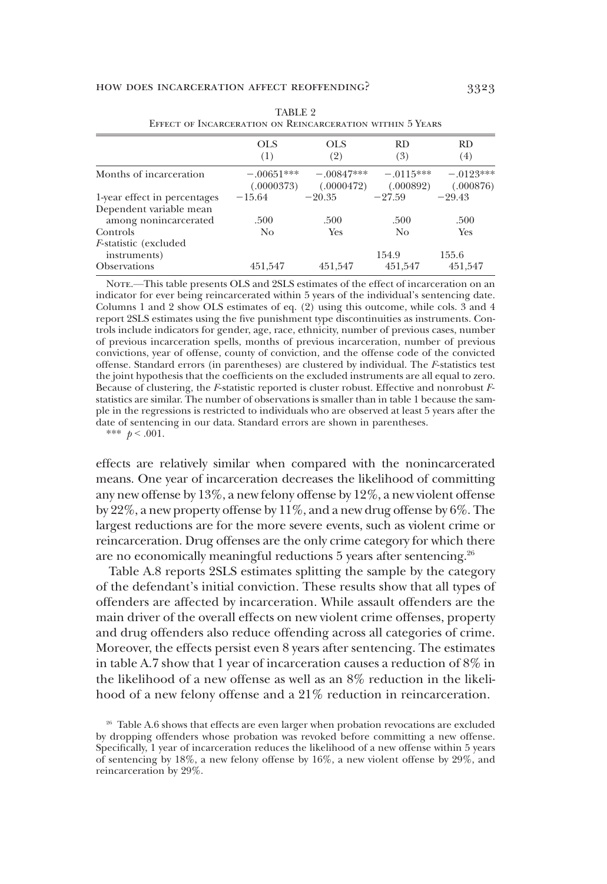TABLE 2
EFFECT OF INCARCERATION ON REINCARCERATION WITHIN 5 YEARS

| | OLS (1) | OLS (2) | RD (3) | RD (4) |
|---|---|---|---|---|
| Months of incarceration | −.00651*** (.0000373) | −.00847*** (.0000472) | −.0115*** (.000892) | −.0123*** (.000876) |
| 1-year effect in percentages | −15.64 | −20.35 | −27.59 | −29.43 |
| Dependent variable mean among nonincarcerated | .500 | .500 | .500 | .500 |
| Controls | No | Yes | No | Yes |
| *F*-statistic (excluded instruments) | | | 154.9 | 155.6 |
| Observations | 451,547 | 451,547 | 451,547 | 451,547 |

NOTE.—This table presents OLS and 2SLS estimates of the effect of incarceration on an indicator for ever being reincarcerated within 5 years of the individual's sentencing date. Columns 1 and 2 show OLS estimates of eq. (2) using this outcome, while cols. 3 and 4 report 2SLS estimates using the five punishment type discontinuities as instruments. Controls include indicators for gender, age, race, ethnicity, number of previous cases, number of previous incarceration spells, months of previous incarceration, number of previous convictions, year of offense, county of conviction, and the offense code of the convicted offense. Standard errors (in parentheses) are clustered by individual. The *F*-statistics test the joint hypothesis that the coefficients on the excluded instruments are all equal to zero. Because of clustering, the *F*-statistic reported is cluster robust. Effective and nonrobust *F*-statistics are similar. The number of observations is smaller than in table 1 because the sample in the regressions is restricted to individuals who are observed at least 5 years after the date of sentencing in our data. Standard errors are shown in parentheses.

*** $p < .001$.

effects are relatively similar when compared with the nonincarcerated means. One year of incarceration decreases the likelihood of committing any new offense by 13%, a new felony offense by 12%, a new violent offense by 22%, a new property offense by 11%, and a new drug offense by 6%. The largest reductions are for the more severe events, such as violent crime or reincarceration. Drug offenses are the only crime category for which there are no economically meaningful reductions 5 years after sentencing.[26]

Table A.8 reports 2SLS estimates splitting the sample by the category of the defendant's initial conviction. These results show that all types of offenders are affected by incarceration. While assault offenders are the main driver of the overall effects on new violent crime offenses, property and drug offenders also reduce offending across all categories of crime. Moreover, the effects persist even 8 years after sentencing. The estimates in table A.7 show that 1 year of incarceration causes a reduction of 8% in the likelihood of a new offense as well as an 8% reduction in the likelihood of a new felony offense and a 21% reduction in reincarceration.

[26] Table A.6 shows that effects are even larger when probation revocations are excluded by dropping offenders whose probation was revoked before committing a new offense. Specifically, 1 year of incarceration reduces the likelihood of a new offense within 5 years of sentencing by 18%, a new felony offense by 16%, a new violent offense by 29%, and reincarceration by 29%.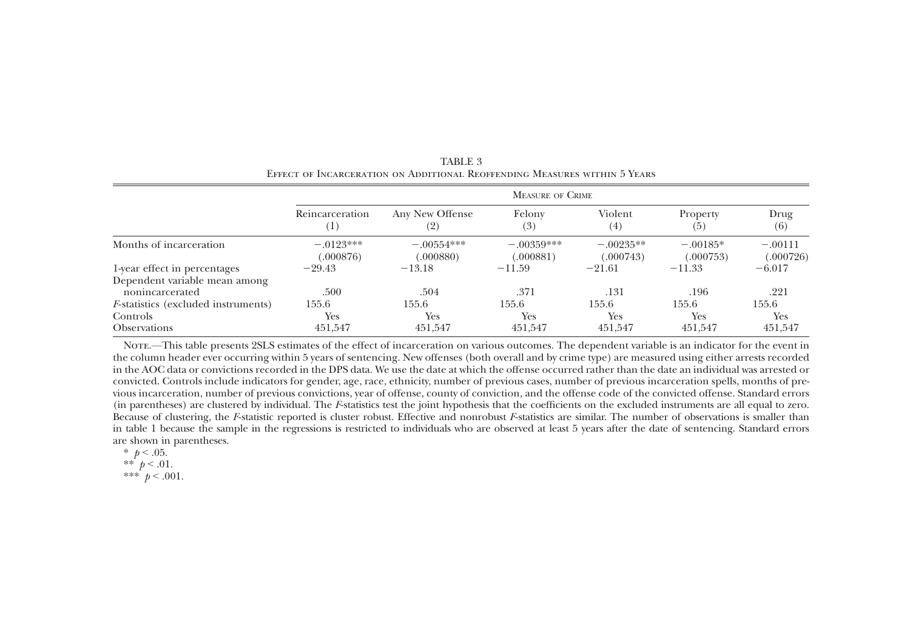TABLE 3

Effect of Incarceration on Additional Reoffending Measures within 5 Years

| | Measure of Crime | | | | | |
|---|---|---|---|---|---|---|
| | Reincarceration (1) | Any New Offense (2) | Felony (3) | Violent (4) | Property (5) | Drug (6) |
| Months of incarceration | −.0123*** (.000876) | −.00554*** (.000880) | −.00359*** (.000881) | −.00235** (.000743) | −.00185* (.000753) | −.00111 (.000726) |
| 1-year effect in percentages | −29.43 | −13.18 | −11.59 | −21.61 | −11.33 | −6.017 |
| Dependent variable mean among nonincarcerated | .500 | .504 | .371 | .131 | .196 | .221 |
| *F*-statistics (excluded instruments) | 155.6 | 155.6 | 155.6 | 155.6 | 155.6 | 155.6 |
| Controls | Yes | Yes | Yes | Yes | Yes | Yes |
| Observations | 451,547 | 451,547 | 451,547 | 451,547 | 451,547 | 451,547 |

Note.—This table presents 2SLS estimates of the effect of incarceration on various outcomes. The dependent variable is an indicator for the event in the column header ever occurring within 5 years of sentencing. New offenses (both overall and by crime type) are measured using either arrests recorded in the AOC data or convictions recorded in the DPS data. We use the date at which the offense occurred rather than the date an individual was arrested or convicted. Controls include indicators for gender, age, race, ethnicity, number of previous cases, number of previous incarceration spells, months of previous incarceration, number of previous convictions, year of offense, county of conviction, and the offense code of the convicted offense. Standard errors (in parentheses) are clustered by individual. The *F*-statistics test the joint hypothesis that the coefficients on the excluded instruments are all equal to zero. Because of clustering, the *F*-statistic reported is cluster robust. Effective and nonrobust *F*-statistics are similar. The number of observations is smaller than in table 1 because the sample in the regressions is restricted to individuals who are observed at least 5 years after the date of sentencing. Standard errors are shown in parentheses.

\* $p < .05$.

\*\* $p < .01$.

\*\*\* $p < .001$.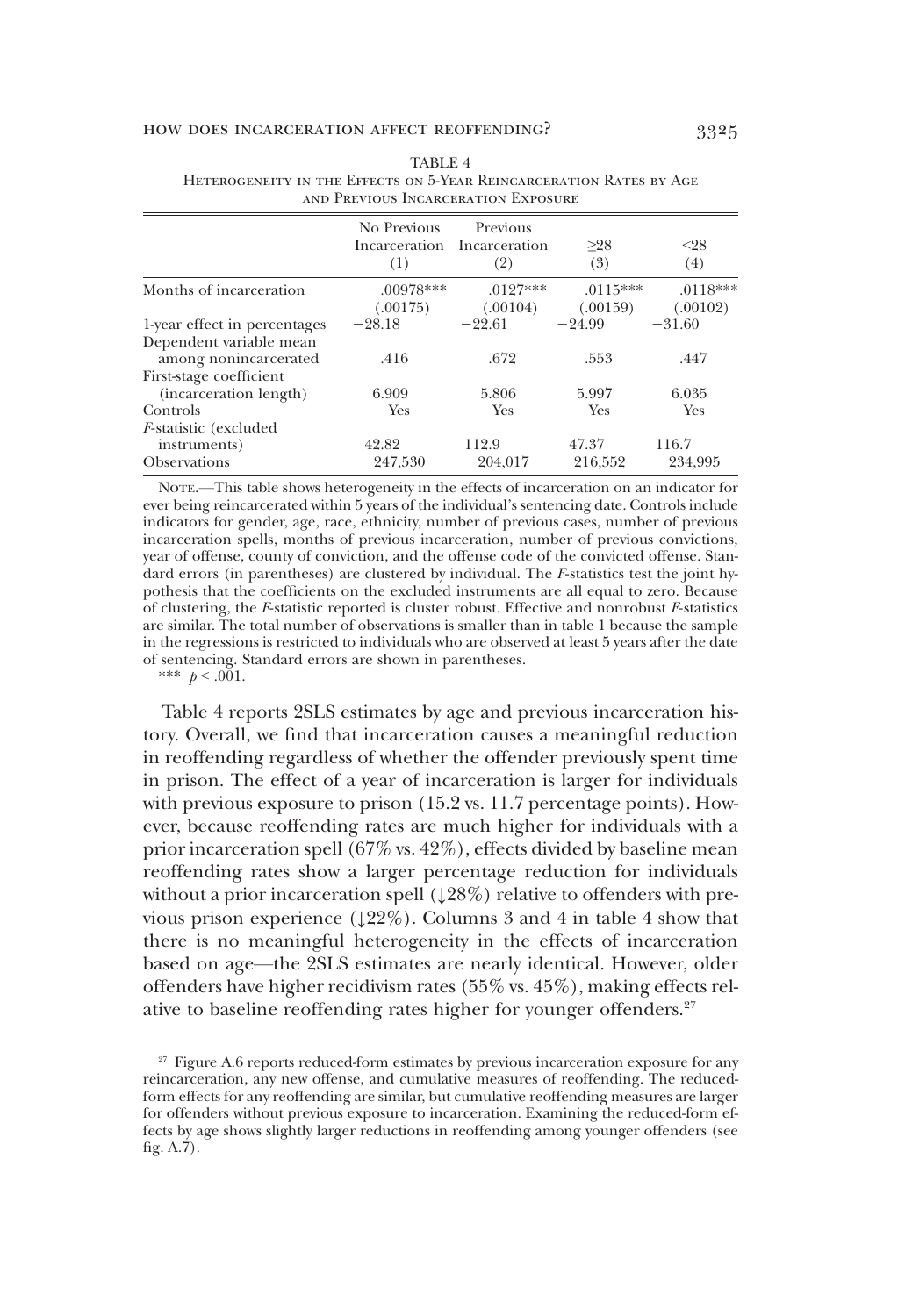TABLE 4

Heterogeneity in the Effects on 5-Year Reincarceration Rates by Age and Previous Incarceration Exposure

| | No Previous Incarceration (1) | Previous Incarceration (2) | ≥28 (3) | <28 (4) |
|---|---|---|---|---|
| Months of incarceration | −.00978*** | −.0127*** | −.0115*** | −.0118*** |
| | (.00175) | (.00104) | (.00159) | (.00102) |
| 1-year effect in percentages | −28.18 | −22.61 | −24.99 | −31.60 |
| Dependent variable mean among nonincarcerated | .416 | .672 | .553 | .447 |
| First-stage coefficient (incarceration length) | 6.909 | 5.806 | 5.997 | 6.035 |
| Controls | Yes | Yes | Yes | Yes |
| *F*-statistic (excluded instruments) | 42.82 | 112.9 | 47.37 | 116.7 |
| Observations | 247,530 | 204,017 | 216,552 | 234,995 |

Note.—This table shows heterogeneity in the effects of incarceration on an indicator for ever being reincarcerated within 5 years of the individual's sentencing date. Controls include indicators for gender, age, race, ethnicity, number of previous cases, number of previous incarceration spells, months of previous incarceration, number of previous convictions, year of offense, county of conviction, and the offense code of the convicted offense. Standard errors (in parentheses) are clustered by individual. The *F*-statistics test the joint hypothesis that the coefficients on the excluded instruments are all equal to zero. Because of clustering, the *F*-statistic reported is cluster robust. Effective and nonrobust *F*-statistics are similar. The total number of observations is smaller than in table 1 because the sample in the regressions is restricted to individuals who are observed at least 5 years after the date of sentencing. Standard errors are shown in parentheses.

*** $p < .001$.

Table 4 reports 2SLS estimates by age and previous incarceration history. Overall, we find that incarceration causes a meaningful reduction in reoffending regardless of whether the offender previously spent time in prison. The effect of a year of incarceration is larger for individuals with previous exposure to prison (15.2 vs. 11.7 percentage points). However, because reoffending rates are much higher for individuals with a prior incarceration spell (67% vs. 42%), effects divided by baseline mean reoffending rates show a larger percentage reduction for individuals without a prior incarceration spell (↓28%) relative to offenders with previous prison experience (↓22%). Columns 3 and 4 in table 4 show that there is no meaningful heterogeneity in the effects of incarceration based on age—the 2SLS estimates are nearly identical. However, older offenders have higher recidivism rates (55% vs. 45%), making effects relative to baseline reoffending rates higher for younger offenders.[27]

[27] Figure A.6 reports reduced-form estimates by previous incarceration exposure for any reincarceration, any new offense, and cumulative measures of reoffending. The reduced-form effects for any reoffending are similar, but cumulative reoffending measures are larger for offenders without previous exposure to incarceration. Examining the reduced-form effects by age shows slightly larger reductions in reoffending among younger offenders (see fig. A.7).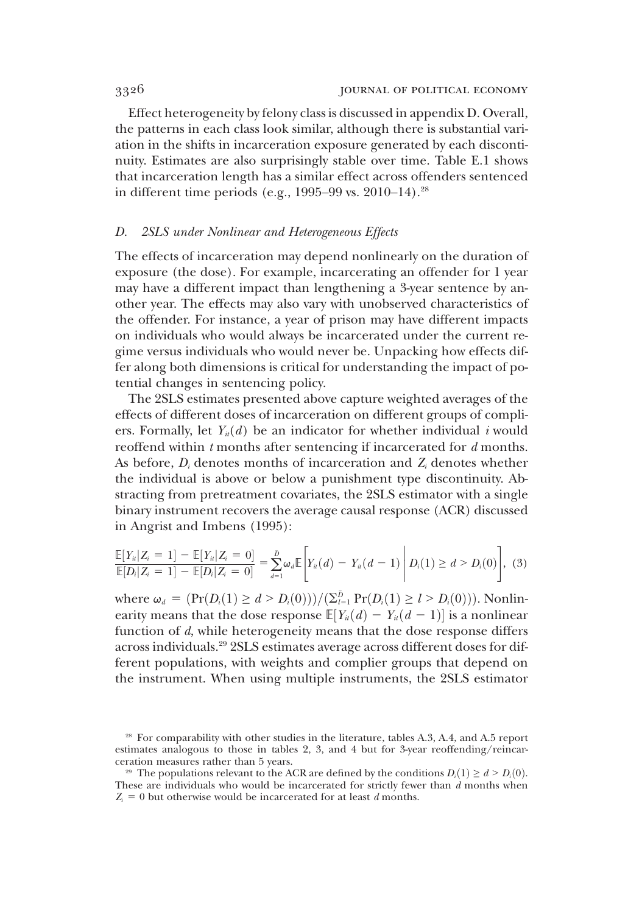Effect heterogeneity by felony class is discussed in appendix D. Overall, the patterns in each class look similar, although there is substantial variation in the shifts in incarceration exposure generated by each discontinuity. Estimates are also surprisingly stable over time. Table E.1 shows that incarceration length has a similar effect across offenders sentenced in different time periods (e.g., 1995–99 vs. 2010–14).[28]

### D. 2SLS under Nonlinear and Heterogeneous Effects

The effects of incarceration may depend nonlinearly on the duration of exposure (the dose). For example, incarcerating an offender for 1 year may have a different impact than lengthening a 3-year sentence by another year. The effects may also vary with unobserved characteristics of the offender. For instance, a year of prison may have different impacts on individuals who would always be incarcerated under the current regime versus individuals who would never be. Unpacking how effects differ along both dimensions is critical for understanding the impact of potential changes in sentencing policy.

The 2SLS estimates presented above capture weighted averages of the effects of different doses of incarceration on different groups of compliers. Formally, let $Y_{it}(d)$ be an indicator for whether individual $i$ would reoffend within $t$ months after sentencing if incarcerated for $d$ months. As before, $D_i$ denotes months of incarceration and $Z_i$ denotes whether the individual is above or below a punishment type discontinuity. Abstracting from pretreatment covariates, the 2SLS estimator with a single binary instrument recovers the average causal response (ACR) discussed in Angrist and Imbens (1995):

$$\frac{\mathbb{E}[Y_{it}|Z_i = 1] - \mathbb{E}[Y_{it}|Z_i = 0]}{\mathbb{E}[D_i|Z_i = 1] - \mathbb{E}[D_i|Z_i = 0]} = \sum_{d=1}^{\bar{D}} \omega_d \mathbb{E}\left[Y_{it}(d) - Y_{it}(d-1) \,\middle|\, D_i(1) \geq d > D_i(0)\right], \quad (3)$$

where $\omega_d = (\Pr(D_i(1) \geq d > D_i(0)))/(\sum_{l=1}^{\bar{D}} \Pr(D_i(1) \geq l > D_i(0)))$. Nonlinearity means that the dose response $\mathbb{E}[Y_{it}(d) - Y_{it}(d-1)]$ is a nonlinear function of $d$, while heterogeneity means that the dose response differs across individuals.[29] 2SLS estimates average across different doses for different populations, with weights and complier groups that depend on the instrument. When using multiple instruments, the 2SLS estimator

[28] For comparability with other studies in the literature, tables A.3, A.4, and A.5 report estimates analogous to those in tables 2, 3, and 4 but for 3-year reoffending/reincarceration measures rather than 5 years.

[29] The populations relevant to the ACR are defined by the conditions $D_i(1) \geq d > D_i(0)$. These are individuals who would be incarcerated for strictly fewer than $d$ months when $Z_i = 0$ but otherwise would be incarcerated for at least $d$ months.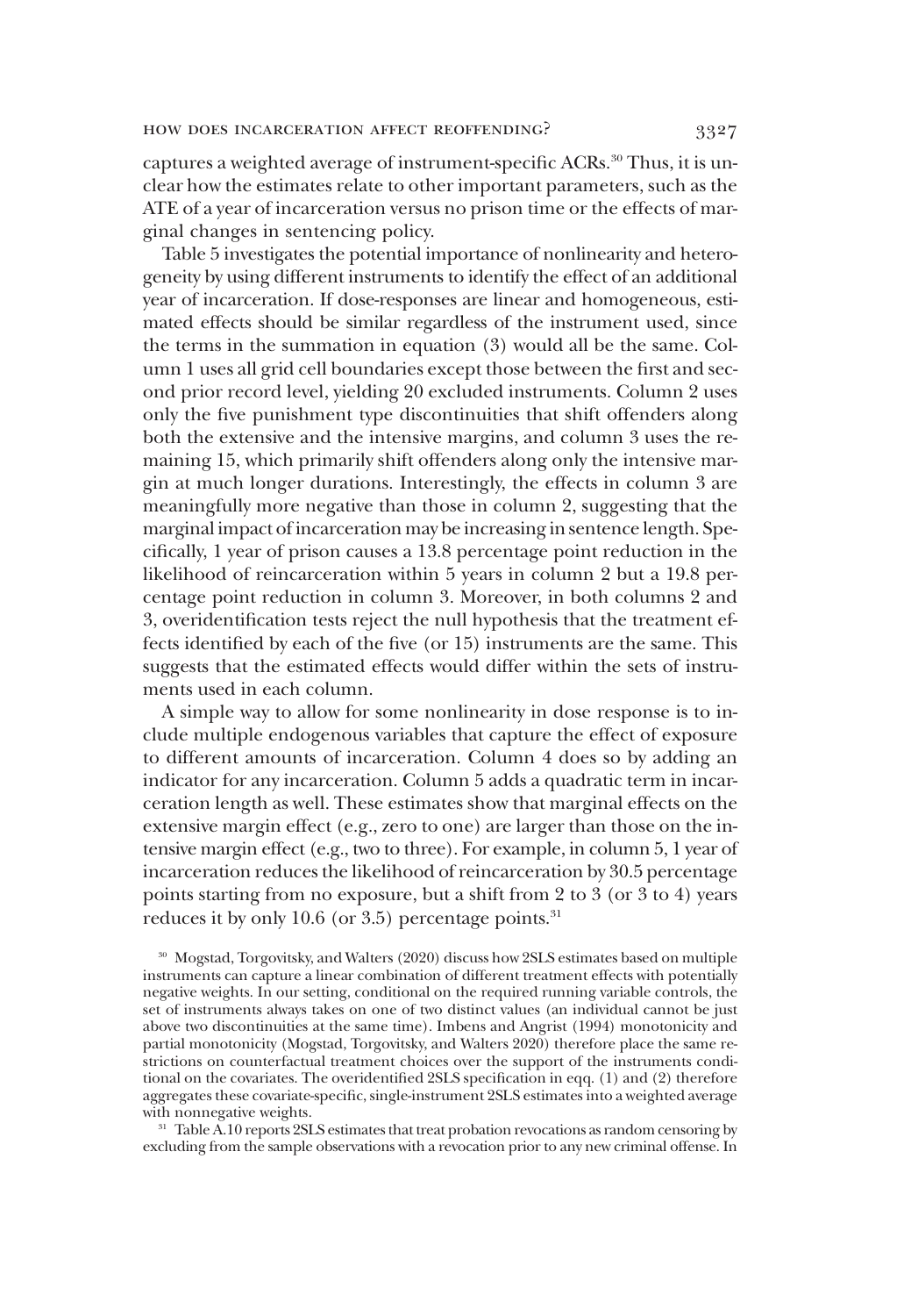captures a weighted average of instrument-specific ACRs.[30] Thus, it is unclear how the estimates relate to other important parameters, such as the ATE of a year of incarceration versus no prison time or the effects of marginal changes in sentencing policy.

Table 5 investigates the potential importance of nonlinearity and heterogeneity by using different instruments to identify the effect of an additional year of incarceration. If dose-responses are linear and homogeneous, estimated effects should be similar regardless of the instrument used, since the terms in the summation in equation (3) would all be the same. Column 1 uses all grid cell boundaries except those between the first and second prior record level, yielding 20 excluded instruments. Column 2 uses only the five punishment type discontinuities that shift offenders along both the extensive and the intensive margins, and column 3 uses the remaining 15, which primarily shift offenders along only the intensive margin at much longer durations. Interestingly, the effects in column 3 are meaningfully more negative than those in column 2, suggesting that the marginal impact of incarceration may be increasing in sentence length. Specifically, 1 year of prison causes a 13.8 percentage point reduction in the likelihood of reincarceration within 5 years in column 2 but a 19.8 percentage point reduction in column 3. Moreover, in both columns 2 and 3, overidentification tests reject the null hypothesis that the treatment effects identified by each of the five (or 15) instruments are the same. This suggests that the estimated effects would differ within the sets of instruments used in each column.

A simple way to allow for some nonlinearity in dose response is to include multiple endogenous variables that capture the effect of exposure to different amounts of incarceration. Column 4 does so by adding an indicator for any incarceration. Column 5 adds a quadratic term in incarceration length as well. These estimates show that marginal effects on the extensive margin effect (e.g., zero to one) are larger than those on the intensive margin effect (e.g., two to three). For example, in column 5, 1 year of incarceration reduces the likelihood of reincarceration by 30.5 percentage points starting from no exposure, but a shift from 2 to 3 (or 3 to 4) years reduces it by only 10.6 (or 3.5) percentage points.[31]

[30] Mogstad, Torgovitsky, and Walters (2020) discuss how 2SLS estimates based on multiple instruments can capture a linear combination of different treatment effects with potentially negative weights. In our setting, conditional on the required running variable controls, the set of instruments always takes on one of two distinct values (an individual cannot be just above two discontinuities at the same time). Imbens and Angrist (1994) monotonicity and partial monotonicity (Mogstad, Torgovitsky, and Walters 2020) therefore place the same restrictions on counterfactual treatment choices over the support of the instruments conditional on the covariates. The overidentified 2SLS specification in eqq. (1) and (2) therefore aggregates these covariate-specific, single-instrument 2SLS estimates into a weighted average with nonnegative weights.

[31] Table A.10 reports 2SLS estimates that treat probation revocations as random censoring by excluding from the sample observations with a revocation prior to any new criminal offense. In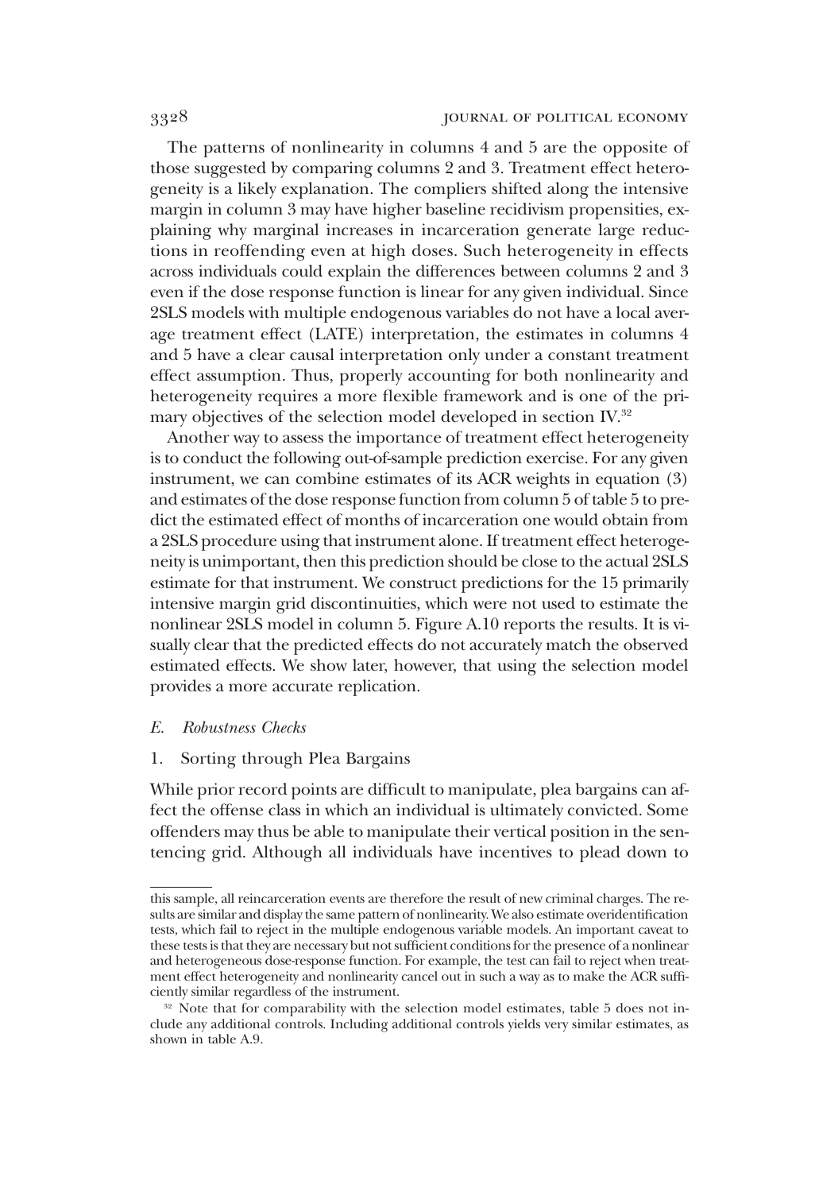The patterns of nonlinearity in columns 4 and 5 are the opposite of those suggested by comparing columns 2 and 3. Treatment effect heterogeneity is a likely explanation. The compliers shifted along the intensive margin in column 3 may have higher baseline recidivism propensities, explaining why marginal increases in incarceration generate large reductions in reoffending even at high doses. Such heterogeneity in effects across individuals could explain the differences between columns 2 and 3 even if the dose response function is linear for any given individual. Since 2SLS models with multiple endogenous variables do not have a local average treatment effect (LATE) interpretation, the estimates in columns 4 and 5 have a clear causal interpretation only under a constant treatment effect assumption. Thus, properly accounting for both nonlinearity and heterogeneity requires a more flexible framework and is one of the primary objectives of the selection model developed in section IV.[32]

Another way to assess the importance of treatment effect heterogeneity is to conduct the following out-of-sample prediction exercise. For any given instrument, we can combine estimates of its ACR weights in equation (3) and estimates of the dose response function from column 5 of table 5 to predict the estimated effect of months of incarceration one would obtain from a 2SLS procedure using that instrument alone. If treatment effect heterogeneity is unimportant, then this prediction should be close to the actual 2SLS estimate for that instrument. We construct predictions for the 15 primarily intensive margin grid discontinuities, which were not used to estimate the nonlinear 2SLS model in column 5. Figure A.10 reports the results. It is visually clear that the predicted effects do not accurately match the observed estimated effects. We show later, however, that using the selection model provides a more accurate replication.

### *E. Robustness Checks*

#### 1. Sorting through Plea Bargains

While prior record points are difficult to manipulate, plea bargains can affect the offense class in which an individual is ultimately convicted. Some offenders may thus be able to manipulate their vertical position in the sentencing grid. Although all individuals have incentives to plead down to

---

this sample, all reincarceration events are therefore the result of new criminal charges. The results are similar and display the same pattern of nonlinearity. We also estimate overidentification tests, which fail to reject in the multiple endogenous variable models. An important caveat to these tests is that they are necessary but not sufficient conditions for the presence of a nonlinear and heterogeneous dose-response function. For example, the test can fail to reject when treatment effect heterogeneity and nonlinearity cancel out in such a way as to make the ACR sufficiently similar regardless of the instrument.

[32] Note that for comparability with the selection model estimates, table 5 does not include any additional controls. Including additional controls yields very similar estimates, as shown in table A.9.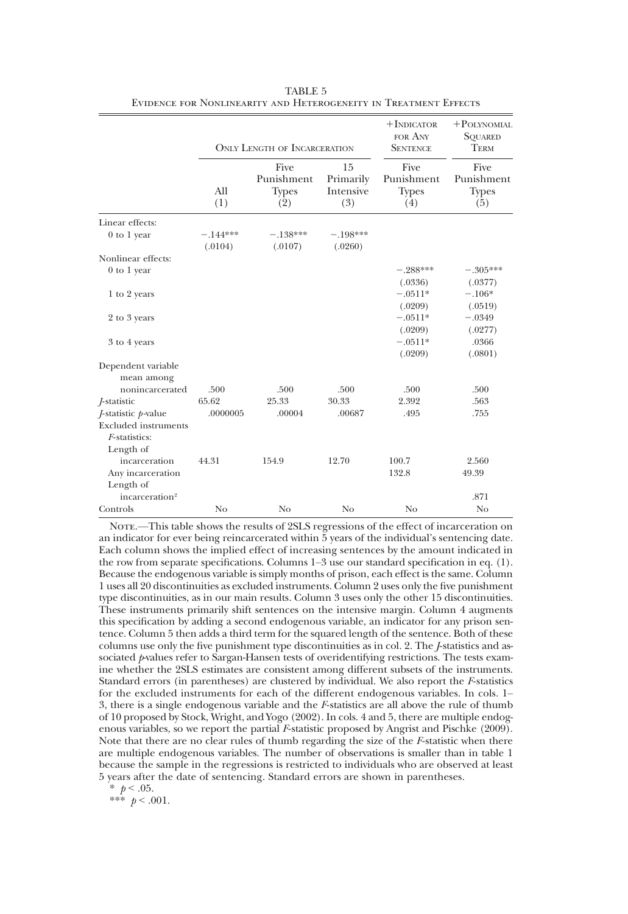TABLE 5
EVIDENCE FOR NONLINEARITY AND HETEROGENEITY IN TREATMENT EFFECTS

| | ONLY LENGTH OF INCARCERATION | | | +INDICATOR FOR ANY SENTENCE | +POLYNOMIAL SQUARED TERM |
|---|---|---|---|---|---|
| | All (1) | Five Punishment Types (2) | 15 Primarily Intensive (3) | Five Punishment Types (4) | Five Punishment Types (5) |
| Linear effects: | | | | | |
| 0 to 1 year | −.144*** | −.138*** | −.198*** | | |
| | (.0104) | (.0107) | (.0260) | | |
| Nonlinear effects: | | | | | |
| 0 to 1 year | | | | −.288*** | −.305*** |
| | | | | (.0336) | (.0377) |
| 1 to 2 years | | | | −.0511* | −.106* |
| | | | | (.0209) | (.0519) |
| 2 to 3 years | | | | −.0511* | −.0349 |
| | | | | (.0209) | (.0277) |
| 3 to 4 years | | | | −.0511* | .0366 |
| | | | | (.0209) | (.0801) |
| Dependent variable mean among nonincarcerated | .500 | .500 | .500 | .500 | .500 |
| $J$-statistic | 65.62 | 25.33 | 30.33 | 2.392 | .563 |
| $J$-statistic $p$-value | .0000005 | .00004 | .00687 | .495 | .755 |
| Excluded instruments $F$-statistics: | | | | | |
| Length of incarceration | 44.31 | 154.9 | 12.70 | 100.7 | 2.560 |
| Any incarceration | | | | 132.8 | 49.39 |
| Length of incarceration$^2$ | | | | | .871 |
| Controls | No | No | No | No | No |

NOTE.—This table shows the results of 2SLS regressions of the effect of incarceration on an indicator for ever being reincarcerated within 5 years of the individual's sentencing date. Each column shows the implied effect of increasing sentences by the amount indicated in the row from separate specifications. Columns 1–3 use our standard specification in eq. (1). Because the endogenous variable is simply months of prison, each effect is the same. Column 1 uses all 20 discontinuities as excluded instruments. Column 2 uses only the five punishment type discontinuities, as in our main results. Column 3 uses only the other 15 discontinuities. These instruments primarily shift sentences on the intensive margin. Column 4 augments this specification by adding a second endogenous variable, an indicator for any prison sentence. Column 5 then adds a third term for the squared length of the sentence. Both of these columns use only the five punishment type discontinuities as in col. 2. The $J$-statistics and associated $p$-values refer to Sargan-Hansen tests of overidentifying restrictions. The tests examine whether the 2SLS estimates are consistent among different subsets of the instruments. Standard errors (in parentheses) are clustered by individual. We also report the $F$-statistics for the excluded instruments for each of the different endogenous variables. In cols. 1–3, there is a single endogenous variable and the $F$-statistics are all above the rule of thumb of 10 proposed by Stock, Wright, and Yogo (2002). In cols. 4 and 5, there are multiple endogenous variables, so we report the partial $F$-statistic proposed by Angrist and Pischke (2009). Note that there are no clear rules of thumb regarding the size of the $F$-statistic when there are multiple endogenous variables. The number of observations is smaller than in table 1 because the sample in the regressions is restricted to individuals who are observed at least 5 years after the date of sentencing. Standard errors are shown in parentheses.

\* $p < .05$.

\*\*\* $p < .001$.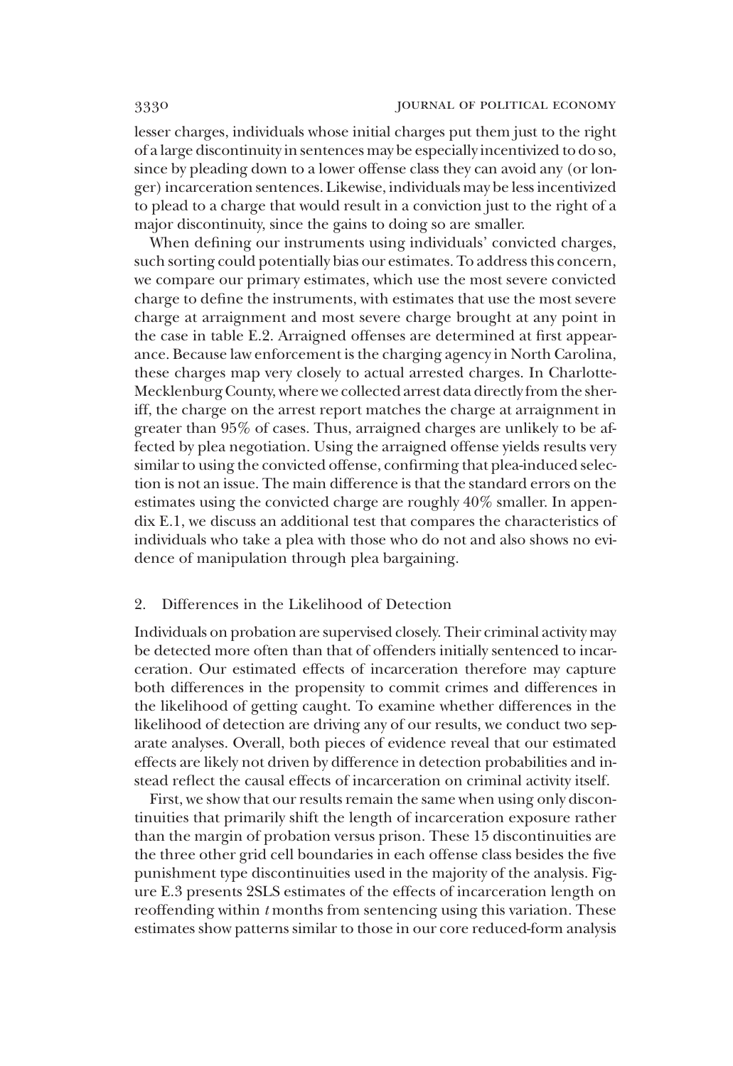lesser charges, individuals whose initial charges put them just to the right of a large discontinuity in sentences may be especially incentivized to do so, since by pleading down to a lower offense class they can avoid any (or longer) incarceration sentences. Likewise, individuals may be less incentivized to plead to a charge that would result in a conviction just to the right of a major discontinuity, since the gains to doing so are smaller.

When defining our instruments using individuals' convicted charges, such sorting could potentially bias our estimates. To address this concern, we compare our primary estimates, which use the most severe convicted charge to define the instruments, with estimates that use the most severe charge at arraignment and most severe charge brought at any point in the case in table E.2. Arraigned offenses are determined at first appearance. Because law enforcement is the charging agency in North Carolina, these charges map very closely to actual arrested charges. In Charlotte-Mecklenburg County, where we collected arrest data directly from the sheriff, the charge on the arrest report matches the charge at arraignment in greater than 95% of cases. Thus, arraigned charges are unlikely to be affected by plea negotiation. Using the arraigned offense yields results very similar to using the convicted offense, confirming that plea-induced selection is not an issue. The main difference is that the standard errors on the estimates using the convicted charge are roughly 40% smaller. In appendix E.1, we discuss an additional test that compares the characteristics of individuals who take a plea with those who do not and also shows no evidence of manipulation through plea bargaining.

### 2. Differences in the Likelihood of Detection

Individuals on probation are supervised closely. Their criminal activity may be detected more often than that of offenders initially sentenced to incarceration. Our estimated effects of incarceration therefore may capture both differences in the propensity to commit crimes and differences in the likelihood of getting caught. To examine whether differences in the likelihood of detection are driving any of our results, we conduct two separate analyses. Overall, both pieces of evidence reveal that our estimated effects are likely not driven by difference in detection probabilities and instead reflect the causal effects of incarceration on criminal activity itself.

First, we show that our results remain the same when using only discontinuities that primarily shift the length of incarceration exposure rather than the margin of probation versus prison. These 15 discontinuities are the three other grid cell boundaries in each offense class besides the five punishment type discontinuities used in the majority of the analysis. Figure E.3 presents 2SLS estimates of the effects of incarceration length on reoffending within $t$ months from sentencing using this variation. These estimates show patterns similar to those in our core reduced-form analysis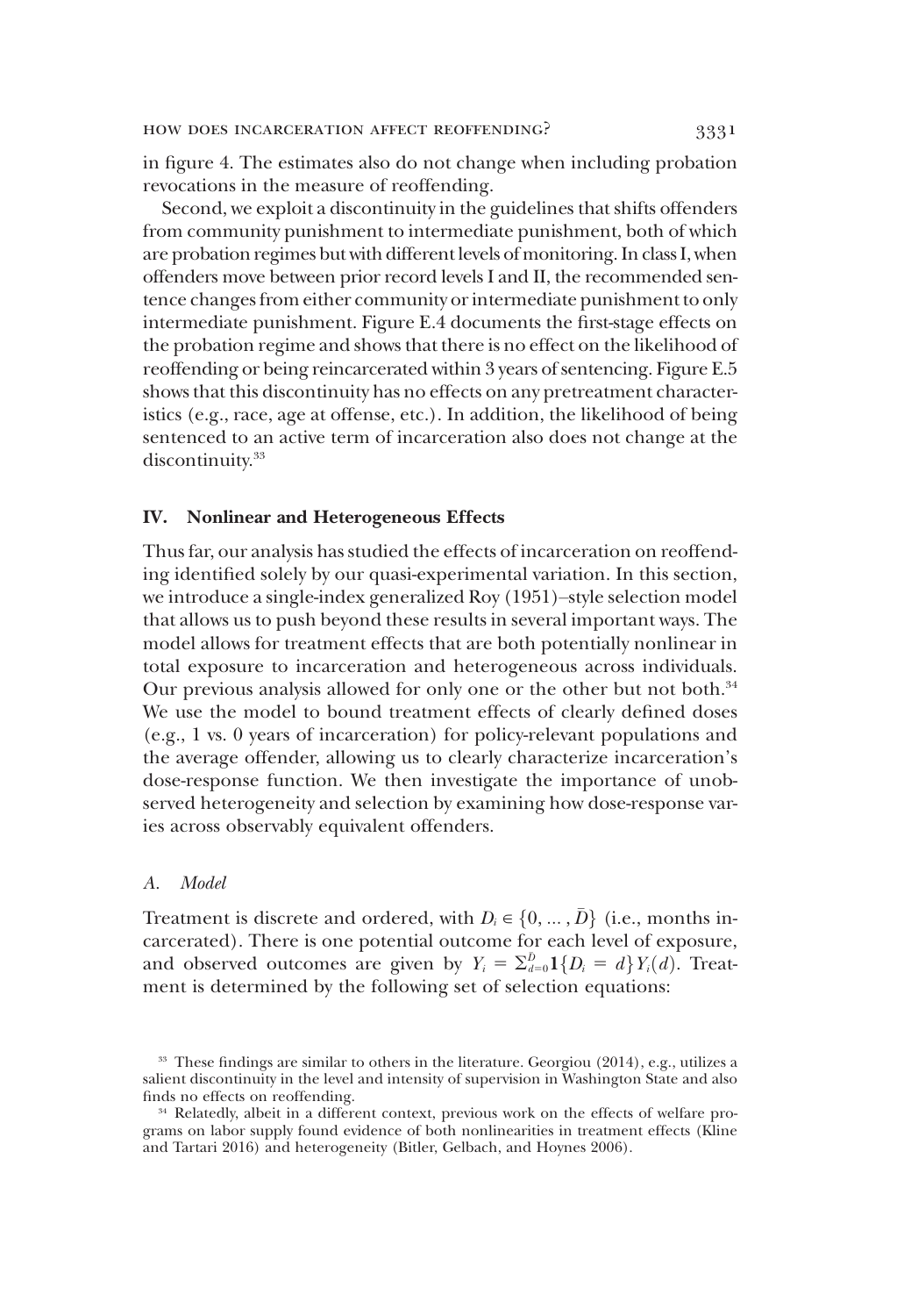in figure 4. The estimates also do not change when including probation revocations in the measure of reoffending.

Second, we exploit a discontinuity in the guidelines that shifts offenders from community punishment to intermediate punishment, both of which are probation regimes but with different levels of monitoring. In class I, when offenders move between prior record levels I and II, the recommended sentence changes from either community or intermediate punishment to only intermediate punishment. Figure E.4 documents the first-stage effects on the probation regime and shows that there is no effect on the likelihood of reoffending or being reincarcerated within 3 years of sentencing. Figure E.5 shows that this discontinuity has no effects on any pretreatment characteristics (e.g., race, age at offense, etc.). In addition, the likelihood of being sentenced to an active term of incarceration also does not change at the discontinuity.[33]

## IV. Nonlinear and Heterogeneous Effects

Thus far, our analysis has studied the effects of incarceration on reoffending identified solely by our quasi-experimental variation. In this section, we introduce a single-index generalized Roy (1951)–style selection model that allows us to push beyond these results in several important ways. The model allows for treatment effects that are both potentially nonlinear in total exposure to incarceration and heterogeneous across individuals. Our previous analysis allowed for only one or the other but not both.[34] We use the model to bound treatment effects of clearly defined doses (e.g., 1 vs. 0 years of incarceration) for policy-relevant populations and the average offender, allowing us to clearly characterize incarceration's dose-response function. We then investigate the importance of unobserved heterogeneity and selection by examining how dose-response varies across observably equivalent offenders.

### A. *Model*

Treatment is discrete and ordered, with $D_i \in \{0, \ldots, \bar{D}\}$ (i.e., months incarcerated). There is one potential outcome for each level of exposure, and observed outcomes are given by $Y_i = \sum_{d=0}^{\bar{D}} \mathbf{1}\{D_i = d\} Y_i(d)$. Treatment is determined by the following set of selection equations:

[33] These findings are similar to others in the literature. Georgiou (2014), e.g., utilizes a salient discontinuity in the level and intensity of supervision in Washington State and also finds no effects on reoffending.

[34] Relatedly, albeit in a different context, previous work on the effects of welfare programs on labor supply found evidence of both nonlinearities in treatment effects (Kline and Tartari 2016) and heterogeneity (Bitler, Gelbach, and Hoynes 2006).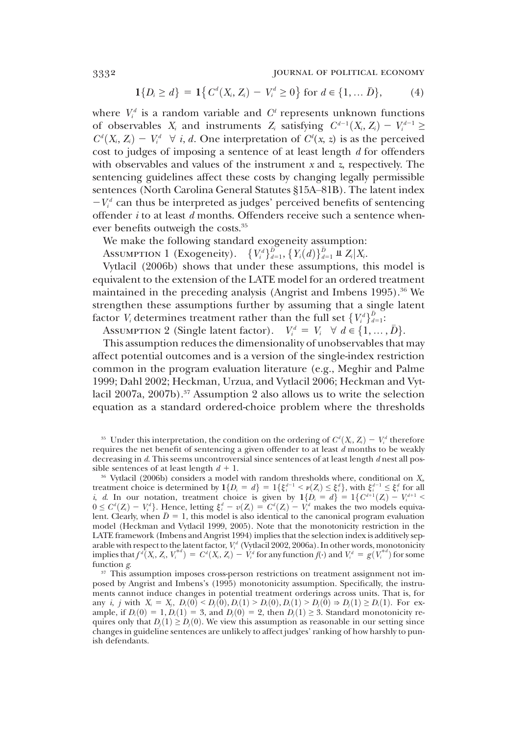$$\mathbf{1}\{D_i \geq d\} = \mathbf{1}\{C^d(X_i, Z_i) - V_i^d \geq 0\} \text{ for } d \in \{1, \ldots \bar{D}\}, \tag{4}$$

where $V_i^d$ is a random variable and $C^d$ represents unknown functions of observables $X_i$ and instruments $Z_i$ satisfying $C^{d-1}(X_i, Z_i) - V_i^{d-1} \geq C^d(X_i, Z_i) - V_i^d \ \ \forall \ i, d$. One interpretation of $C^d(x, z)$ is as the perceived cost to judges of imposing a sentence of at least length $d$ for offenders with observables and values of the instrument $x$ and $z$, respectively. The sentencing guidelines affect these costs by changing legally permissible sentences (North Carolina General Statutes §15A–81B). The latent index $-V_i^d$ can thus be interpreted as judges' perceived benefits of sentencing offender $i$ to at least $d$ months. Offenders receive such a sentence whenever benefits outweigh the costs.[35]

We make the following standard exogeneity assumption:

Assumption 1 (Exogeneity). $\{V_i^d\}_{d=1}^{\bar{D}}, \{Y_i(d)\}_{d=1}^{\bar{D}} \perp\!\!\!\perp Z_i | X_i$.

Vytlacil (2006b) shows that under these assumptions, this model is equivalent to the extension of the LATE model for an ordered treatment maintained in the preceding analysis (Angrist and Imbens 1995).[36] We strengthen these assumptions further by assuming that a single latent factor $V_i$ determines treatment rather than the full set $\{V_i^d\}_{d=1}^{\bar{D}}$:

Assumption 2 (Single latent factor). $V_i^d = V_i \ \ \forall \ d \in \{1, \ldots, \bar{D}\}$.

This assumption reduces the dimensionality of unobservables that may affect potential outcomes and is a version of the single-index restriction common in the program evaluation literature (e.g., Meghir and Palme 1999; Dahl 2002; Heckman, Urzua, and Vytlacil 2006; Heckman and Vytlacil 2007a, 2007b).[37] Assumption 2 also allows us to write the selection equation as a standard ordered-choice problem where the thresholds

[35] Under this interpretation, the condition on the ordering of $C^d(X_i, Z_i) - V_i^d$ therefore requires the net benefit of sentencing a given offender to at least $d$ months to be weakly decreasing in $d$. This seems uncontroversial since sentences of at least length $d$ nest all possible sentences of at least length $d + 1$.

[36] Vytlacil (2006b) considers a model with random thresholds where, conditional on $X_i$, treatment choice is determined by $\mathbf{1}\{D_i = d\} = 1\{\xi_i^{d-1} < \nu(Z_i) \leq \xi_i^d\}$, with $\xi_i^{d-1} \leq \xi_i^d$ for all $i$, $d$. In our notation, treatment choice is given by $\mathbf{1}\{D_i = d\} = 1\{C^{d+1}(Z_i) - V_i^{d+1} < 0 \leq C^d(Z_i) - V_i^d\}$. Hence, letting $\xi_i^d - v(Z_i) = C^d(Z_i) - V_i^d$ makes the two models equivalent. Clearly, when $\bar{D} = 1$, this model is also identical to the canonical program evaluation model (Heckman and Vytlacil 1999, 2005). Note that the monotonicity restriction in the LATE framework (Imbens and Angrist 1994) implies that the selection index is additively separable with respect to the latent factor, $V_i^d$ (Vytlacil 2002, 2006a). In other words, monotonicity implies that $f^d(X_i, Z_i, V_i^{*d}) = C^d(X_i, Z_i) - V_i^d$ for any function $f(\cdot)$ and $V_i^d = g(V_i^{*d})$ for some function $g$.

[37] This assumption imposes cross-person restrictions on treatment assignment not imposed by Angrist and Imbens's (1995) monotonicity assumption. Specifically, the instruments cannot induce changes in potential treatment orderings across units. That is, for any $i$, $j$ with $X_i = X_j$, $D_i(0) < D_j(0), D_i(1) > D_i(0), D_j(1) > D_j(0) \Rightarrow D_j(1) \geq D_i(1)$. For example, if $D_i(0) = 1, D_i(1) = 3$, and $D_j(0) = 2$, then $D_j(1) \geq 3$. Standard monotonicity requires only that $D_j(1) \geq D_j(0)$. We view this assumption as reasonable in our setting since changes in guideline sentences are unlikely to affect judges' ranking of how harshly to punish defendants.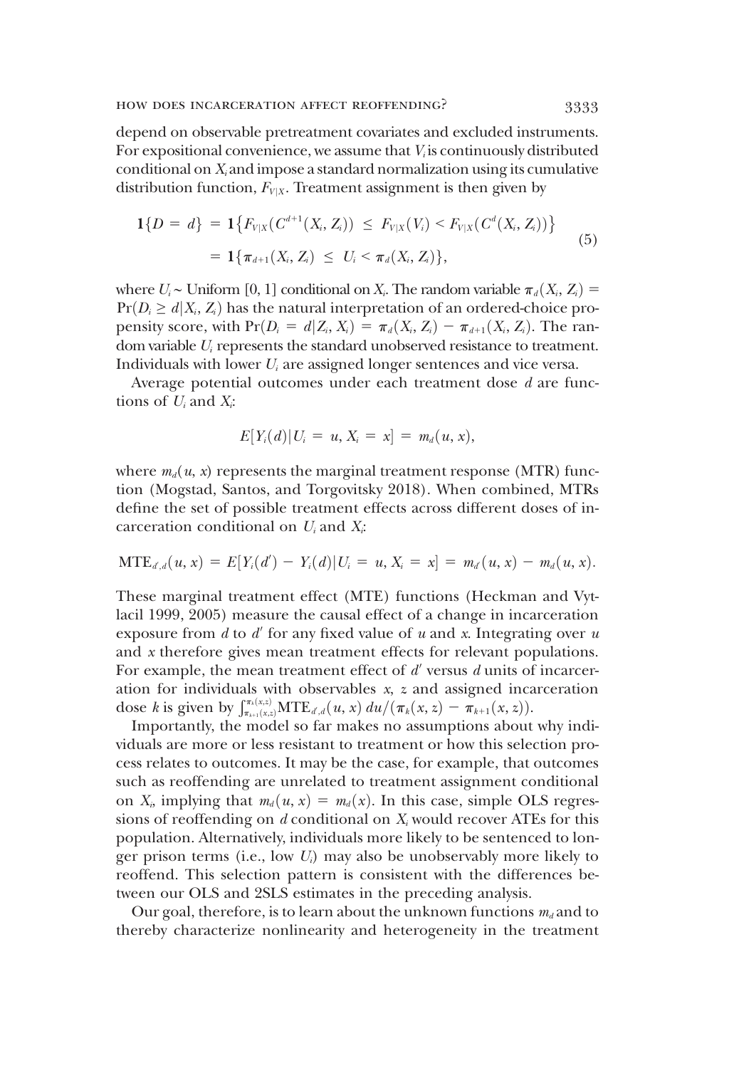depend on observable pretreatment covariates and excluded instruments. For expositional convenience, we assume that $V_i$ is continuously distributed conditional on $X_i$ and impose a standard normalization using its cumulative distribution function, $F_{V|X}$. Treatment assignment is then given by

$$\begin{aligned} \mathbf{1}\{D = d\} &= \mathbf{1}\{F_{V|X}(C^{d+1}(X_i, Z_i)) \leq F_{V|X}(V_i) < F_{V|X}(C^d(X_i, Z_i))\} \\ &= \mathbf{1}\{\pi_{d+1}(X_i, Z_i) \leq U_i < \pi_d(X_i, Z_i)\}, \end{aligned} \tag{5}$$

where $U_i \sim$ Uniform [0, 1] conditional on $X_i$. The random variable $\pi_d(X_i, Z_i) = \Pr(D_i \geq d | X_i, Z_i)$ has the natural interpretation of an ordered-choice propensity score, with $\Pr(D_i = d | Z_i, X_i) = \pi_d(X_i, Z_i) - \pi_{d+1}(X_i, Z_i)$. The random variable $U_i$ represents the standard unobserved resistance to treatment. Individuals with lower $U_i$ are assigned longer sentences and vice versa.

Average potential outcomes under each treatment dose $d$ are functions of $U_i$ and $X_i$:

$$E[Y_i(d) | U_i = u, X_i = x] = m_d(u, x),$$

where $m_d(u, x)$ represents the marginal treatment response (MTR) function (Mogstad, Santos, and Torgovitsky 2018). When combined, MTRs define the set of possible treatment effects across different doses of incarceration conditional on $U_i$ and $X_i$:

$$\text{MTE}_{d',d}(u, x) = E[Y_i(d') - Y_i(d) | U_i = u, X_i = x] = m_{d'}(u, x) - m_d(u, x).$$

These marginal treatment effect (MTE) functions (Heckman and Vytlacil 1999, 2005) measure the causal effect of a change in incarceration exposure from $d$ to $d'$ for any fixed value of $u$ and $x$. Integrating over $u$ and $x$ therefore gives mean treatment effects for relevant populations. For example, the mean treatment effect of $d'$ versus $d$ units of incarceration for individuals with observables $x$, $z$ and assigned incarceration dose $k$ is given by $\int_{\pi_{k+1}(x,z)}^{\pi_k(x,z)} \text{MTE}_{d',d}(u, x)\, du / (\pi_k(x, z) - \pi_{k+1}(x, z))$.

Importantly, the model so far makes no assumptions about why individuals are more or less resistant to treatment or how this selection process relates to outcomes. It may be the case, for example, that outcomes such as reoffending are unrelated to treatment assignment conditional on $X_i$, implying that $m_d(u, x) = m_d(x)$. In this case, simple OLS regressions of reoffending on $d$ conditional on $X_i$ would recover ATEs for this population. Alternatively, individuals more likely to be sentenced to longer prison terms (i.e., low $U_i$) may also be unobservably more likely to reoffend. This selection pattern is consistent with the differences between our OLS and 2SLS estimates in the preceding analysis.

Our goal, therefore, is to learn about the unknown functions $m_d$ and to thereby characterize nonlinearity and heterogeneity in the treatment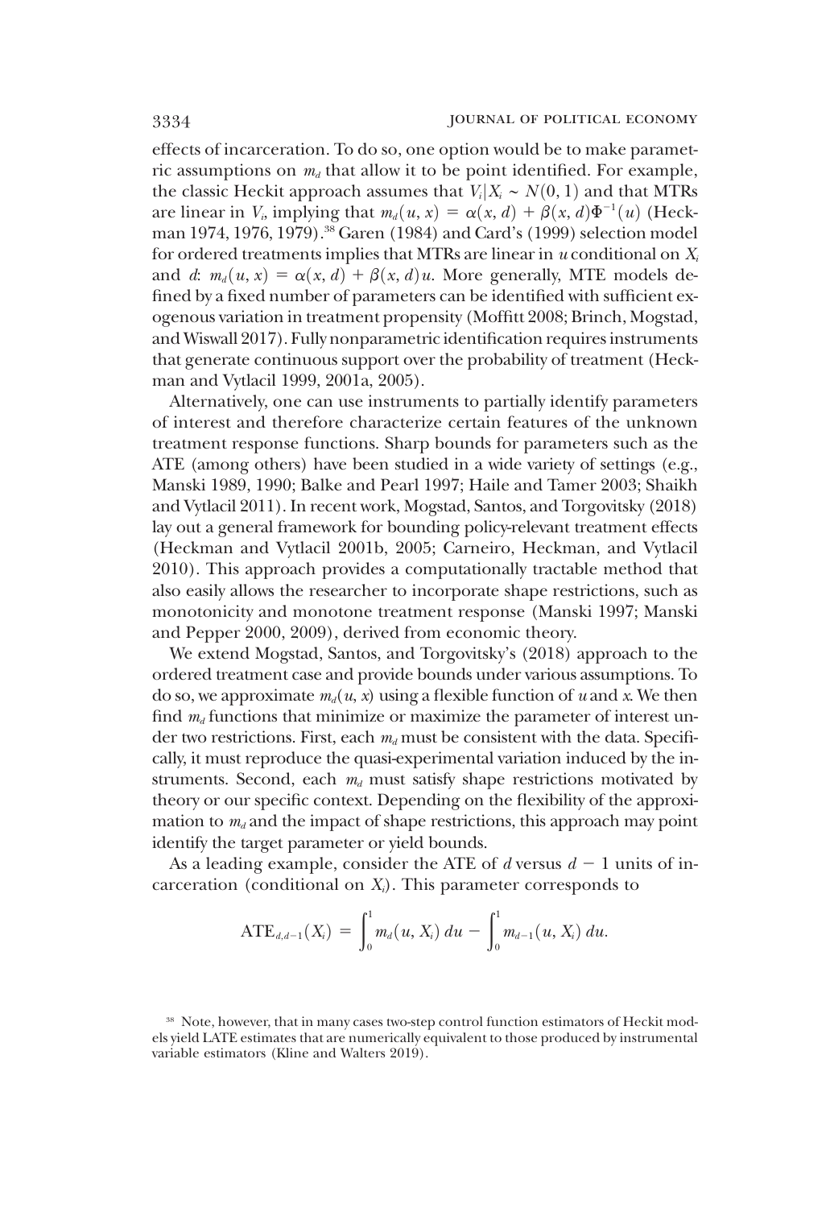effects of incarceration. To do so, one option would be to make parametric assumptions on $m_d$ that allow it to be point identified. For example, the classic Heckit approach assumes that $V_i|X_i \sim N(0, 1)$ and that MTRs are linear in $V_i$, implying that $m_d(u, x) = \alpha(x, d) + \beta(x, d)\Phi^{-1}(u)$ (Heckman 1974, 1976, 1979).[38] Garen (1984) and Card's (1999) selection model for ordered treatments implies that MTRs are linear in $u$ conditional on $X_i$ and $d$: $m_d(u, x) = \alpha(x, d) + \beta(x, d)u$. More generally, MTE models defined by a fixed number of parameters can be identified with sufficient exogenous variation in treatment propensity (Moffitt 2008; Brinch, Mogstad, and Wiswall 2017). Fully nonparametric identification requires instruments that generate continuous support over the probability of treatment (Heckman and Vytlacil 1999, 2001a, 2005).

Alternatively, one can use instruments to partially identify parameters of interest and therefore characterize certain features of the unknown treatment response functions. Sharp bounds for parameters such as the ATE (among others) have been studied in a wide variety of settings (e.g., Manski 1989, 1990; Balke and Pearl 1997; Haile and Tamer 2003; Shaikh and Vytlacil 2011). In recent work, Mogstad, Santos, and Torgovitsky (2018) lay out a general framework for bounding policy-relevant treatment effects (Heckman and Vytlacil 2001b, 2005; Carneiro, Heckman, and Vytlacil 2010). This approach provides a computationally tractable method that also easily allows the researcher to incorporate shape restrictions, such as monotonicity and monotone treatment response (Manski 1997; Manski and Pepper 2000, 2009), derived from economic theory.

We extend Mogstad, Santos, and Torgovitsky's (2018) approach to the ordered treatment case and provide bounds under various assumptions. To do so, we approximate $m_d(u, x)$ using a flexible function of $u$ and $x$. We then find $m_d$ functions that minimize or maximize the parameter of interest under two restrictions. First, each $m_d$ must be consistent with the data. Specifically, it must reproduce the quasi-experimental variation induced by the instruments. Second, each $m_d$ must satisfy shape restrictions motivated by theory or our specific context. Depending on the flexibility of the approximation to $m_d$ and the impact of shape restrictions, this approach may point identify the target parameter or yield bounds.

As a leading example, consider the ATE of $d$ versus $d - 1$ units of incarceration (conditional on $X_i$). This parameter corresponds to

$$\text{ATE}_{d,d-1}(X_i) = \int_0^1 m_d(u, X_i)\, du - \int_0^1 m_{d-1}(u, X_i)\, du.$$

[38] Note, however, that in many cases two-step control function estimators of Heckit models yield LATE estimates that are numerically equivalent to those produced by instrumental variable estimators (Kline and Walters 2019).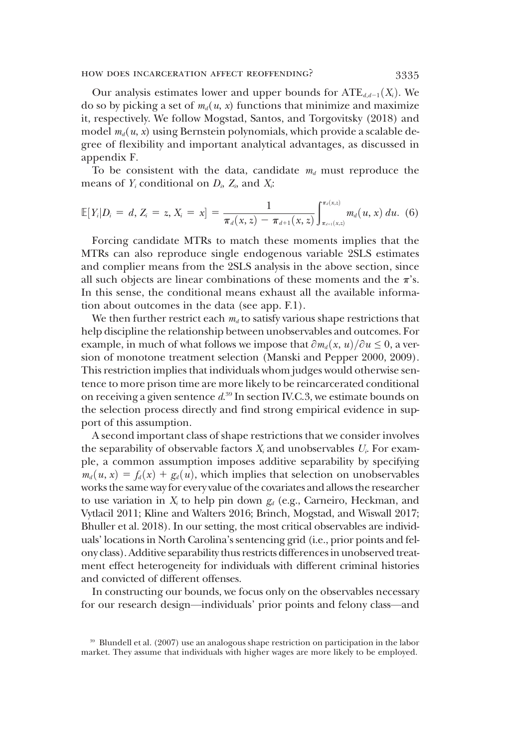Our analysis estimates lower and upper bounds for $\text{ATE}_{d,d-1}(X_i)$. We do so by picking a set of $m_d(u, x)$ functions that minimize and maximize it, respectively. We follow Mogstad, Santos, and Torgovitsky (2018) and model $m_d(u, x)$ using Bernstein polynomials, which provide a scalable degree of flexibility and important analytical advantages, as discussed in appendix F.

To be consistent with the data, candidate $m_d$ must reproduce the means of $Y_i$ conditional on $D_i$, $Z_i$, and $X_i$:

$$\mathbb{E}[Y_i | D_i = d, Z_i = z, X_i = x] = \frac{1}{\pi_d(x, z) - \pi_{d+1}(x, z)} \int_{\pi_{d+1}(x,z)}^{\pi_d(x,z)} m_d(u, x)\, du. \quad (6)$$

Forcing candidate MTRs to match these moments implies that the MTRs can also reproduce single endogenous variable 2SLS estimates and complier means from the 2SLS analysis in the above section, since all such objects are linear combinations of these moments and the $\pi$'s. In this sense, the conditional means exhaust all the available information about outcomes in the data (see app. F.1).

We then further restrict each $m_d$ to satisfy various shape restrictions that help discipline the relationship between unobservables and outcomes. For example, in much of what follows we impose that $\partial m_d(x, u)/\partial u \leq 0$, a version of monotone treatment selection (Manski and Pepper 2000, 2009). This restriction implies that individuals whom judges would otherwise sentence to more prison time are more likely to be reincarcerated conditional on receiving a given sentence $d$.[39] In section IV.C.3, we estimate bounds on the selection process directly and find strong empirical evidence in support of this assumption.

A second important class of shape restrictions that we consider involves the separability of observable factors $X_i$ and unobservables $U_i$. For example, a common assumption imposes additive separability by specifying $m_d(u, x) = f_d(x) + g_d(u)$, which implies that selection on unobservables works the same way for every value of the covariates and allows the researcher to use variation in $X_i$ to help pin down $g_d$ (e.g., Carneiro, Heckman, and Vytlacil 2011; Kline and Walters 2016; Brinch, Mogstad, and Wiswall 2017; Bhuller et al. 2018). In our setting, the most critical observables are individuals' locations in North Carolina's sentencing grid (i.e., prior points and felony class). Additive separability thus restricts differences in unobserved treatment effect heterogeneity for individuals with different criminal histories and convicted of different offenses.

In constructing our bounds, we focus only on the observables necessary for our research design—individuals' prior points and felony class—and

[39] Blundell et al. (2007) use an analogous shape restriction on participation in the labor market. They assume that individuals with higher wages are more likely to be employed.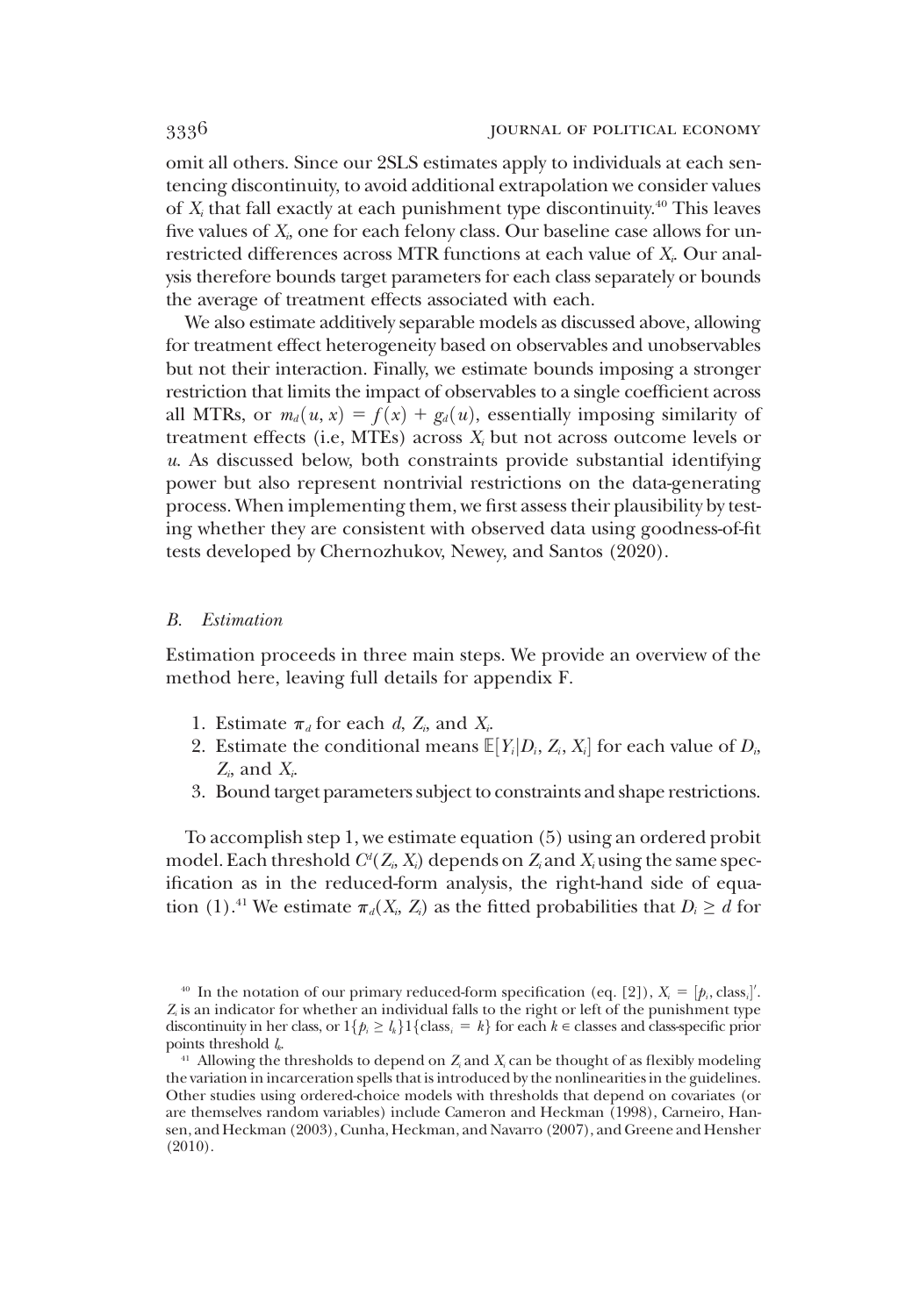omit all others. Since our 2SLS estimates apply to individuals at each sentencing discontinuity, to avoid additional extrapolation we consider values of $X_i$ that fall exactly at each punishment type discontinuity.[40] This leaves five values of $X_i$, one for each felony class. Our baseline case allows for unrestricted differences across MTR functions at each value of $X_i$. Our analysis therefore bounds target parameters for each class separately or bounds the average of treatment effects associated with each.

We also estimate additively separable models as discussed above, allowing for treatment effect heterogeneity based on observables and unobservables but not their interaction. Finally, we estimate bounds imposing a stronger restriction that limits the impact of observables to a single coefficient across all MTRs, or $m_d(u, x) = f(x) + g_d(u)$, essentially imposing similarity of treatment effects (i.e, MTEs) across $X_i$ but not across outcome levels or $u$. As discussed below, both constraints provide substantial identifying power but also represent nontrivial restrictions on the data-generating process. When implementing them, we first assess their plausibility by testing whether they are consistent with observed data using goodness-of-fit tests developed by Chernozhukov, Newey, and Santos (2020).

### *B. Estimation*

Estimation proceeds in three main steps. We provide an overview of the method here, leaving full details for appendix F.

1. Estimate $\pi_d$ for each $d$, $Z_i$, and $X_i$.
2. Estimate the conditional means $\mathbb{E}[Y_i|D_i, Z_i, X_i]$ for each value of $D_i$, $Z_i$, and $X_i$.
3. Bound target parameters subject to constraints and shape restrictions.

To accomplish step 1, we estimate equation (5) using an ordered probit model. Each threshold $C^d(Z_i, X_i)$ depends on $Z_i$ and $X_i$ using the same specification as in the reduced-form analysis, the right-hand side of equation (1).[41] We estimate $\pi_d(X_i, Z_i)$ as the fitted probabilities that $D_i \geq d$ for

[40] In the notation of our primary reduced-form specification (eq. [2]), $X_i = [p_i, \text{class}_i]'$. $Z_i$ is an indicator for whether an individual falls to the right or left of the punishment type discontinuity in her class, or $1\{p_i \geq l_k\}1\{\text{class}_i = k\}$ for each $k \in$ classes and class-specific prior points threshold $l_k$.

[41] Allowing the thresholds to depend on $Z_i$ and $X_i$ can be thought of as flexibly modeling the variation in incarceration spells that is introduced by the nonlinearities in the guidelines. Other studies using ordered-choice models with thresholds that depend on covariates (or are themselves random variables) include Cameron and Heckman (1998), Carneiro, Hansen, and Heckman (2003), Cunha, Heckman, and Navarro (2007), and Greene and Hensher (2010).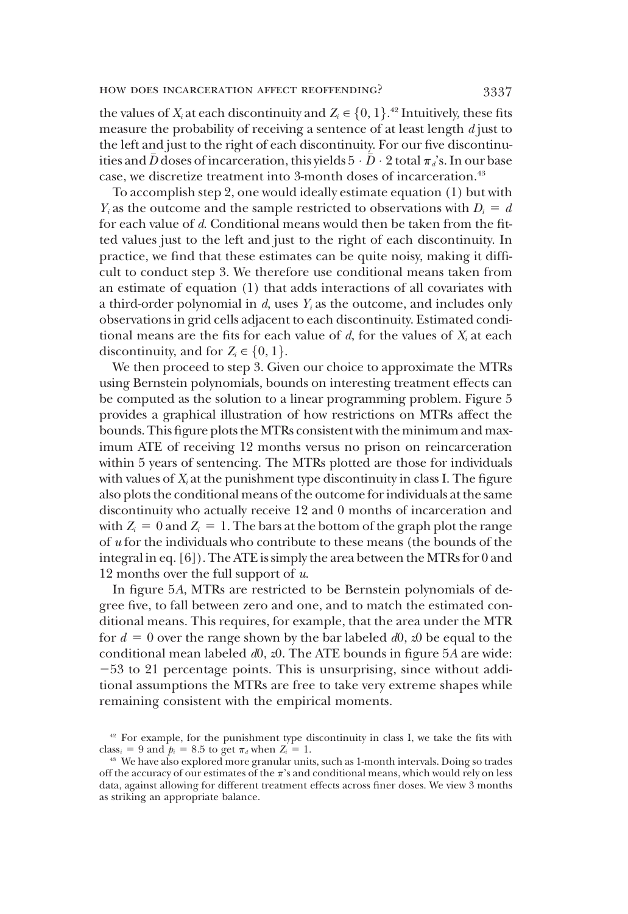the values of $X_i$ at each discontinuity and $Z_i \in \{0, 1\}$.[42] Intuitively, these fits measure the probability of receiving a sentence of at least length $d$ just to the left and just to the right of each discontinuity. For our five discontinuities and $\bar{D}$ doses of incarceration, this yields $5 \cdot \bar{D} \cdot 2$ total $\pi_d$'s. In our base case, we discretize treatment into 3-month doses of incarceration.[43]

To accomplish step 2, one would ideally estimate equation (1) but with $Y_i$ as the outcome and the sample restricted to observations with $D_i = d$ for each value of $d$. Conditional means would then be taken from the fitted values just to the left and just to the right of each discontinuity. In practice, we find that these estimates can be quite noisy, making it difficult to conduct step 3. We therefore use conditional means taken from an estimate of equation (1) that adds interactions of all covariates with a third-order polynomial in $d$, uses $Y_i$ as the outcome, and includes only observations in grid cells adjacent to each discontinuity. Estimated conditional means are the fits for each value of $d$, for the values of $X_i$ at each discontinuity, and for $Z_i \in \{0, 1\}$.

We then proceed to step 3. Given our choice to approximate the MTRs using Bernstein polynomials, bounds on interesting treatment effects can be computed as the solution to a linear programming problem. Figure 5 provides a graphical illustration of how restrictions on MTRs affect the bounds. This figure plots the MTRs consistent with the minimum and maximum ATE of receiving 12 months versus no prison on reincarceration within 5 years of sentencing. The MTRs plotted are those for individuals with values of $X_i$ at the punishment type discontinuity in class I. The figure also plots the conditional means of the outcome for individuals at the same discontinuity who actually receive 12 and 0 months of incarceration and with $Z_i = 0$ and $Z_i = 1$. The bars at the bottom of the graph plot the range of $u$ for the individuals who contribute to these means (the bounds of the integral in eq. [6]). The ATE is simply the area between the MTRs for 0 and 12 months over the full support of $u$.

In figure 5*A*, MTRs are restricted to be Bernstein polynomials of degree five, to fall between zero and one, and to match the estimated conditional means. This requires, for example, that the area under the MTR for $d = 0$ over the range shown by the bar labeled *d*0, *z*0 be equal to the conditional mean labeled *d*0, *z*0. The ATE bounds in figure 5*A* are wide: −53 to 21 percentage points. This is unsurprising, since without additional assumptions the MTRs are free to take very extreme shapes while remaining consistent with the empirical moments.

[42] For example, for the punishment type discontinuity in class I, we take the fits with $\text{class}_i = 9$ and $p_i = 8.5$ to get $\pi_d$ when $Z_i = 1$.

[43] We have also explored more granular units, such as 1-month intervals. Doing so trades off the accuracy of our estimates of the $\pi$'s and conditional means, which would rely on less data, against allowing for different treatment effects across finer doses. We view 3 months as striking an appropriate balance.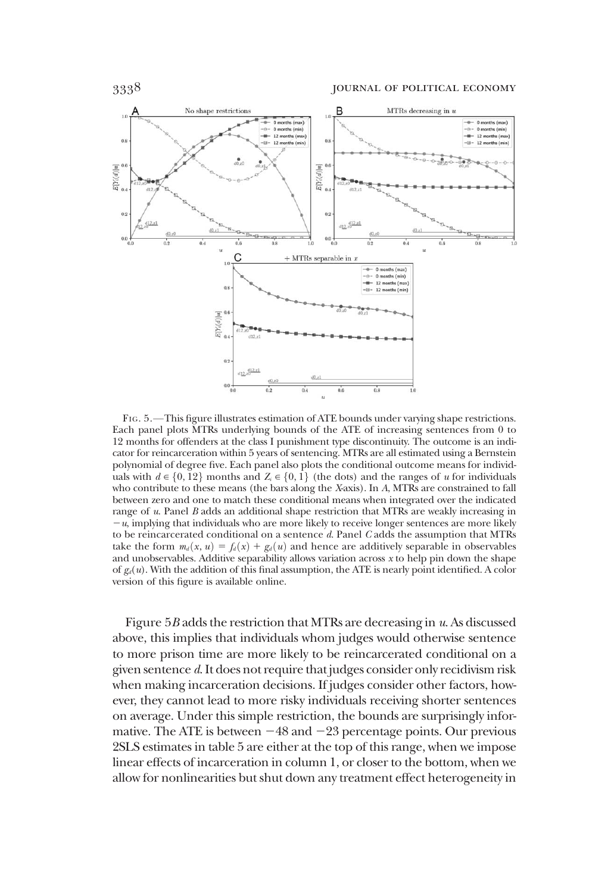Fig. 5.—This figure illustrates estimation of ATE bounds under varying shape restrictions. Each panel plots MTRs underlying bounds of the ATE of increasing sentences from 0 to 12 months for offenders at the class I punishment type discontinuity. The outcome is an indicator for reincarceration within 5 years of sentencing. MTRs are all estimated using a Bernstein polynomial of degree five. Each panel also plots the conditional outcome means for individuals with $d \in \{0, 12\}$ months and $Z_i \in \{0, 1\}$ (the dots) and the ranges of $u$ for individuals who contribute to these means (the bars along the $X$-axis). In $A$, MTRs are constrained to fall between zero and one to match these conditional means when integrated over the indicated range of $u$. Panel $B$ adds an additional shape restriction that MTRs are weakly increasing in $-u$, implying that individuals who are more likely to receive longer sentences are more likely to be reincarcerated conditional on a sentence $d$. Panel $C$ adds the assumption that MTRs take the form $m_d(x, u) = f_d(x) + g_d(u)$ and hence are additively separable in observables and unobservables. Additive separability allows variation across $x$ to help pin down the shape of $g_d(u)$. With the addition of this final assumption, the ATE is nearly point identified. A color version of this figure is available online.

Figure 5$B$ adds the restriction that MTRs are decreasing in $u$. As discussed above, this implies that individuals whom judges would otherwise sentence to more prison time are more likely to be reincarcerated conditional on a given sentence $d$. It does not require that judges consider only recidivism risk when making incarceration decisions. If judges consider other factors, however, they cannot lead to more risky individuals receiving shorter sentences on average. Under this simple restriction, the bounds are surprisingly informative. The ATE is between −48 and −23 percentage points. Our previous 2SLS estimates in table 5 are either at the top of this range, when we impose linear effects of incarceration in column 1, or closer to the bottom, when we allow for nonlinearities but shut down any treatment effect heterogeneity in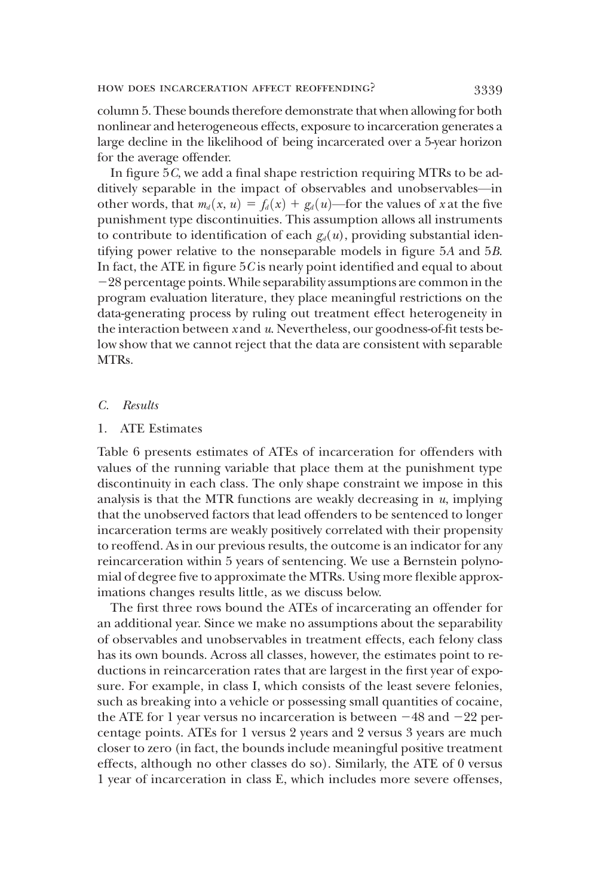column 5. These bounds therefore demonstrate that when allowing for both nonlinear and heterogeneous effects, exposure to incarceration generates a large decline in the likelihood of being incarcerated over a 5-year horizon for the average offender.

In figure 5*C*, we add a final shape restriction requiring MTRs to be additively separable in the impact of observables and unobservables—in other words, that $m_d(x, u) = f_d(x) + g_d(u)$—for the values of $x$ at the five punishment type discontinuities. This assumption allows all instruments to contribute to identification of each $g_d(u)$, providing substantial identifying power relative to the nonseparable models in figure 5*A* and 5*B*. In fact, the ATE in figure 5*C* is nearly point identified and equal to about −28 percentage points. While separability assumptions are common in the program evaluation literature, they place meaningful restrictions on the data-generating process by ruling out treatment effect heterogeneity in the interaction between $x$ and $u$. Nevertheless, our goodness-of-fit tests below show that we cannot reject that the data are consistent with separable MTRs.

### C. *Results*

#### 1. ATE Estimates

Table 6 presents estimates of ATEs of incarceration for offenders with values of the running variable that place them at the punishment type discontinuity in each class. The only shape constraint we impose in this analysis is that the MTR functions are weakly decreasing in $u$, implying that the unobserved factors that lead offenders to be sentenced to longer incarceration terms are weakly positively correlated with their propensity to reoffend. As in our previous results, the outcome is an indicator for any reincarceration within 5 years of sentencing. We use a Bernstein polynomial of degree five to approximate the MTRs. Using more flexible approximations changes results little, as we discuss below.

The first three rows bound the ATEs of incarcerating an offender for an additional year. Since we make no assumptions about the separability of observables and unobservables in treatment effects, each felony class has its own bounds. Across all classes, however, the estimates point to reductions in reincarceration rates that are largest in the first year of exposure. For example, in class I, which consists of the least severe felonies, such as breaking into a vehicle or possessing small quantities of cocaine, the ATE for 1 year versus no incarceration is between −48 and −22 percentage points. ATEs for 1 versus 2 years and 2 versus 3 years are much closer to zero (in fact, the bounds include meaningful positive treatment effects, although no other classes do so). Similarly, the ATE of 0 versus 1 year of incarceration in class E, which includes more severe offenses,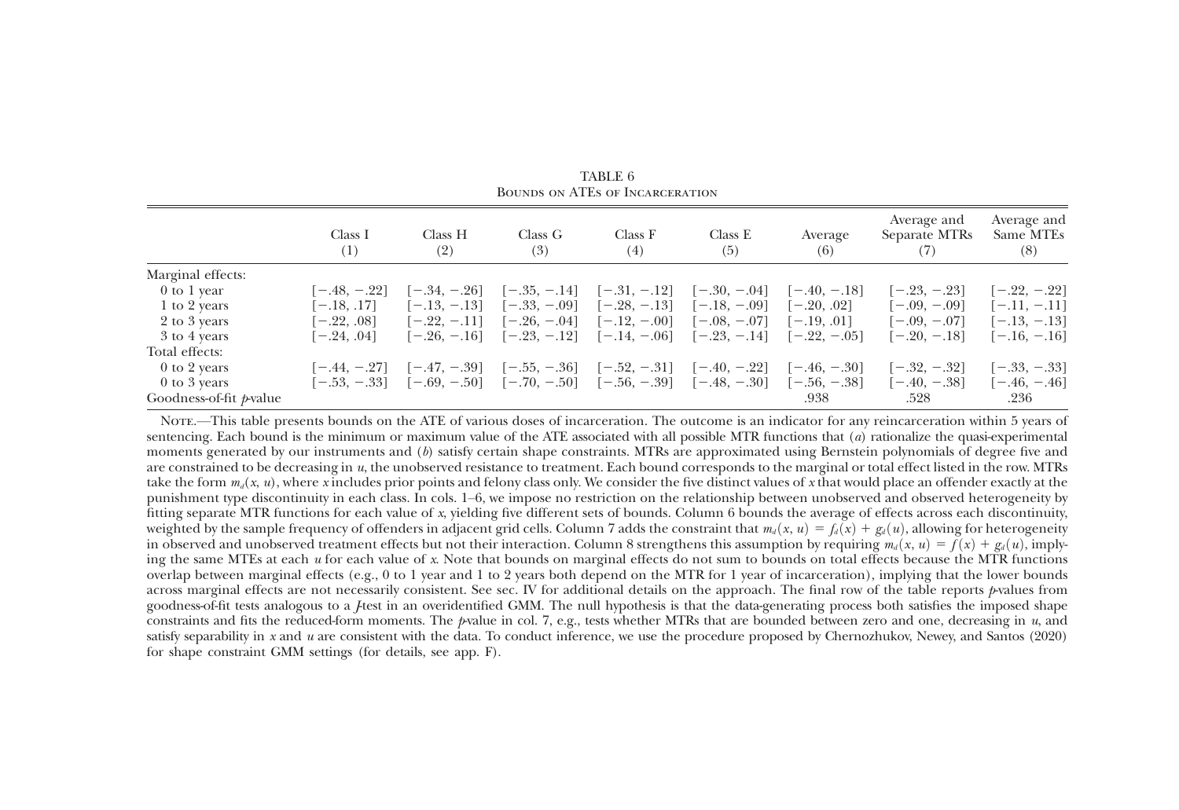TABLE 6

Bounds on ATEs of Incarceration

| | Class I (1) | Class H (2) | Class G (3) | Class F (4) | Class E (5) | Average (6) | Average and Separate MTRs (7) | Average and Same MTEs (8) |
|---|---|---|---|---|---|---|---|---|
| Marginal effects: | | | | | | | | |
| 0 to 1 year | [−.48, −.22] | [−.34, −.26] | [−.35, −.14] | [−.31, −.12] | [−.30, −.04] | [−.40, −.18] | [−.23, −.23] | [−.22, −.22] |
| 1 to 2 years | [−.18, .17] | [−.13, −.13] | [−.33, −.09] | [−.28, −.13] | [−.18, −.09] | [−.20, .02] | [−.09, −.09] | [−.11, −.11] |
| 2 to 3 years | [−.22, .08] | [−.22, −.11] | [−.26, −.04] | [−.12, −.00] | [−.08, −.07] | [−.19, .01] | [−.09, −.07] | [−.13, −.13] |
| 3 to 4 years | [−.24, .04] | [−.26, −.16] | [−.23, −.12] | [−.14, −.06] | [−.23, −.14] | [−.22, −.05] | [−.20, −.18] | [−.16, −.16] |
| Total effects: | | | | | | | | |
| 0 to 2 years | [−.44, −.27] | [−.47, −.39] | [−.55, −.36] | [−.52, −.31] | [−.40, −.22] | [−.46, −.30] | [−.32, −.32] | [−.33, −.33] |
| 0 to 3 years | [−.53, −.33] | [−.69, −.50] | [−.70, −.50] | [−.56, −.39] | [−.48, −.30] | [−.56, −.38] | [−.40, −.38] | [−.46, −.46] |
| Goodness-of-fit *p*-value | | | | | | .938 | .528 | .236 |

Note.—This table presents bounds on the ATE of various doses of incarceration. The outcome is an indicator for any reincarceration within 5 years of sentencing. Each bound is the minimum or maximum value of the ATE associated with all possible MTR functions that (*a*) rationalize the quasi-experimental moments generated by our instruments and (*b*) satisfy certain shape constraints. MTRs are approximated using Bernstein polynomials of degree five and are constrained to be decreasing in $u$, the unobserved resistance to treatment. Each bound corresponds to the marginal or total effect listed in the row. MTRs take the form $m_d(x, u)$, where $x$ includes prior points and felony class only. We consider the five distinct values of $x$ that would place an offender exactly at the punishment type discontinuity in each class. In cols. 1–6, we impose no restriction on the relationship between unobserved and observed heterogeneity by fitting separate MTR functions for each value of $x$, yielding five different sets of bounds. Column 6 bounds the average of effects across each discontinuity, weighted by the sample frequency of offenders in adjacent grid cells. Column 7 adds the constraint that $m_d(x, u) = f_d(x) + g_d(u)$, allowing for heterogeneity in observed and unobserved treatment effects but not their interaction. Column 8 strengthens this assumption by requiring $m_d(x, u) = f(x) + g_d(u)$, implying the same MTEs at each $u$ for each value of $x$. Note that bounds on marginal effects do not sum to bounds on total effects because the MTR functions overlap between marginal effects (e.g., 0 to 1 year and 1 to 2 years both depend on the MTR for 1 year of incarceration), implying that the lower bounds across marginal effects are not necessarily consistent. See sec. IV for additional details on the approach. The final row of the table reports *p*-values from goodness-of-fit tests analogous to a *J*-test in an overidentified GMM. The null hypothesis is that the data-generating process both satisfies the imposed shape constraints and fits the reduced-form moments. The *p*-value in col. 7, e.g., tests whether MTRs that are bounded between zero and one, decreasing in $u$, and satisfy separability in $x$ and $u$ are consistent with the data. To conduct inference, we use the procedure proposed by Chernozhukov, Newey, and Santos (2020) for shape constraint GMM settings (for details, see app. F).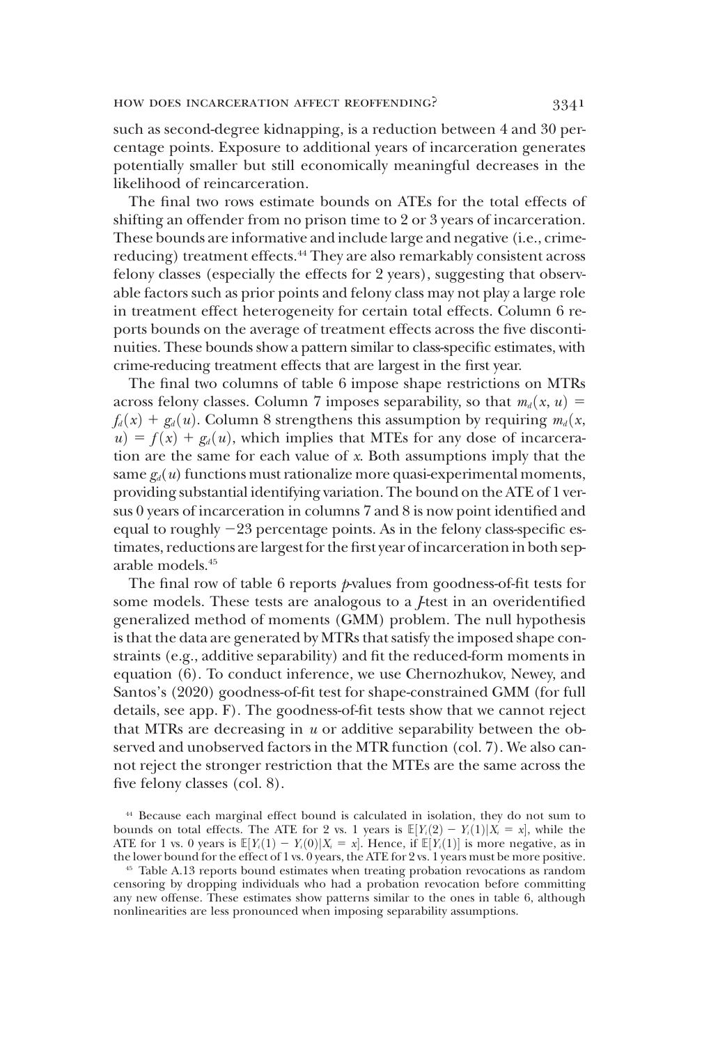such as second-degree kidnapping, is a reduction between 4 and 30 percentage points. Exposure to additional years of incarceration generates potentially smaller but still economically meaningful decreases in the likelihood of reincarceration.

The final two rows estimate bounds on ATEs for the total effects of shifting an offender from no prison time to 2 or 3 years of incarceration. These bounds are informative and include large and negative (i.e., crime-reducing) treatment effects.[44] They are also remarkably consistent across felony classes (especially the effects for 2 years), suggesting that observable factors such as prior points and felony class may not play a large role in treatment effect heterogeneity for certain total effects. Column 6 reports bounds on the average of treatment effects across the five discontinuities. These bounds show a pattern similar to class-specific estimates, with crime-reducing treatment effects that are largest in the first year.

The final two columns of table 6 impose shape restrictions on MTRs across felony classes. Column 7 imposes separability, so that $m_d(x, u) = f_d(x) + g_d(u)$. Column 8 strengthens this assumption by requiring $m_d(x, u) = f(x) + g_d(u)$, which implies that MTEs for any dose of incarceration are the same for each value of $x$. Both assumptions imply that the same $g_d(u)$ functions must rationalize more quasi-experimental moments, providing substantial identifying variation. The bound on the ATE of 1 versus 0 years of incarceration in columns 7 and 8 is now point identified and equal to roughly −23 percentage points. As in the felony class-specific estimates, reductions are largest for the first year of incarceration in both separable models.[45]

The final row of table 6 reports $p$-values from goodness-of-fit tests for some models. These tests are analogous to a $J$-test in an overidentified generalized method of moments (GMM) problem. The null hypothesis is that the data are generated by MTRs that satisfy the imposed shape constraints (e.g., additive separability) and fit the reduced-form moments in equation (6). To conduct inference, we use Chernozhukov, Newey, and Santos's (2020) goodness-of-fit test for shape-constrained GMM (for full details, see app. F). The goodness-of-fit tests show that we cannot reject that MTRs are decreasing in $u$ or additive separability between the observed and unobserved factors in the MTR function (col. 7). We also cannot reject the stronger restriction that the MTEs are the same across the five felony classes (col. 8).

[44] Because each marginal effect bound is calculated in isolation, they do not sum to bounds on total effects. The ATE for 2 vs. 1 years is $\mathbb{E}[Y_i(2) - Y_i(1)|X_i = x]$, while the ATE for 1 vs. 0 years is $\mathbb{E}[Y_i(1) - Y_i(0)|X_i = x]$. Hence, if $\mathbb{E}[Y_i(1)]$ is more negative, as in the lower bound for the effect of 1 vs. 0 years, the ATE for 2 vs. 1 years must be more positive.

[45] Table A.13 reports bound estimates when treating probation revocations as random censoring by dropping individuals who had a probation revocation before committing any new offense. These estimates show patterns similar to the ones in table 6, although nonlinearities are less pronounced when imposing separability assumptions.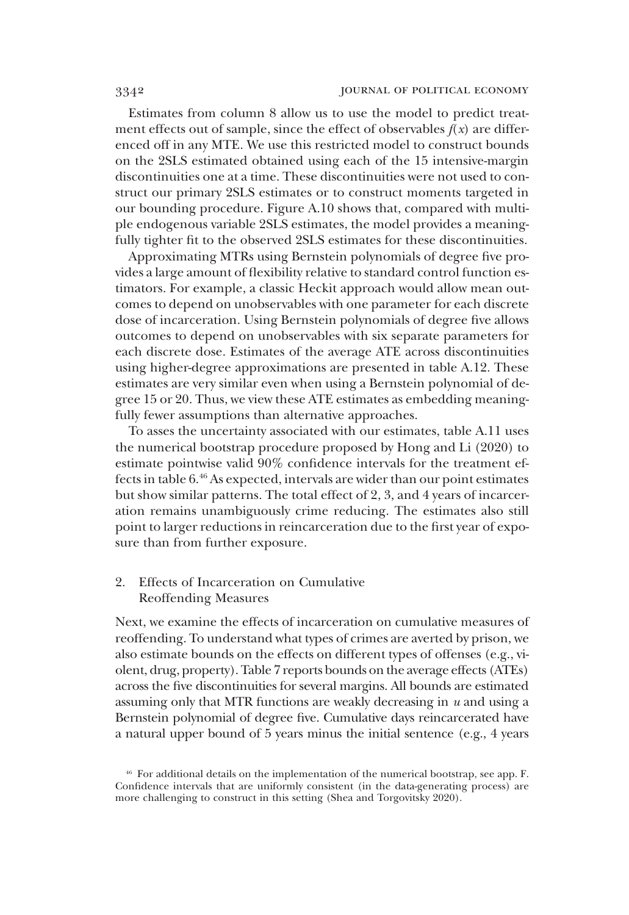Estimates from column 8 allow us to use the model to predict treatment effects out of sample, since the effect of observables $f(x)$ are differenced off in any MTE. We use this restricted model to construct bounds on the 2SLS estimated obtained using each of the 15 intensive-margin discontinuities one at a time. These discontinuities were not used to construct our primary 2SLS estimates or to construct moments targeted in our bounding procedure. Figure A.10 shows that, compared with multiple endogenous variable 2SLS estimates, the model provides a meaningfully tighter fit to the observed 2SLS estimates for these discontinuities.

Approximating MTRs using Bernstein polynomials of degree five provides a large amount of flexibility relative to standard control function estimators. For example, a classic Heckit approach would allow mean outcomes to depend on unobservables with one parameter for each discrete dose of incarceration. Using Bernstein polynomials of degree five allows outcomes to depend on unobservables with six separate parameters for each discrete dose. Estimates of the average ATE across discontinuities using higher-degree approximations are presented in table A.12. These estimates are very similar even when using a Bernstein polynomial of degree 15 or 20. Thus, we view these ATE estimates as embedding meaningfully fewer assumptions than alternative approaches.

To asses the uncertainty associated with our estimates, table A.11 uses the numerical bootstrap procedure proposed by Hong and Li (2020) to estimate pointwise valid 90% confidence intervals for the treatment effects in table 6.[46] As expected, intervals are wider than our point estimates but show similar patterns. The total effect of 2, 3, and 4 years of incarceration remains unambiguously crime reducing. The estimates also still point to larger reductions in reincarceration due to the first year of exposure than from further exposure.

## 2. Effects of Incarceration on Cumulative Reoffending Measures

Next, we examine the effects of incarceration on cumulative measures of reoffending. To understand what types of crimes are averted by prison, we also estimate bounds on the effects on different types of offenses (e.g., violent, drug, property). Table 7 reports bounds on the average effects (ATEs) across the five discontinuities for several margins. All bounds are estimated assuming only that MTR functions are weakly decreasing in $u$ and using a Bernstein polynomial of degree five. Cumulative days reincarcerated have a natural upper bound of 5 years minus the initial sentence (e.g., 4 years

[46] For additional details on the implementation of the numerical bootstrap, see app. F. Confidence intervals that are uniformly consistent (in the data-generating process) are more challenging to construct in this setting (Shea and Torgovitsky 2020).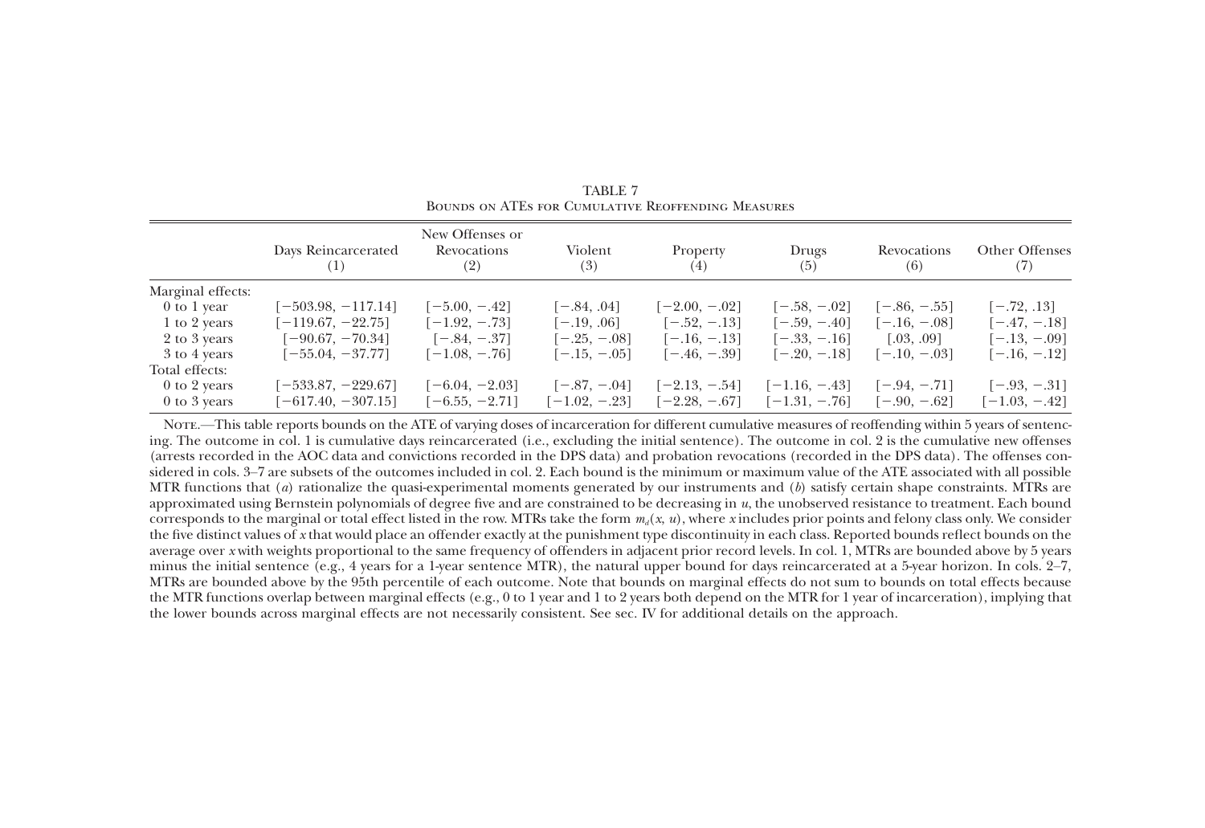TABLE 7
BOUNDS ON ATEs FOR CUMULATIVE REOFFENDING MEASURES

| | Days Reincarcerated (1) | New Offenses or Revocations (2) | Violent (3) | Property (4) | Drugs (5) | Revocations (6) | Other Offenses (7) |
|---|---|---|---|---|---|---|---|
| Marginal effects: | | | | | | | |
| 0 to 1 year | [−503.98, −117.14] | [−5.00, −.42] | [−.84, .04] | [−2.00, −.02] | [−.58, −.02] | [−.86, −.55] | [−.72, .13] |
| 1 to 2 years | [−119.67, −22.75] | [−1.92, −.73] | [−.19, .06] | [−.52, −.13] | [−.59, −.40] | [−.16, −.08] | [−.47, −.18] |
| 2 to 3 years | [−90.67, −70.34] | [−.84, −.37] | [−.25, −.08] | [−.16, −.13] | [−.33, −.16] | [.03, .09] | [−.13, −.09] |
| 3 to 4 years | [−55.04, −37.77] | [−1.08, −.76] | [−.15, −.05] | [−.46, −.39] | [−.20, −.18] | [−.10, −.03] | [−.16, −.12] |
| Total effects: | | | | | | | |
| 0 to 2 years | [−533.87, −229.67] | [−6.04, −2.03] | [−.87, −.04] | [−2.13, −.54] | [−1.16, −.43] | [−.94, −.71] | [−.93, −.31] |
| 0 to 3 years | [−617.40, −307.15] | [−6.55, −2.71] | [−1.02, −.23] | [−2.28, −.67] | [−1.31, −.76] | [−.90, −.62] | [−1.03, −.42] |

NOTE.—This table reports bounds on the ATE of varying doses of incarceration for different cumulative measures of reoffending within 5 years of sentencing. The outcome in col. 1 is cumulative days reincarcerated (i.e., excluding the initial sentence). The outcome in col. 2 is the cumulative new offenses (arrests recorded in the AOC data and convictions recorded in the DPS data) and probation revocations (recorded in the DPS data). The offenses considered in cols. 3–7 are subsets of the outcomes included in col. 2. Each bound is the minimum or maximum value of the ATE associated with all possible MTR functions that (*a*) rationalize the quasi-experimental moments generated by our instruments and (*b*) satisfy certain shape constraints. MTRs are approximated using Bernstein polynomials of degree five and are constrained to be decreasing in $u$, the unobserved resistance to treatment. Each bound corresponds to the marginal or total effect listed in the row. MTRs take the form $m_d(x, u)$, where $x$ includes prior points and felony class only. We consider the five distinct values of $x$ that would place an offender exactly at the punishment type discontinuity in each class. Reported bounds reflect bounds on the average over $x$ with weights proportional to the same frequency of offenders in adjacent prior record levels. In col. 1, MTRs are bounded above by 5 years minus the initial sentence (e.g., 4 years for a 1-year sentence MTR), the natural upper bound for days reincarcerated at a 5-year horizon. In cols. 2–7, MTRs are bounded above by the 95th percentile of each outcome. Note that bounds on marginal effects do not sum to bounds on total effects because the MTR functions overlap between marginal effects (e.g., 0 to 1 year and 1 to 2 years both depend on the MTR for 1 year of incarceration), implying that the lower bounds across marginal effects are not necessarily consistent. See sec. IV for additional details on the approach.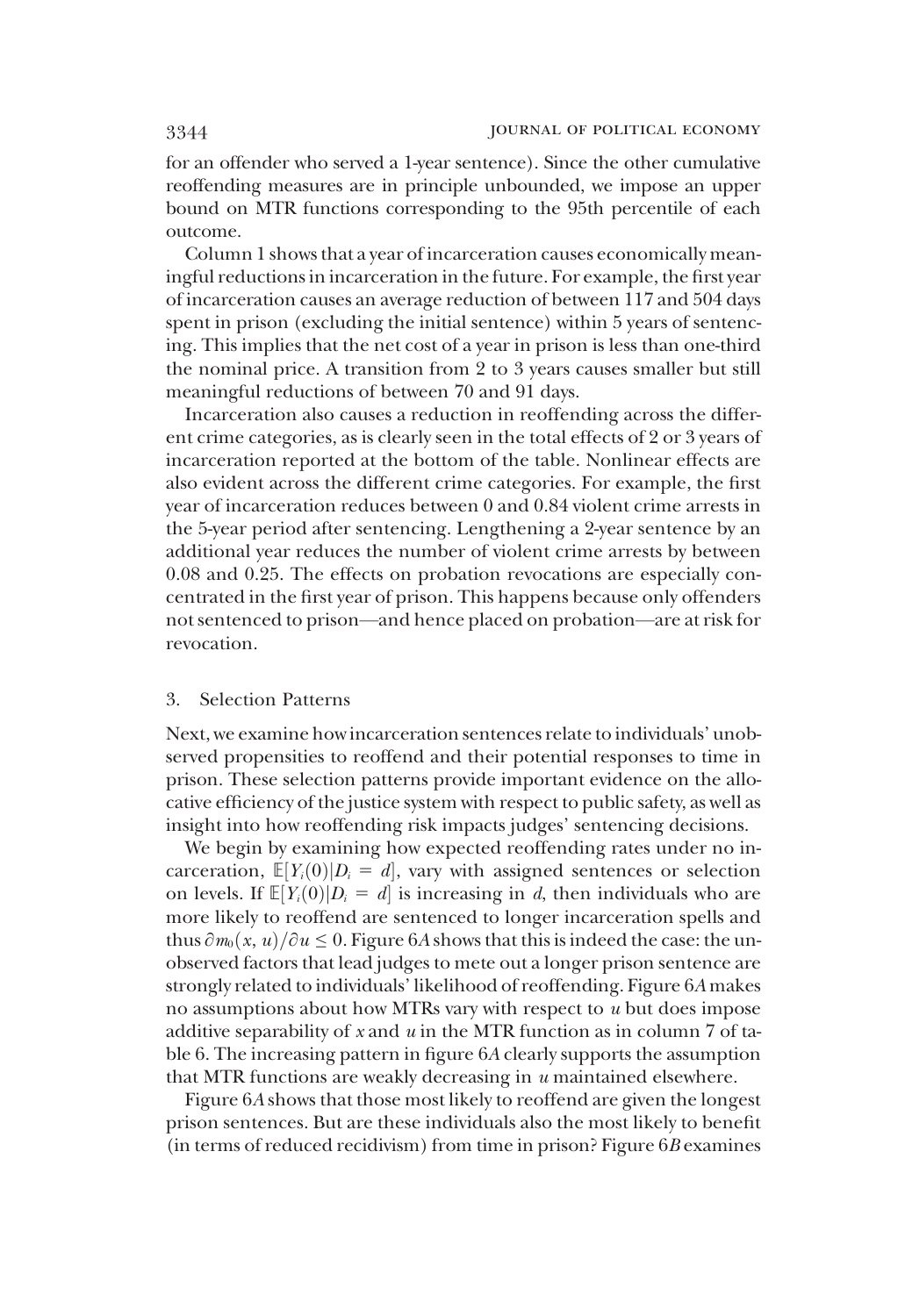for an offender who served a 1-year sentence). Since the other cumulative reoffending measures are in principle unbounded, we impose an upper bound on MTR functions corresponding to the 95th percentile of each outcome.

Column 1 shows that a year of incarceration causes economically meaningful reductions in incarceration in the future. For example, the first year of incarceration causes an average reduction of between 117 and 504 days spent in prison (excluding the initial sentence) within 5 years of sentencing. This implies that the net cost of a year in prison is less than one-third the nominal price. A transition from 2 to 3 years causes smaller but still meaningful reductions of between 70 and 91 days.

Incarceration also causes a reduction in reoffending across the different crime categories, as is clearly seen in the total effects of 2 or 3 years of incarceration reported at the bottom of the table. Nonlinear effects are also evident across the different crime categories. For example, the first year of incarceration reduces between 0 and 0.84 violent crime arrests in the 5-year period after sentencing. Lengthening a 2-year sentence by an additional year reduces the number of violent crime arrests by between 0.08 and 0.25. The effects on probation revocations are especially concentrated in the first year of prison. This happens because only offenders not sentenced to prison—and hence placed on probation—are at risk for revocation.

### 3. Selection Patterns

Next, we examine how incarceration sentences relate to individuals' unobserved propensities to reoffend and their potential responses to time in prison. These selection patterns provide important evidence on the allocative efficiency of the justice system with respect to public safety, as well as insight into how reoffending risk impacts judges' sentencing decisions.

We begin by examining how expected reoffending rates under no incarceration, $\mathbb{E}[Y_i(0)|D_i = d]$, vary with assigned sentences or selection on levels. If $\mathbb{E}[Y_i(0)|D_i = d]$ is increasing in $d$, then individuals who are more likely to reoffend are sentenced to longer incarceration spells and thus $\partial m_0(x, u)/\partial u \leq 0$. Figure 6*A* shows that this is indeed the case: the unobserved factors that lead judges to mete out a longer prison sentence are strongly related to individuals' likelihood of reoffending. Figure 6*A* makes no assumptions about how MTRs vary with respect to $u$ but does impose additive separability of $x$ and $u$ in the MTR function as in column 7 of table 6. The increasing pattern in figure 6*A* clearly supports the assumption that MTR functions are weakly decreasing in $u$ maintained elsewhere.

Figure 6*A* shows that those most likely to reoffend are given the longest prison sentences. But are these individuals also the most likely to benefit (in terms of reduced recidivism) from time in prison? Figure 6*B* examines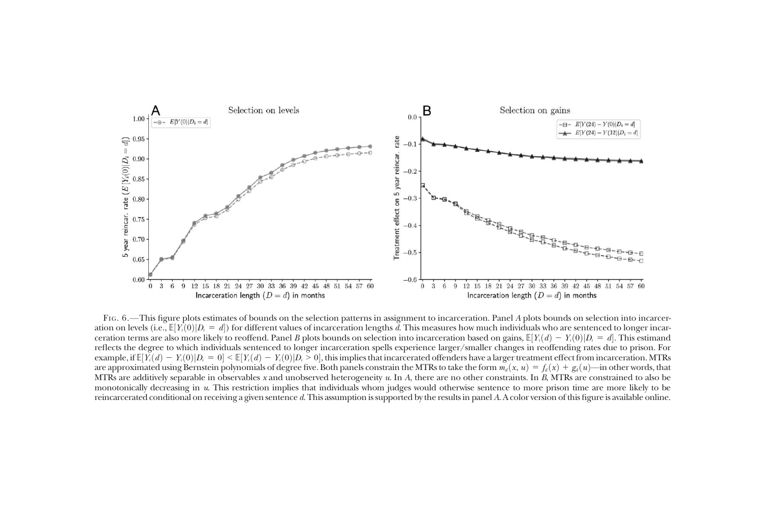Fig. 6.—This figure plots estimates of bounds on the selection patterns in assignment to incarceration. Panel *A* plots bounds on selection into incarceration on levels (i.e., $\mathbb{E}[Y_i(0)|D_i = d]$) for different values of incarceration lengths $d$. This measures how much individuals who are sentenced to longer incarceration terms are also more likely to reoffend. Panel *B* plots bounds on selection into incarceration based on gains, $\mathbb{E}[Y_i(d) - Y_i(0)|D_i = d]$. This estimand reflects the degree to which individuals sentenced to longer incarceration spells experience larger/smaller changes in reoffending rates due to prison. For example, if $\mathbb{E}[Y_i(d) - Y_i(0)|D_i = 0] < \mathbb{E}[Y_i(d) - Y_i(0)|D_i > 0]$, this implies that incarcerated offenders have a larger treatment effect from incarceration. MTRs are approximated using Bernstein polynomials of degree five. Both panels constrain the MTRs to take the form $m_d(x, u) = f_d(x) + g_d(u)$—in other words, that MTRs are additively separable in observables $x$ and unobserved heterogeneity $u$. In *A*, there are no other constraints. In *B*, MTRs are constrained to also be monotonically decreasing in $u$. This restriction implies that individuals whom judges would otherwise sentence to more prison time are more likely to be reincarcerated conditional on receiving a given sentence $d$. This assumption is supported by the results in panel *A*. A color version of this figure is available online.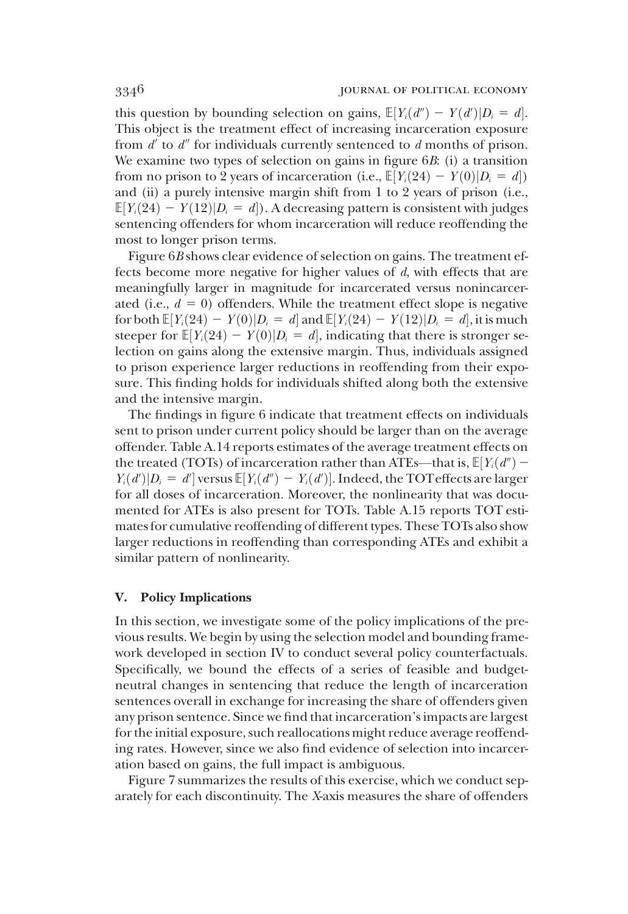this question by bounding selection on gains, $\mathbb{E}[Y_i(d'') - Y(d')|D_i = d]$. This object is the treatment effect of increasing incarceration exposure from $d'$ to $d''$ for individuals currently sentenced to $d$ months of prison. We examine two types of selection on gains in figure 6*B*: (i) a transition from no prison to 2 years of incarceration (i.e., $\mathbb{E}[Y_i(24) - Y(0)|D_i = d]$) and (ii) a purely intensive margin shift from 1 to 2 years of prison (i.e., $\mathbb{E}[Y_i(24) - Y(12)|D_i = d]$). A decreasing pattern is consistent with judges sentencing offenders for whom incarceration will reduce reoffending the most to longer prison terms.

Figure 6*B* shows clear evidence of selection on gains. The treatment effects become more negative for higher values of $d$, with effects that are meaningfully larger in magnitude for incarcerated versus nonincarcerated (i.e., $d = 0$) offenders. While the treatment effect slope is negative for both $\mathbb{E}[Y_i(24) - Y(0)|D_i = d]$ and $\mathbb{E}[Y_i(24) - Y(12)|D_i = d]$, it is much steeper for $\mathbb{E}[Y_i(24) - Y(0)|D_i = d]$, indicating that there is stronger selection on gains along the extensive margin. Thus, individuals assigned to prison experience larger reductions in reoffending from their exposure. This finding holds for individuals shifted along both the extensive and the intensive margin.

The findings in figure 6 indicate that treatment effects on individuals sent to prison under current policy should be larger than on the average offender. Table A.14 reports estimates of the average treatment effects on the treated (TOTs) of incarceration rather than ATEs—that is, $\mathbb{E}[Y_i(d'') - Y_i(d')|D_i = d']$ versus $\mathbb{E}[Y_i(d'') - Y_i(d')]$. Indeed, the TOT effects are larger for all doses of incarceration. Moreover, the nonlinearity that was documented for ATEs is also present for TOTs. Table A.15 reports TOT estimates for cumulative reoffending of different types. These TOTs also show larger reductions in reoffending than corresponding ATEs and exhibit a similar pattern of nonlinearity.

## V. Policy Implications

In this section, we investigate some of the policy implications of the previous results. We begin by using the selection model and bounding framework developed in section IV to conduct several policy counterfactuals. Specifically, we bound the effects of a series of feasible and budget-neutral changes in sentencing that reduce the length of incarceration sentences overall in exchange for increasing the share of offenders given any prison sentence. Since we find that incarceration's impacts are largest for the initial exposure, such reallocations might reduce average reoffending rates. However, since we also find evidence of selection into incarceration based on gains, the full impact is ambiguous.

Figure 7 summarizes the results of this exercise, which we conduct separately for each discontinuity. The *X*-axis measures the share of offenders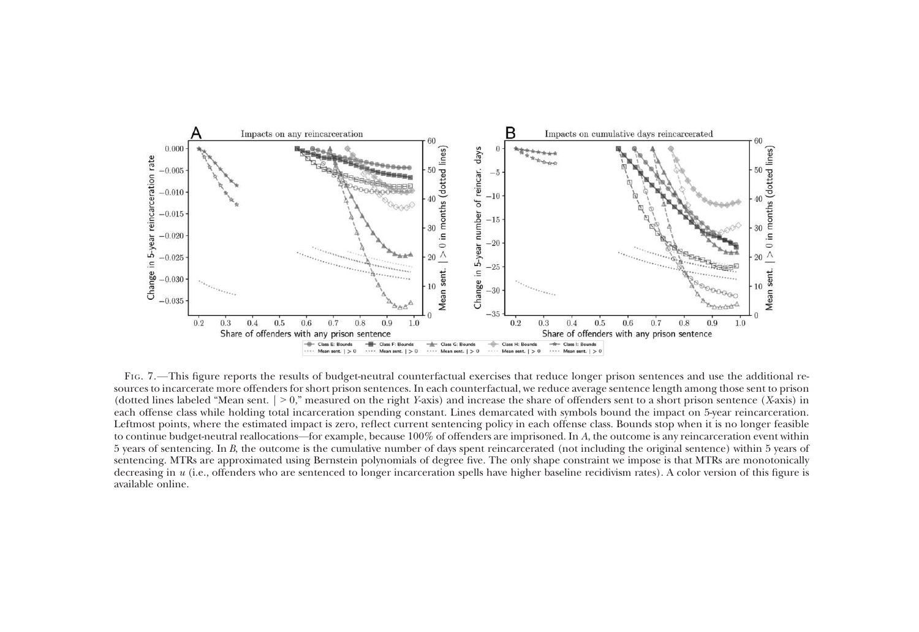Fig. 7.—This figure reports the results of budget-neutral counterfactual exercises that reduce longer prison sentences and use the additional resources to incarcerate more offenders for short prison sentences. In each counterfactual, we reduce average sentence length among those sent to prison (dotted lines labeled "Mean sent. | > 0," measured on the right *Y*-axis) and increase the share of offenders sent to a short prison sentence (*X*-axis) in each offense class while holding total incarceration spending constant. Lines demarcated with symbols bound the impact on 5-year reincarceration. Leftmost points, where the estimated impact is zero, reflect current sentencing policy in each offense class. Bounds stop when it is no longer feasible to continue budget-neutral reallocations—for example, because 100% of offenders are imprisoned. In *A*, the outcome is any reincarceration event within 5 years of sentencing. In *B*, the outcome is the cumulative number of days spent reincarcerated (not including the original sentence) within 5 years of sentencing. MTRs are approximated using Bernstein polynomials of degree five. The only shape constraint we impose is that MTRs are monotonically decreasing in $u$ (i.e., offenders who are sentenced to longer incarceration spells have higher baseline recidivism rates). A color version of this figure is available online.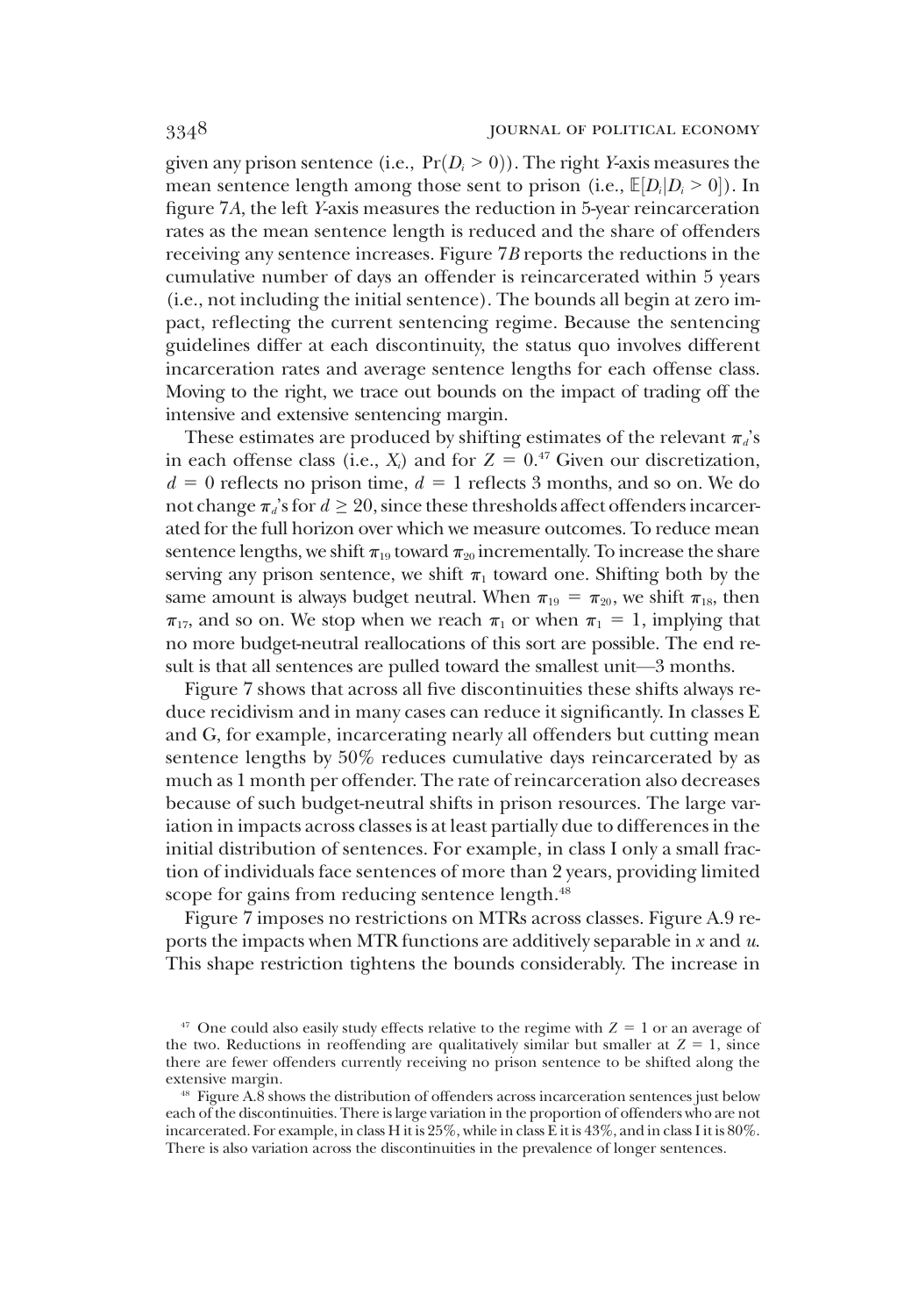given any prison sentence (i.e., $\Pr(D_i > 0)$). The right *Y*-axis measures the mean sentence length among those sent to prison (i.e., $\mathbb{E}[D_i|D_i > 0]$). In figure 7*A*, the left *Y*-axis measures the reduction in 5-year reincarceration rates as the mean sentence length is reduced and the share of offenders receiving any sentence increases. Figure 7*B* reports the reductions in the cumulative number of days an offender is reincarcerated within 5 years (i.e., not including the initial sentence). The bounds all begin at zero impact, reflecting the current sentencing regime. Because the sentencing guidelines differ at each discontinuity, the status quo involves different incarceration rates and average sentence lengths for each offense class. Moving to the right, we trace out bounds on the impact of trading off the intensive and extensive sentencing margin.

These estimates are produced by shifting estimates of the relevant $\pi_d$'s in each offense class (i.e., $X_i$) and for $Z = 0$.[47] Given our discretization, $d = 0$ reflects no prison time, $d = 1$ reflects 3 months, and so on. We do not change $\pi_d$'s for $d \geq 20$, since these thresholds affect offenders incarcerated for the full horizon over which we measure outcomes. To reduce mean sentence lengths, we shift $\pi_{19}$ toward $\pi_{20}$ incrementally. To increase the share serving any prison sentence, we shift $\pi_1$ toward one. Shifting both by the same amount is always budget neutral. When $\pi_{19} = \pi_{20}$, we shift $\pi_{18}$, then $\pi_{17}$, and so on. We stop when we reach $\pi_1$ or when $\pi_1 = 1$, implying that no more budget-neutral reallocations of this sort are possible. The end result is that all sentences are pulled toward the smallest unit—3 months.

Figure 7 shows that across all five discontinuities these shifts always reduce recidivism and in many cases can reduce it significantly. In classes E and G, for example, incarcerating nearly all offenders but cutting mean sentence lengths by 50% reduces cumulative days reincarcerated by as much as 1 month per offender. The rate of reincarceration also decreases because of such budget-neutral shifts in prison resources. The large variation in impacts across classes is at least partially due to differences in the initial distribution of sentences. For example, in class I only a small fraction of individuals face sentences of more than 2 years, providing limited scope for gains from reducing sentence length.[48]

Figure 7 imposes no restrictions on MTRs across classes. Figure A.9 reports the impacts when MTR functions are additively separable in *x* and *u*. This shape restriction tightens the bounds considerably. The increase in

[47] One could also easily study effects relative to the regime with $Z = 1$ or an average of the two. Reductions in reoffending are qualitatively similar but smaller at $Z = 1$, since there are fewer offenders currently receiving no prison sentence to be shifted along the extensive margin.

[48] Figure A.8 shows the distribution of offenders across incarceration sentences just below each of the discontinuities. There is large variation in the proportion of offenders who are not incarcerated. For example, in class H it is 25%, while in class E it is 43%, and in class I it is 80%. There is also variation across the discontinuities in the prevalence of longer sentences.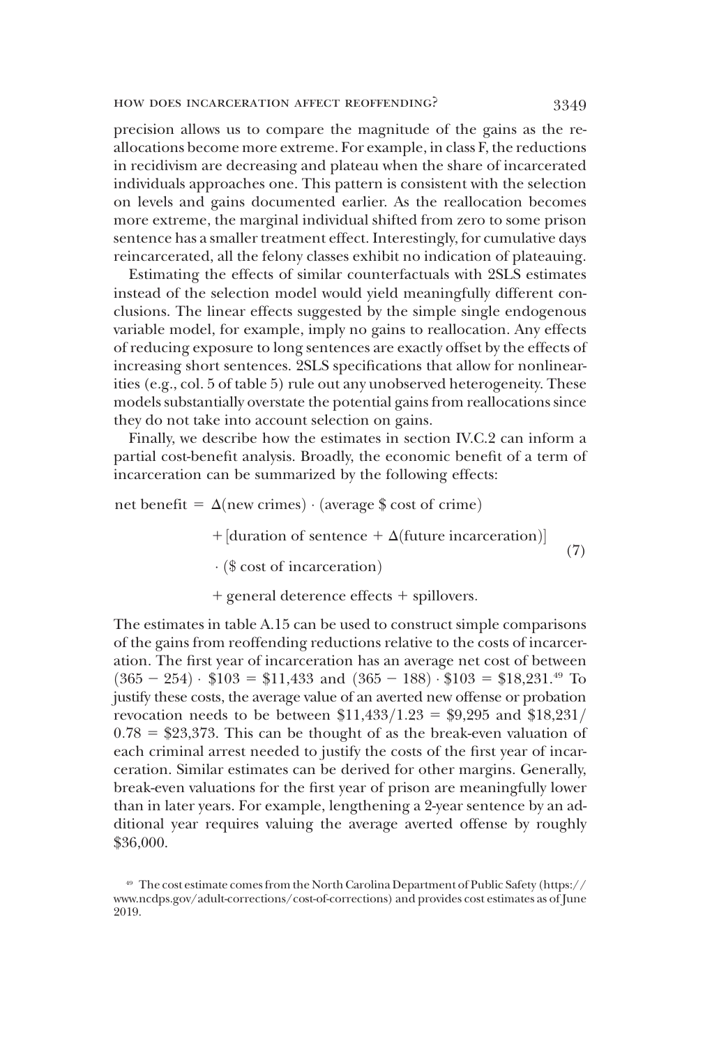precision allows us to compare the magnitude of the gains as the reallocations become more extreme. For example, in class F, the reductions in recidivism are decreasing and plateau when the share of incarcerated individuals approaches one. This pattern is consistent with the selection on levels and gains documented earlier. As the reallocation becomes more extreme, the marginal individual shifted from zero to some prison sentence has a smaller treatment effect. Interestingly, for cumulative days reincarcerated, all the felony classes exhibit no indication of plateauing.

Estimating the effects of similar counterfactuals with 2SLS estimates instead of the selection model would yield meaningfully different conclusions. The linear effects suggested by the simple single endogenous variable model, for example, imply no gains to reallocation. Any effects of reducing exposure to long sentences are exactly offset by the effects of increasing short sentences. 2SLS specifications that allow for nonlinearities (e.g., col. 5 of table 5) rule out any unobserved heterogeneity. These models substantially overstate the potential gains from reallocations since they do not take into account selection on gains.

Finally, we describe how the estimates in section IV.C.2 can inform a partial cost-benefit analysis. Broadly, the economic benefit of a term of incarceration can be summarized by the following effects:

$$
\begin{aligned}
\text{net benefit} = {} & \Delta(\text{new crimes}) \cdot (\text{average \$ cost of crime}) \\
& + [\text{duration of sentence} + \Delta(\text{future incarceration})] \\
& \cdot (\text{\$ cost of incarceration}) \\
& + \text{general deterence effects} + \text{spillovers}.
\end{aligned}
\tag{7}
$$

The estimates in table A.15 can be used to construct simple comparisons of the gains from reoffending reductions relative to the costs of incarceration. The first year of incarceration has an average net cost of between $(365 - 254) \cdot \$103 = \$11{,}433$ and $(365 - 188) \cdot \$103 = \$18{,}231$.[49] To justify these costs, the average value of an averted new offense or probation revocation needs to be between $\$11{,}433/1.23 = \$9{,}295$ and $\$18{,}231/0.78 = \$23{,}373$. This can be thought of as the break-even valuation of each criminal arrest needed to justify the costs of the first year of incarceration. Similar estimates can be derived for other margins. Generally, break-even valuations for the first year of prison are meaningfully lower than in later years. For example, lengthening a 2-year sentence by an additional year requires valuing the average averted offense by roughly \$36,000.

[49] The cost estimate comes from the North Carolina Department of Public Safety (https://www.ncdps.gov/adult-corrections/cost-of-corrections) and provides cost estimates as of June 2019.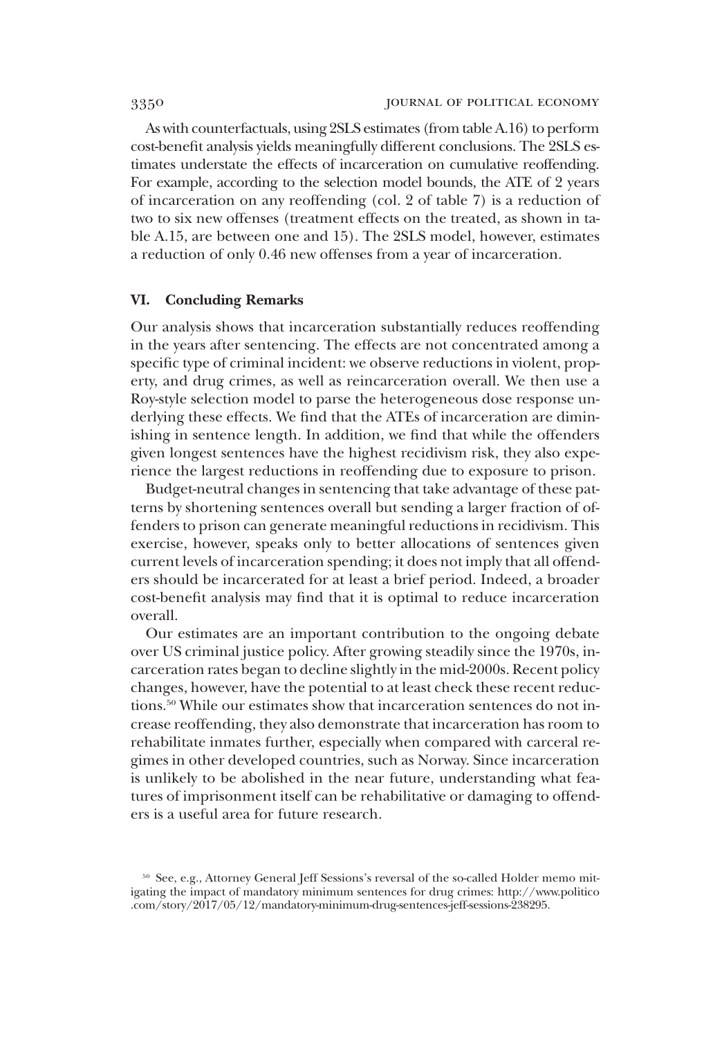As with counterfactuals, using 2SLS estimates (from table A.16) to perform cost-benefit analysis yields meaningfully different conclusions. The 2SLS estimates understate the effects of incarceration on cumulative reoffending. For example, according to the selection model bounds, the ATE of 2 years of incarceration on any reoffending (col. 2 of table 7) is a reduction of two to six new offenses (treatment effects on the treated, as shown in table A.15, are between one and 15). The 2SLS model, however, estimates a reduction of only 0.46 new offenses from a year of incarceration.

## VI. Concluding Remarks

Our analysis shows that incarceration substantially reduces reoffending in the years after sentencing. The effects are not concentrated among a specific type of criminal incident: we observe reductions in violent, property, and drug crimes, as well as reincarceration overall. We then use a Roy-style selection model to parse the heterogeneous dose response underlying these effects. We find that the ATEs of incarceration are diminishing in sentence length. In addition, we find that while the offenders given longest sentences have the highest recidivism risk, they also experience the largest reductions in reoffending due to exposure to prison.

Budget-neutral changes in sentencing that take advantage of these patterns by shortening sentences overall but sending a larger fraction of offenders to prison can generate meaningful reductions in recidivism. This exercise, however, speaks only to better allocations of sentences given current levels of incarceration spending; it does not imply that all offenders should be incarcerated for at least a brief period. Indeed, a broader cost-benefit analysis may find that it is optimal to reduce incarceration overall.

Our estimates are an important contribution to the ongoing debate over US criminal justice policy. After growing steadily since the 1970s, incarceration rates began to decline slightly in the mid-2000s. Recent policy changes, however, have the potential to at least check these recent reductions.[50] While our estimates show that incarceration sentences do not increase reoffending, they also demonstrate that incarceration has room to rehabilitate inmates further, especially when compared with carceral regimes in other developed countries, such as Norway. Since incarceration is unlikely to be abolished in the near future, understanding what features of imprisonment itself can be rehabilitative or damaging to offenders is a useful area for future research.

[50] See, e.g., Attorney General Jeff Sessions's reversal of the so-called Holder memo mitigating the impact of mandatory minimum sentences for drug crimes: http://www.politico.com/story/2017/05/12/mandatory-minimum-drug-sentences-jeff-sessions-238295.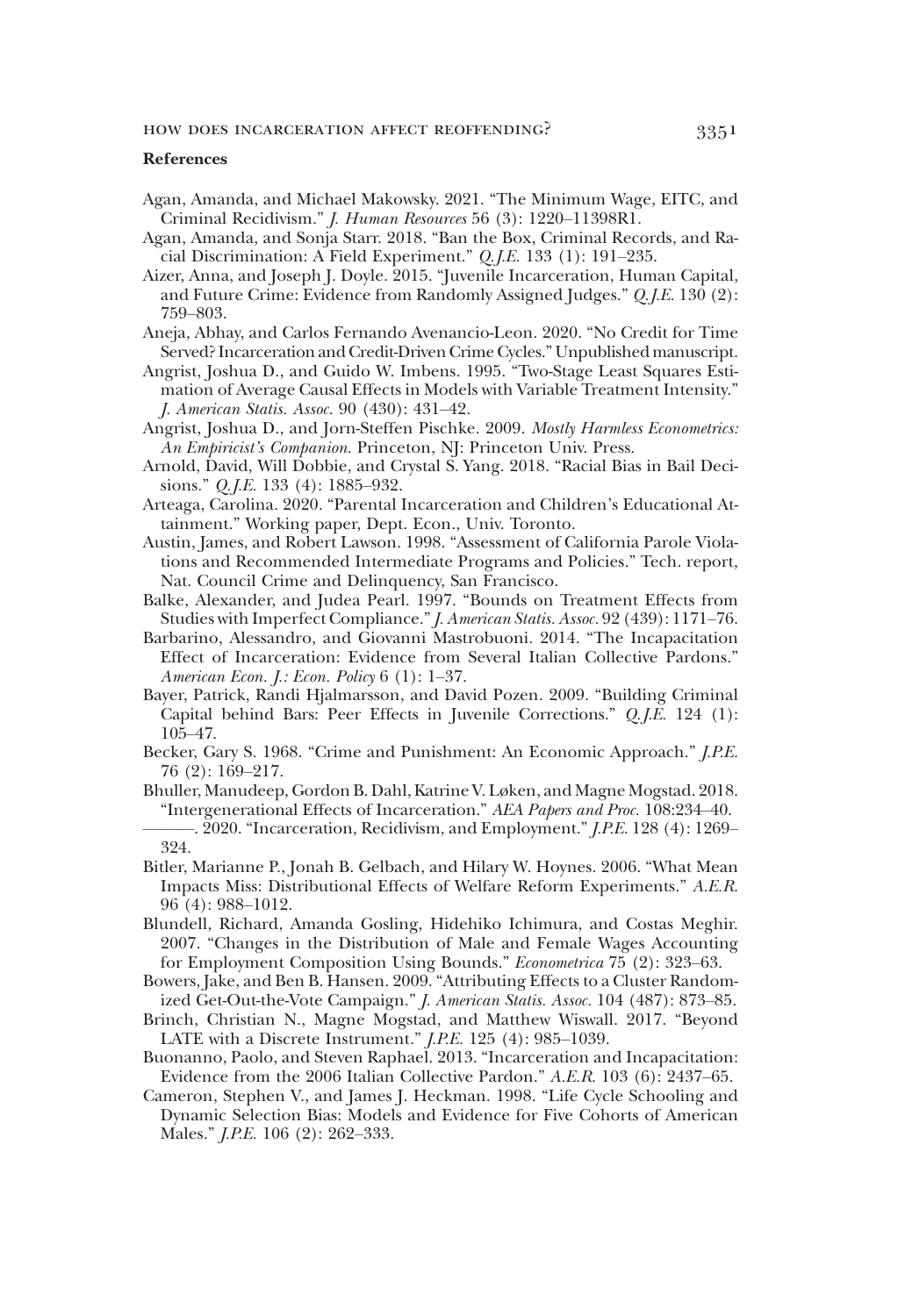## References

Agan, Amanda, and Michael Makowsky. 2021. "The Minimum Wage, EITC, and Criminal Recidivism." *J. Human Resources* 56 (3): 1220–11398R1.

Agan, Amanda, and Sonja Starr. 2018. "Ban the Box, Criminal Records, and Racial Discrimination: A Field Experiment." *Q.J.E.* 133 (1): 191–235.

Aizer, Anna, and Joseph J. Doyle. 2015. "Juvenile Incarceration, Human Capital, and Future Crime: Evidence from Randomly Assigned Judges." *Q.J.E.* 130 (2): 759–803.

Aneja, Abhay, and Carlos Fernando Avenancio-Leon. 2020. "No Credit for Time Served? Incarceration and Credit-Driven Crime Cycles." Unpublished manuscript.

Angrist, Joshua D., and Guido W. Imbens. 1995. "Two-Stage Least Squares Estimation of Average Causal Effects in Models with Variable Treatment Intensity." *J. American Statis. Assoc.* 90 (430): 431–42.

Angrist, Joshua D., and Jorn-Steffen Pischke. 2009. *Mostly Harmless Econometrics: An Empiricist's Companion.* Princeton, NJ: Princeton Univ. Press.

Arnold, David, Will Dobbie, and Crystal S. Yang. 2018. "Racial Bias in Bail Decisions." *Q.J.E.* 133 (4): 1885–932.

Arteaga, Carolina. 2020. "Parental Incarceration and Children's Educational Attainment." Working paper, Dept. Econ., Univ. Toronto.

Austin, James, and Robert Lawson. 1998. "Assessment of California Parole Violations and Recommended Intermediate Programs and Policies." Tech. report, Nat. Council Crime and Delinquency, San Francisco.

Balke, Alexander, and Judea Pearl. 1997. "Bounds on Treatment Effects from Studies with Imperfect Compliance." *J. American Statis. Assoc.* 92 (439): 1171–76.

Barbarino, Alessandro, and Giovanni Mastrobuoni. 2014. "The Incapacitation Effect of Incarceration: Evidence from Several Italian Collective Pardons." *American Econ. J.: Econ. Policy* 6 (1): 1–37.

Bayer, Patrick, Randi Hjalmarsson, and David Pozen. 2009. "Building Criminal Capital behind Bars: Peer Effects in Juvenile Corrections." *Q.J.E.* 124 (1): 105–47.

Becker, Gary S. 1968. "Crime and Punishment: An Economic Approach." *J.P.E.* 76 (2): 169–217.

Bhuller, Manudeep, Gordon B. Dahl, Katrine V. Løken, and Magne Mogstad. 2018. "Intergenerational Effects of Incarceration." *AEA Papers and Proc.* 108:234–40.

———. 2020. "Incarceration, Recidivism, and Employment." *J.P.E.* 128 (4): 1269–324.

Bitler, Marianne P., Jonah B. Gelbach, and Hilary W. Hoynes. 2006. "What Mean Impacts Miss: Distributional Effects of Welfare Reform Experiments." *A.E.R.* 96 (4): 988–1012.

Blundell, Richard, Amanda Gosling, Hidehiko Ichimura, and Costas Meghir. 2007. "Changes in the Distribution of Male and Female Wages Accounting for Employment Composition Using Bounds." *Econometrica* 75 (2): 323–63.

Bowers, Jake, and Ben B. Hansen. 2009. "Attributing Effects to a Cluster Randomized Get-Out-the-Vote Campaign." *J. American Statis. Assoc.* 104 (487): 873–85.

Brinch, Christian N., Magne Mogstad, and Matthew Wiswall. 2017. "Beyond LATE with a Discrete Instrument." *J.P.E.* 125 (4): 985–1039.

Buonanno, Paolo, and Steven Raphael. 2013. "Incarceration and Incapacitation: Evidence from the 2006 Italian Collective Pardon." *A.E.R.* 103 (6): 2437–65.

Cameron, Stephen V., and James J. Heckman. 1998. "Life Cycle Schooling and Dynamic Selection Bias: Models and Evidence for Five Cohorts of American Males." *J.P.E.* 106 (2): 262–333.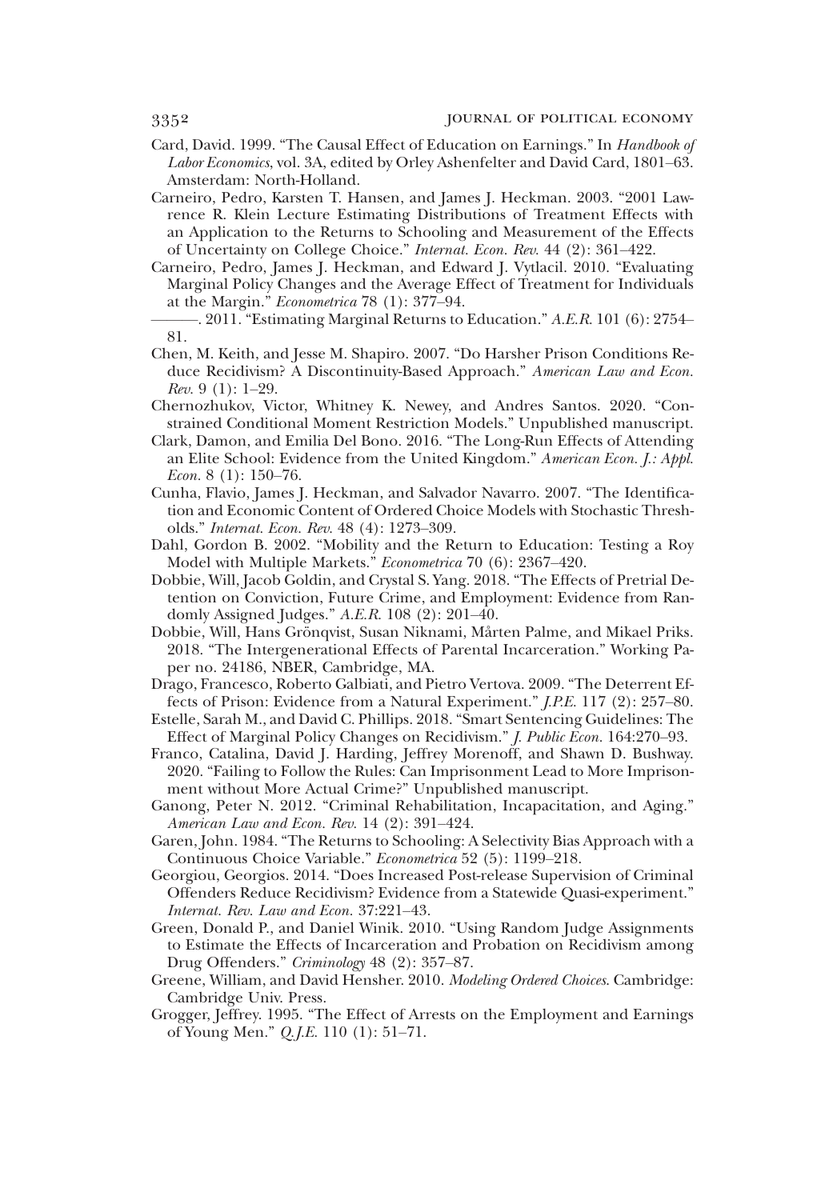Card, David. 1999. "The Causal Effect of Education on Earnings." In *Handbook of Labor Economics*, vol. 3A, edited by Orley Ashenfelter and David Card, 1801–63. Amsterdam: North-Holland.

Carneiro, Pedro, Karsten T. Hansen, and James J. Heckman. 2003. "2001 Lawrence R. Klein Lecture Estimating Distributions of Treatment Effects with an Application to the Returns to Schooling and Measurement of the Effects of Uncertainty on College Choice." *Internat. Econ. Rev.* 44 (2): 361–422.

Carneiro, Pedro, James J. Heckman, and Edward J. Vytlacil. 2010. "Evaluating Marginal Policy Changes and the Average Effect of Treatment for Individuals at the Margin." *Econometrica* 78 (1): 377–94.

———. 2011. "Estimating Marginal Returns to Education." *A.E.R.* 101 (6): 2754–81.

Chen, M. Keith, and Jesse M. Shapiro. 2007. "Do Harsher Prison Conditions Reduce Recidivism? A Discontinuity-Based Approach." *American Law and Econ. Rev.* 9 (1): 1–29.

Chernozhukov, Victor, Whitney K. Newey, and Andres Santos. 2020. "Constrained Conditional Moment Restriction Models." Unpublished manuscript.

Clark, Damon, and Emilia Del Bono. 2016. "The Long-Run Effects of Attending an Elite School: Evidence from the United Kingdom." *American Econ. J.: Appl. Econ.* 8 (1): 150–76.

Cunha, Flavio, James J. Heckman, and Salvador Navarro. 2007. "The Identification and Economic Content of Ordered Choice Models with Stochastic Thresholds." *Internat. Econ. Rev.* 48 (4): 1273–309.

Dahl, Gordon B. 2002. "Mobility and the Return to Education: Testing a Roy Model with Multiple Markets." *Econometrica* 70 (6): 2367–420.

Dobbie, Will, Jacob Goldin, and Crystal S. Yang. 2018. "The Effects of Pretrial Detention on Conviction, Future Crime, and Employment: Evidence from Randomly Assigned Judges." *A.E.R.* 108 (2): 201–40.

Dobbie, Will, Hans Grönqvist, Susan Niknami, Mårten Palme, and Mikael Priks. 2018. "The Intergenerational Effects of Parental Incarceration." Working Paper no. 24186, NBER, Cambridge, MA.

Drago, Francesco, Roberto Galbiati, and Pietro Vertova. 2009. "The Deterrent Effects of Prison: Evidence from a Natural Experiment." *J.P.E.* 117 (2): 257–80.

Estelle, Sarah M., and David C. Phillips. 2018. "Smart Sentencing Guidelines: The Effect of Marginal Policy Changes on Recidivism." *J. Public Econ.* 164:270–93.

Franco, Catalina, David J. Harding, Jeffrey Morenoff, and Shawn D. Bushway. 2020. "Failing to Follow the Rules: Can Imprisonment Lead to More Imprisonment without More Actual Crime?" Unpublished manuscript.

Ganong, Peter N. 2012. "Criminal Rehabilitation, Incapacitation, and Aging." *American Law and Econ. Rev.* 14 (2): 391–424.

Garen, John. 1984. "The Returns to Schooling: A Selectivity Bias Approach with a Continuous Choice Variable." *Econometrica* 52 (5): 1199–218.

Georgiou, Georgios. 2014. "Does Increased Post-release Supervision of Criminal Offenders Reduce Recidivism? Evidence from a Statewide Quasi-experiment." *Internat. Rev. Law and Econ.* 37:221–43.

Green, Donald P., and Daniel Winik. 2010. "Using Random Judge Assignments to Estimate the Effects of Incarceration and Probation on Recidivism among Drug Offenders." *Criminology* 48 (2): 357–87.

Greene, William, and David Hensher. 2010. *Modeling Ordered Choices*. Cambridge: Cambridge Univ. Press.

Grogger, Jeffrey. 1995. "The Effect of Arrests on the Employment and Earnings of Young Men." *Q.J.E.* 110 (1): 51–71.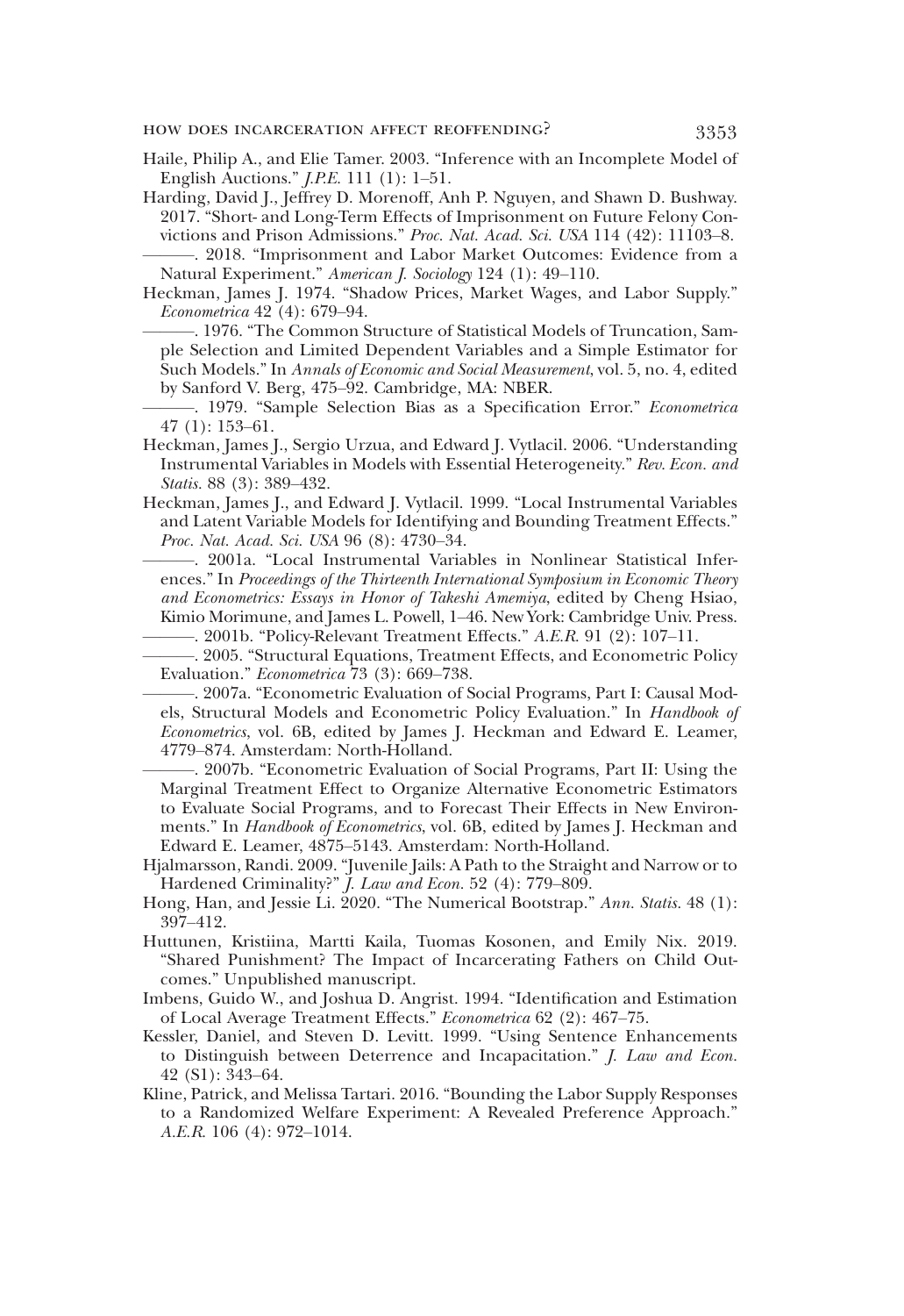Haile, Philip A., and Elie Tamer. 2003. "Inference with an Incomplete Model of English Auctions." *J.P.E.* 111 (1): 1–51.

Harding, David J., Jeffrey D. Morenoff, Anh P. Nguyen, and Shawn D. Bushway. 2017. "Short- and Long-Term Effects of Imprisonment on Future Felony Convictions and Prison Admissions." *Proc. Nat. Acad. Sci. USA* 114 (42): 11103–8.

———. 2018. "Imprisonment and Labor Market Outcomes: Evidence from a Natural Experiment." *American J. Sociology* 124 (1): 49–110.

Heckman, James J. 1974. "Shadow Prices, Market Wages, and Labor Supply." *Econometrica* 42 (4): 679–94.

———. 1976. "The Common Structure of Statistical Models of Truncation, Sample Selection and Limited Dependent Variables and a Simple Estimator for Such Models." In *Annals of Economic and Social Measurement*, vol. 5, no. 4, edited by Sanford V. Berg, 475–92. Cambridge, MA: NBER.

———. 1979. "Sample Selection Bias as a Specification Error." *Econometrica* 47 (1): 153–61.

Heckman, James J., Sergio Urzua, and Edward J. Vytlacil. 2006. "Understanding Instrumental Variables in Models with Essential Heterogeneity." *Rev. Econ. and Statis.* 88 (3): 389–432.

Heckman, James J., and Edward J. Vytlacil. 1999. "Local Instrumental Variables and Latent Variable Models for Identifying and Bounding Treatment Effects." *Proc. Nat. Acad. Sci. USA* 96 (8): 4730–34.

———. 2001a. "Local Instrumental Variables in Nonlinear Statistical Inferences." In *Proceedings of the Thirteenth International Symposium in Economic Theory and Econometrics: Essays in Honor of Takeshi Amemiya*, edited by Cheng Hsiao, Kimio Morimune, and James L. Powell, 1–46. New York: Cambridge Univ. Press.

———. 2001b. "Policy-Relevant Treatment Effects." *A.E.R.* 91 (2): 107–11.

———. 2005. "Structural Equations, Treatment Effects, and Econometric Policy Evaluation." *Econometrica* 73 (3): 669–738.

———. 2007a. "Econometric Evaluation of Social Programs, Part I: Causal Models, Structural Models and Econometric Policy Evaluation." In *Handbook of Econometrics*, vol. 6B, edited by James J. Heckman and Edward E. Leamer, 4779–874. Amsterdam: North-Holland.

———. 2007b. "Econometric Evaluation of Social Programs, Part II: Using the Marginal Treatment Effect to Organize Alternative Econometric Estimators to Evaluate Social Programs, and to Forecast Their Effects in New Environments." In *Handbook of Econometrics*, vol. 6B, edited by James J. Heckman and Edward E. Leamer, 4875–5143. Amsterdam: North-Holland.

Hjalmarsson, Randi. 2009. "Juvenile Jails: A Path to the Straight and Narrow or to Hardened Criminality?" *J. Law and Econ.* 52 (4): 779–809.

Hong, Han, and Jessie Li. 2020. "The Numerical Bootstrap." *Ann. Statis.* 48 (1): 397–412.

Huttunen, Kristiina, Martti Kaila, Tuomas Kosonen, and Emily Nix. 2019. "Shared Punishment? The Impact of Incarcerating Fathers on Child Outcomes." Unpublished manuscript.

Imbens, Guido W., and Joshua D. Angrist. 1994. "Identification and Estimation of Local Average Treatment Effects." *Econometrica* 62 (2): 467–75.

Kessler, Daniel, and Steven D. Levitt. 1999. "Using Sentence Enhancements to Distinguish between Deterrence and Incapacitation." *J. Law and Econ.* 42 (S1): 343–64.

Kline, Patrick, and Melissa Tartari. 2016. "Bounding the Labor Supply Responses to a Randomized Welfare Experiment: A Revealed Preference Approach." *A.E.R.* 106 (4): 972–1014.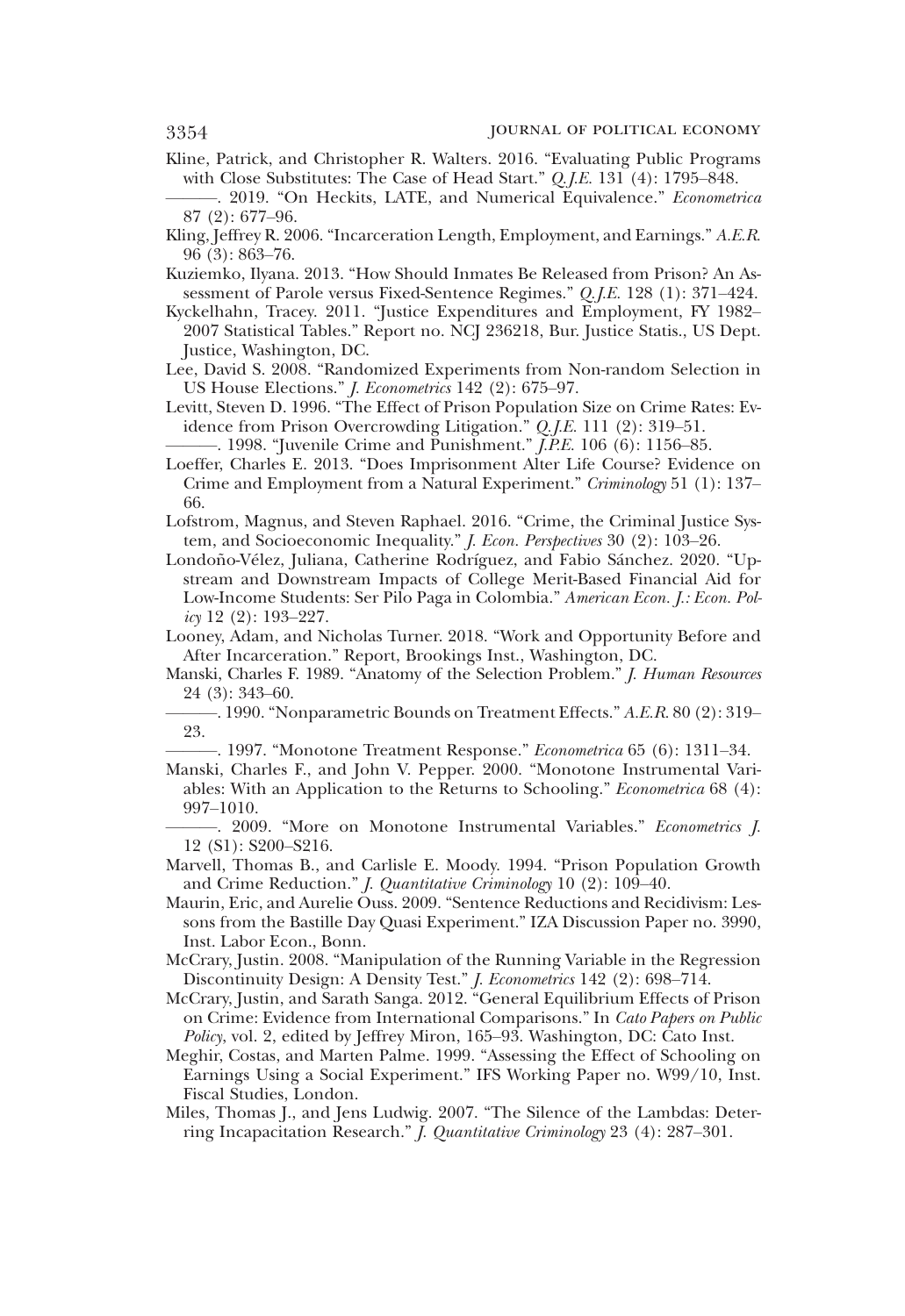Kline, Patrick, and Christopher R. Walters. 2016. "Evaluating Public Programs with Close Substitutes: The Case of Head Start." *Q.J.E.* 131 (4): 1795–848.

———. 2019. "On Heckits, LATE, and Numerical Equivalence." *Econometrica* 87 (2): 677–96.

Kling, Jeffrey R. 2006. "Incarceration Length, Employment, and Earnings." *A.E.R.* 96 (3): 863–76.

Kuziemko, Ilyana. 2013. "How Should Inmates Be Released from Prison? An Assessment of Parole versus Fixed-Sentence Regimes." *Q.J.E.* 128 (1): 371–424.

Kyckelhahn, Tracey. 2011. "Justice Expenditures and Employment, FY 1982–2007 Statistical Tables." Report no. NCJ 236218, Bur. Justice Statis., US Dept. Justice, Washington, DC.

Lee, David S. 2008. "Randomized Experiments from Non-random Selection in US House Elections." *J. Econometrics* 142 (2): 675–97.

Levitt, Steven D. 1996. "The Effect of Prison Population Size on Crime Rates: Evidence from Prison Overcrowding Litigation." *Q.J.E.* 111 (2): 319–51.

———. 1998. "Juvenile Crime and Punishment." *J.P.E.* 106 (6): 1156–85.

Loeffer, Charles E. 2013. "Does Imprisonment Alter Life Course? Evidence on Crime and Employment from a Natural Experiment." *Criminology* 51 (1): 137–66.

Lofstrom, Magnus, and Steven Raphael. 2016. "Crime, the Criminal Justice System, and Socioeconomic Inequality." *J. Econ. Perspectives* 30 (2): 103–26.

Londoño-Vélez, Juliana, Catherine Rodríguez, and Fabio Sánchez. 2020. "Upstream and Downstream Impacts of College Merit-Based Financial Aid for Low-Income Students: Ser Pilo Paga in Colombia." *American Econ. J.: Econ. Policy* 12 (2): 193–227.

Looney, Adam, and Nicholas Turner. 2018. "Work and Opportunity Before and After Incarceration." Report, Brookings Inst., Washington, DC.

Manski, Charles F. 1989. "Anatomy of the Selection Problem." *J. Human Resources* 24 (3): 343–60.

———. 1990. "Nonparametric Bounds on Treatment Effects." *A.E.R.* 80 (2): 319–23.

———. 1997. "Monotone Treatment Response." *Econometrica* 65 (6): 1311–34.

Manski, Charles F., and John V. Pepper. 2000. "Monotone Instrumental Variables: With an Application to the Returns to Schooling." *Econometrica* 68 (4): 997–1010.

———. 2009. "More on Monotone Instrumental Variables." *Econometrics J.* 12 (S1): S200–S216.

Marvell, Thomas B., and Carlisle E. Moody. 1994. "Prison Population Growth and Crime Reduction." *J. Quantitative Criminology* 10 (2): 109–40.

Maurin, Eric, and Aurelie Ouss. 2009. "Sentence Reductions and Recidivism: Lessons from the Bastille Day Quasi Experiment." IZA Discussion Paper no. 3990, Inst. Labor Econ., Bonn.

McCrary, Justin. 2008. "Manipulation of the Running Variable in the Regression Discontinuity Design: A Density Test." *J. Econometrics* 142 (2): 698–714.

McCrary, Justin, and Sarath Sanga. 2012. "General Equilibrium Effects of Prison on Crime: Evidence from International Comparisons." In *Cato Papers on Public Policy*, vol. 2, edited by Jeffrey Miron, 165–93. Washington, DC: Cato Inst.

Meghir, Costas, and Marten Palme. 1999. "Assessing the Effect of Schooling on Earnings Using a Social Experiment." IFS Working Paper no. W99/10, Inst. Fiscal Studies, London.

Miles, Thomas J., and Jens Ludwig. 2007. "The Silence of the Lambdas: Deterring Incapacitation Research." *J. Quantitative Criminology* 23 (4): 287–301.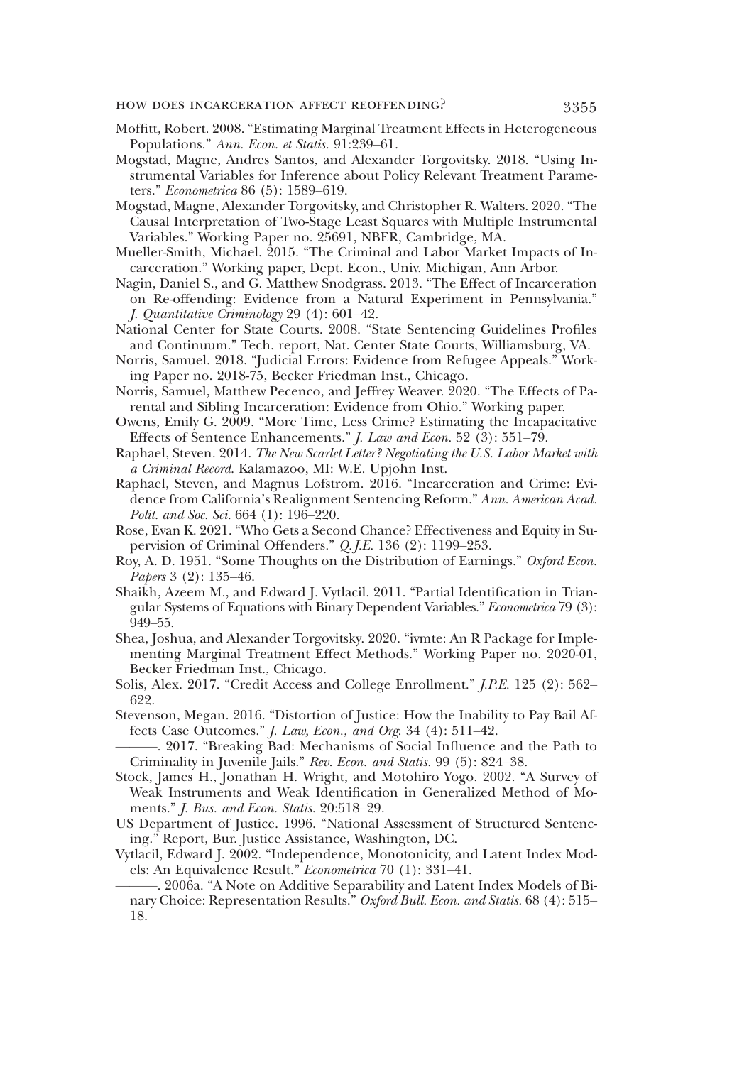Moffitt, Robert. 2008. "Estimating Marginal Treatment Effects in Heterogeneous Populations." *Ann. Econ. et Statis.* 91:239–61.

Mogstad, Magne, Andres Santos, and Alexander Torgovitsky. 2018. "Using Instrumental Variables for Inference about Policy Relevant Treatment Parameters." *Econometrica* 86 (5): 1589–619.

Mogstad, Magne, Alexander Torgovitsky, and Christopher R. Walters. 2020. "The Causal Interpretation of Two-Stage Least Squares with Multiple Instrumental Variables." Working Paper no. 25691, NBER, Cambridge, MA.

Mueller-Smith, Michael. 2015. "The Criminal and Labor Market Impacts of Incarceration." Working paper, Dept. Econ., Univ. Michigan, Ann Arbor.

Nagin, Daniel S., and G. Matthew Snodgrass. 2013. "The Effect of Incarceration on Re-offending: Evidence from a Natural Experiment in Pennsylvania." *J. Quantitative Criminology* 29 (4): 601–42.

National Center for State Courts. 2008. "State Sentencing Guidelines Profiles and Continuum." Tech. report, Nat. Center State Courts, Williamsburg, VA.

Norris, Samuel. 2018. "Judicial Errors: Evidence from Refugee Appeals." Working Paper no. 2018-75, Becker Friedman Inst., Chicago.

Norris, Samuel, Matthew Pecenco, and Jeffrey Weaver. 2020. "The Effects of Parental and Sibling Incarceration: Evidence from Ohio." Working paper.

Owens, Emily G. 2009. "More Time, Less Crime? Estimating the Incapacitative Effects of Sentence Enhancements." *J. Law and Econ.* 52 (3): 551–79.

Raphael, Steven. 2014. *The New Scarlet Letter? Negotiating the U.S. Labor Market with a Criminal Record.* Kalamazoo, MI: W.E. Upjohn Inst.

Raphael, Steven, and Magnus Lofstrom. 2016. "Incarceration and Crime: Evidence from California's Realignment Sentencing Reform." *Ann. American Acad. Polit. and Soc. Sci.* 664 (1): 196–220.

Rose, Evan K. 2021. "Who Gets a Second Chance? Effectiveness and Equity in Supervision of Criminal Offenders." *Q.J.E.* 136 (2): 1199–253.

Roy, A. D. 1951. "Some Thoughts on the Distribution of Earnings." *Oxford Econ. Papers* 3 (2): 135–46.

Shaikh, Azeem M., and Edward J. Vytlacil. 2011. "Partial Identification in Triangular Systems of Equations with Binary Dependent Variables." *Econometrica* 79 (3): 949–55.

Shea, Joshua, and Alexander Torgovitsky. 2020. "ivmte: An R Package for Implementing Marginal Treatment Effect Methods." Working Paper no. 2020-01, Becker Friedman Inst., Chicago.

Solis, Alex. 2017. "Credit Access and College Enrollment." *J.P.E.* 125 (2): 562–622.

Stevenson, Megan. 2016. "Distortion of Justice: How the Inability to Pay Bail Affects Case Outcomes." *J. Law, Econ., and Org.* 34 (4): 511–42.

———. 2017. "Breaking Bad: Mechanisms of Social Influence and the Path to Criminality in Juvenile Jails." *Rev. Econ. and Statis.* 99 (5): 824–38.

Stock, James H., Jonathan H. Wright, and Motohiro Yogo. 2002. "A Survey of Weak Instruments and Weak Identification in Generalized Method of Moments." *J. Bus. and Econ. Statis.* 20:518–29.

US Department of Justice. 1996. "National Assessment of Structured Sentencing." Report, Bur. Justice Assistance, Washington, DC.

Vytlacil, Edward J. 2002. "Independence, Monotonicity, and Latent Index Models: An Equivalence Result." *Econometrica* 70 (1): 331–41.

———. 2006a. "A Note on Additive Separability and Latent Index Models of Binary Choice: Representation Results." *Oxford Bull. Econ. and Statis.* 68 (4): 515–18.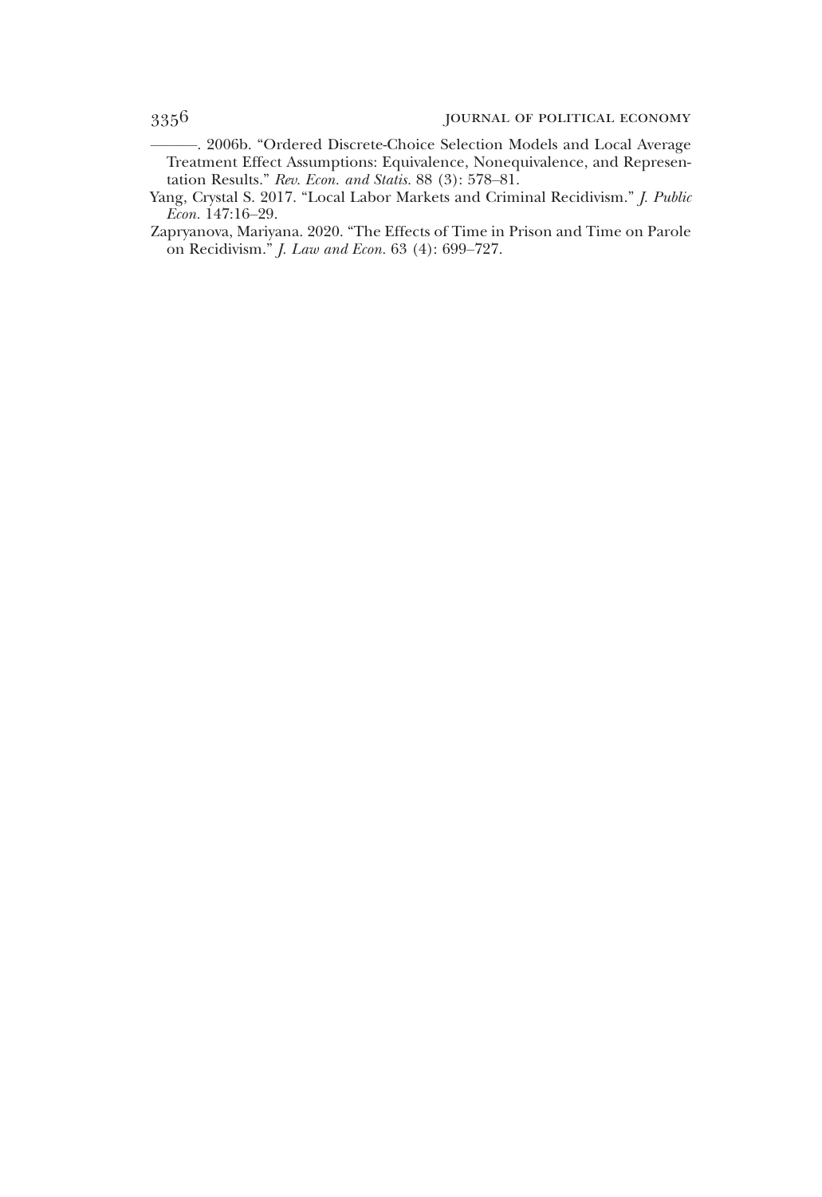———. 2006b. “Ordered Discrete-Choice Selection Models and Local Average Treatment Effect Assumptions: Equivalence, Nonequivalence, and Representation Results.” *Rev. Econ. and Statis.* 88 (3): 578–81.

Yang, Crystal S. 2017. “Local Labor Markets and Criminal Recidivism.” *J. Public Econ.* 147:16–29.

Zapryanova, Mariyana. 2020. “The Effects of Time in Prison and Time on Parole on Recidivism.” *J. Law and Econ.* 63 (4): 699–727.